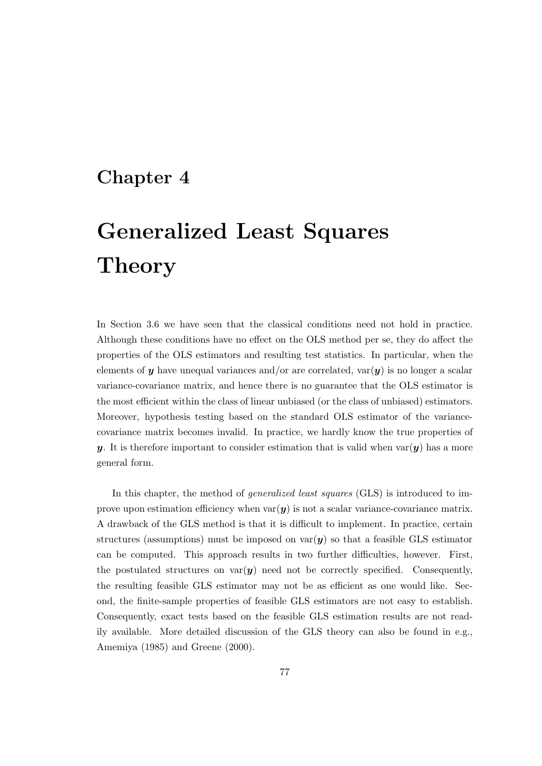# Chapter 4

# Generalized Least Squares Theory

In Section 3.6 we have seen that the classical conditions need not hold in practice. Although these conditions have no effect on the OLS method per se, they do affect the properties of the OLS estimators and resulting test statistics. In particular, when the elements of $\boldsymbol{y}$ have unequal variances and/or are correlated, $\text{var}(\boldsymbol{y})$ is no longer a scalar variance-covariance matrix, and hence there is no guarantee that the OLS estimator is the most efficient within the class of linear unbiased (or the class of unbiased) estimators. Moreover, hypothesis testing based on the standard OLS estimator of the variance-covariance matrix becomes invalid. In practice, we hardly know the true properties of $\boldsymbol{y}$. It is therefore important to consider estimation that is valid when $\text{var}(\boldsymbol{y})$ has a more general form.

In this chapter, the method of *generalized least squares* (GLS) is introduced to improve upon estimation efficiency when $\text{var}(\boldsymbol{y})$ is not a scalar variance-covariance matrix. A drawback of the GLS method is that it is difficult to implement. In practice, certain structures (assumptions) must be imposed on $\text{var}(\boldsymbol{y})$ so that a feasible GLS estimator can be computed. This approach results in two further difficulties, however. First, the postulated structures on $\text{var}(\boldsymbol{y})$ need not be correctly specified. Consequently, the resulting feasible GLS estimator may not be as efficient as one would like. Second, the finite-sample properties of feasible GLS estimators are not easy to establish. Consequently, exact tests based on the feasible GLS estimation results are not readily available. More detailed discussion of the GLS theory can also be found in e.g., Amemiya (1985) and Greene (2000).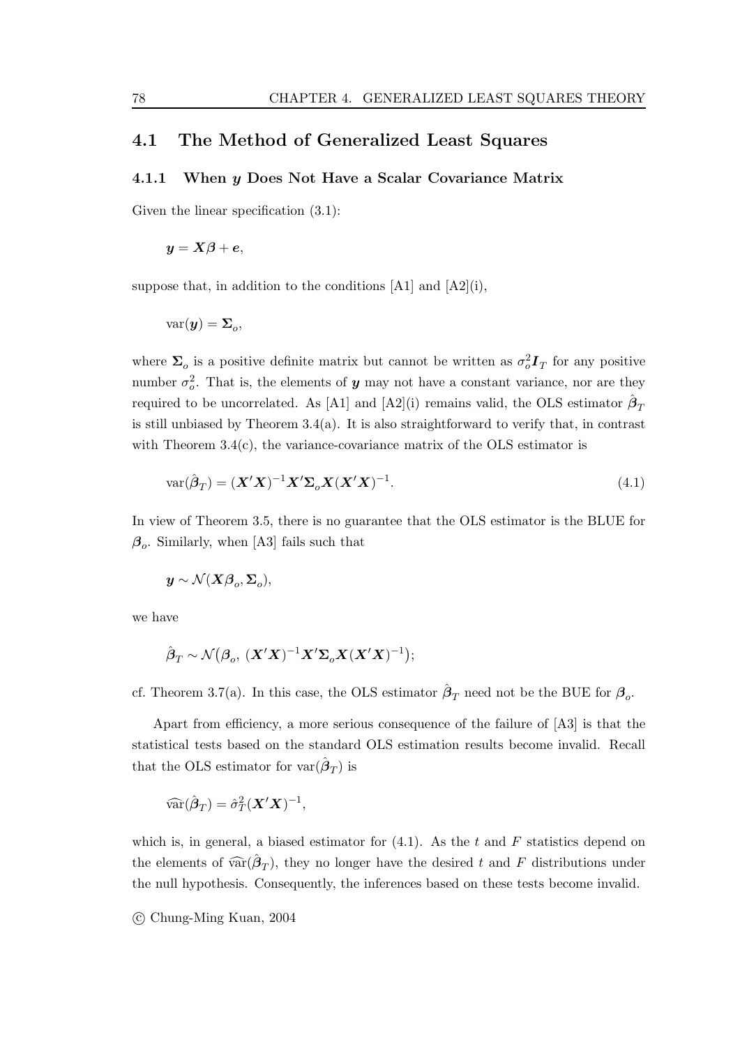## 4.1 The Method of Generalized Least Squares

### 4.1.1 When $\boldsymbol{y}$ Does Not Have a Scalar Covariance Matrix

Given the linear specification (3.1):

$$\boldsymbol{y} = \boldsymbol{X}\boldsymbol{\beta} + \boldsymbol{e},$$

suppose that, in addition to the conditions [A1] and [A2](i),

$$\operatorname{var}(\boldsymbol{y}) = \boldsymbol{\Sigma}_o,$$

where $\boldsymbol{\Sigma}_o$ is a positive definite matrix but cannot be written as $\sigma_o^2 \boldsymbol{I}_T$ for any positive number $\sigma_o^2$. That is, the elements of $\boldsymbol{y}$ may not have a constant variance, nor are they required to be uncorrelated. As [A1] and [A2](i) remains valid, the OLS estimator $\hat{\boldsymbol{\beta}}_T$ is still unbiased by Theorem 3.4(a). It is also straightforward to verify that, in contrast with Theorem 3.4(c), the variance-covariance matrix of the OLS estimator is

$$\operatorname{var}(\hat{\boldsymbol{\beta}}_T) = (\boldsymbol{X}'\boldsymbol{X})^{-1}\boldsymbol{X}'\boldsymbol{\Sigma}_o\boldsymbol{X}(\boldsymbol{X}'\boldsymbol{X})^{-1}. \tag{4.1}$$

In view of Theorem 3.5, there is no guarantee that the OLS estimator is the BLUE for $\boldsymbol{\beta}_o$. Similarly, when [A3] fails such that

$$\boldsymbol{y} \sim \mathcal{N}(\boldsymbol{X}\boldsymbol{\beta}_o, \boldsymbol{\Sigma}_o),$$

we have

$$\hat{\boldsymbol{\beta}}_T \sim \mathcal{N}\big(\boldsymbol{\beta}_o,\ (\boldsymbol{X}'\boldsymbol{X})^{-1}\boldsymbol{X}'\boldsymbol{\Sigma}_o\boldsymbol{X}(\boldsymbol{X}'\boldsymbol{X})^{-1}\big);$$

cf. Theorem 3.7(a). In this case, the OLS estimator $\hat{\boldsymbol{\beta}}_T$ need not be the BUE for $\boldsymbol{\beta}_o$.

Apart from efficiency, a more serious consequence of the failure of [A3] is that the statistical tests based on the standard OLS estimation results become invalid. Recall that the OLS estimator for $\operatorname{var}(\hat{\boldsymbol{\beta}}_T)$ is

$$\widehat{\operatorname{var}}(\hat{\boldsymbol{\beta}}_T) = \hat{\sigma}_T^2(\boldsymbol{X}'\boldsymbol{X})^{-1},$$

which is, in general, a biased estimator for (4.1). As the $t$ and $F$ statistics depend on the elements of $\widehat{\operatorname{var}}(\hat{\boldsymbol{\beta}}_T)$, they no longer have the desired $t$ and $F$ distributions under the null hypothesis. Consequently, the inferences based on these tests become invalid.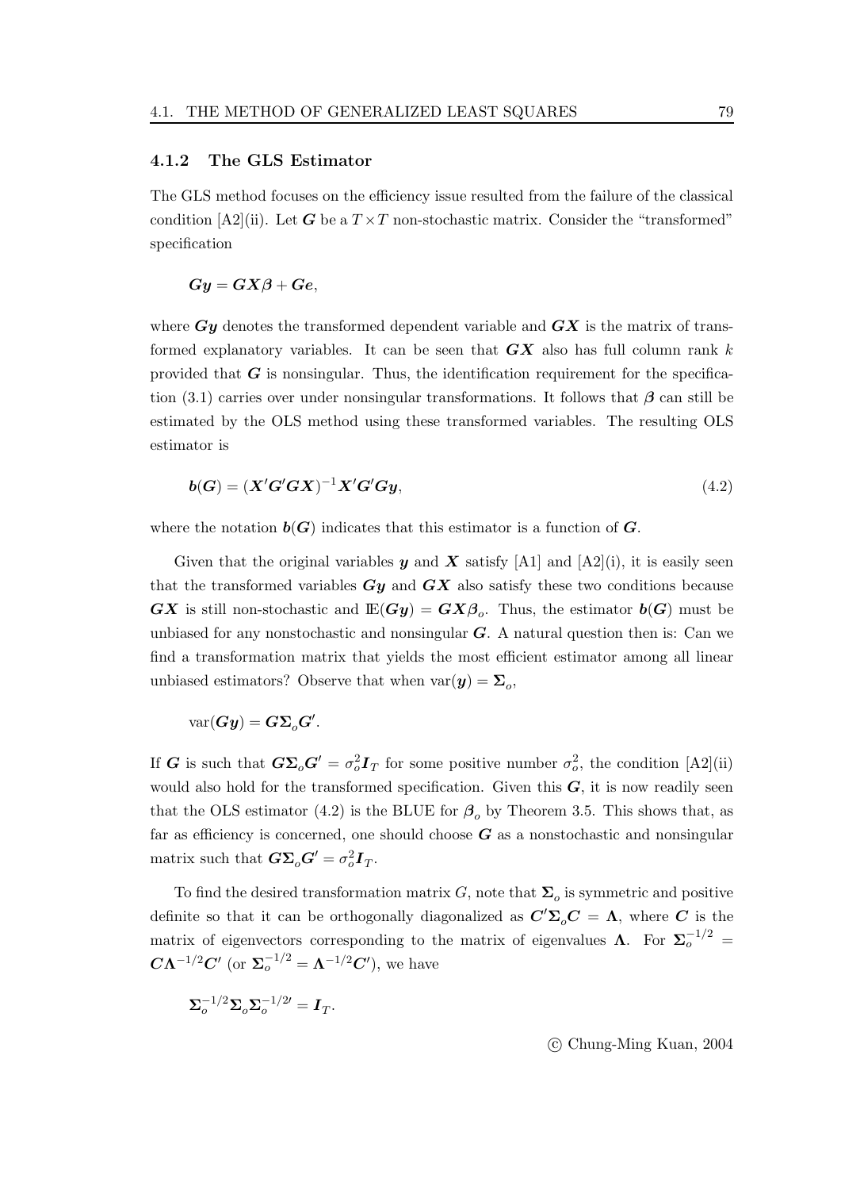### 4.1.2 The GLS Estimator

The GLS method focuses on the efficiency issue resulted from the failure of the classical condition [A2](ii). Let $\boldsymbol{G}$ be a $T \times T$ non-stochastic matrix. Consider the "transformed" specification

$$\boldsymbol{G}\boldsymbol{y} = \boldsymbol{G}\boldsymbol{X}\boldsymbol{\beta} + \boldsymbol{G}\boldsymbol{e},$$

where $\boldsymbol{G}\boldsymbol{y}$ denotes the transformed dependent variable and $\boldsymbol{G}\boldsymbol{X}$ is the matrix of transformed explanatory variables. It can be seen that $\boldsymbol{G}\boldsymbol{X}$ also has full column rank $k$ provided that $\boldsymbol{G}$ is nonsingular. Thus, the identification requirement for the specification (3.1) carries over under nonsingular transformations. It follows that $\boldsymbol{\beta}$ can still be estimated by the OLS method using these transformed variables. The resulting OLS estimator is

$$\boldsymbol{b}(\boldsymbol{G}) = (\boldsymbol{X}'\boldsymbol{G}'\boldsymbol{G}\boldsymbol{X})^{-1}\boldsymbol{X}'\boldsymbol{G}'\boldsymbol{G}\boldsymbol{y}, \tag{4.2}$$

where the notation $\boldsymbol{b}(\boldsymbol{G})$ indicates that this estimator is a function of $\boldsymbol{G}$.

Given that the original variables $\boldsymbol{y}$ and $\boldsymbol{X}$ satisfy [A1] and [A2](i), it is easily seen that the transformed variables $\boldsymbol{G}\boldsymbol{y}$ and $\boldsymbol{G}\boldsymbol{X}$ also satisfy these two conditions because $\boldsymbol{G}\boldsymbol{X}$ is still non-stochastic and $\mathbb{E}(\boldsymbol{G}\boldsymbol{y}) = \boldsymbol{G}\boldsymbol{X}\boldsymbol{\beta}_o$. Thus, the estimator $\boldsymbol{b}(\boldsymbol{G})$ must be unbiased for any nonstochastic and nonsingular $\boldsymbol{G}$. A natural question then is: Can we find a transformation matrix that yields the most efficient estimator among all linear unbiased estimators? Observe that when $\mathrm{var}(\boldsymbol{y}) = \boldsymbol{\Sigma}_o$,

$$\mathrm{var}(\boldsymbol{G}\boldsymbol{y}) = \boldsymbol{G}\boldsymbol{\Sigma}_o\boldsymbol{G}'.$$

If $\boldsymbol{G}$ is such that $\boldsymbol{G}\boldsymbol{\Sigma}_o\boldsymbol{G}' = \sigma_o^2\boldsymbol{I}_T$ for some positive number $\sigma_o^2$, the condition [A2](ii) would also hold for the transformed specification. Given this $\boldsymbol{G}$, it is now readily seen that the OLS estimator (4.2) is the BLUE for $\boldsymbol{\beta}_o$ by Theorem 3.5. This shows that, as far as efficiency is concerned, one should choose $\boldsymbol{G}$ as a nonstochastic and nonsingular matrix such that $\boldsymbol{G}\boldsymbol{\Sigma}_o\boldsymbol{G}' = \sigma_o^2\boldsymbol{I}_T$.

To find the desired transformation matrix $G$, note that $\boldsymbol{\Sigma}_o$ is symmetric and positive definite so that it can be orthogonally diagonalized as $\boldsymbol{C}'\boldsymbol{\Sigma}_o\boldsymbol{C} = \boldsymbol{\Lambda}$, where $\boldsymbol{C}$ is the matrix of eigenvectors corresponding to the matrix of eigenvalues $\boldsymbol{\Lambda}$. For $\boldsymbol{\Sigma}_o^{-1/2} = \boldsymbol{C}\boldsymbol{\Lambda}^{-1/2}\boldsymbol{C}'$ (or $\boldsymbol{\Sigma}_o^{-1/2} = \boldsymbol{\Lambda}^{-1/2}\boldsymbol{C}'$), we have

$$\boldsymbol{\Sigma}_o^{-1/2}\boldsymbol{\Sigma}_o\boldsymbol{\Sigma}_o^{-1/2\prime} = \boldsymbol{I}_T.$$

© Chung-Ming Kuan, 2004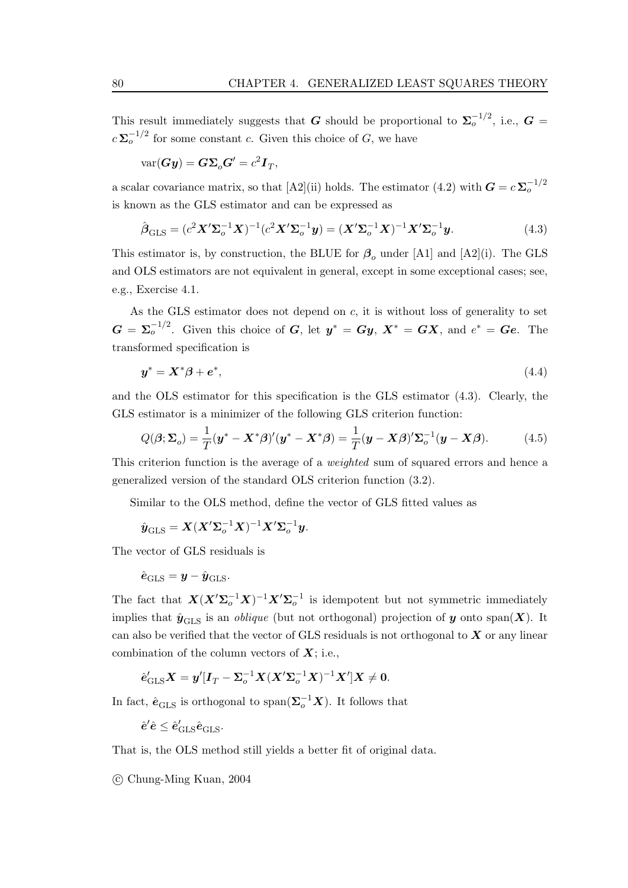This result immediately suggests that $\boldsymbol{G}$ should be proportional to $\boldsymbol{\Sigma}_o^{-1/2}$, i.e., $\boldsymbol{G} = c\,\boldsymbol{\Sigma}_o^{-1/2}$ for some constant $c$. Given this choice of $G$, we have

$$\operatorname{var}(\boldsymbol{G}\boldsymbol{y}) = \boldsymbol{G}\boldsymbol{\Sigma}_o\boldsymbol{G}' = c^2\boldsymbol{I}_T,$$

a scalar covariance matrix, so that [A2](ii) holds. The estimator (4.2) with $\boldsymbol{G} = c\,\boldsymbol{\Sigma}_o^{-1/2}$ is known as the GLS estimator and can be expressed as

$$\hat{\boldsymbol{\beta}}_{\text{GLS}} = (c^2\boldsymbol{X}'\boldsymbol{\Sigma}_o^{-1}\boldsymbol{X})^{-1}(c^2\boldsymbol{X}'\boldsymbol{\Sigma}_o^{-1}\boldsymbol{y}) = (\boldsymbol{X}'\boldsymbol{\Sigma}_o^{-1}\boldsymbol{X})^{-1}\boldsymbol{X}'\boldsymbol{\Sigma}_o^{-1}\boldsymbol{y}. \tag{4.3}$$

This estimator is, by construction, the BLUE for $\boldsymbol{\beta}_o$ under [A1] and [A2](i). The GLS and OLS estimators are not equivalent in general, except in some exceptional cases; see, e.g., Exercise 4.1.

As the GLS estimator does not depend on $c$, it is without loss of generality to set $\boldsymbol{G} = \boldsymbol{\Sigma}_o^{-1/2}$. Given this choice of $\boldsymbol{G}$, let $\boldsymbol{y}^* = \boldsymbol{G}\boldsymbol{y}$, $\boldsymbol{X}^* = \boldsymbol{G}\boldsymbol{X}$, and $e^* = \boldsymbol{G}\boldsymbol{e}$. The transformed specification is

$$\boldsymbol{y}^* = \boldsymbol{X}^*\boldsymbol{\beta} + \boldsymbol{e}^*, \tag{4.4}$$

and the OLS estimator for this specification is the GLS estimator (4.3). Clearly, the GLS estimator is a minimizer of the following GLS criterion function:

$$Q(\boldsymbol{\beta};\boldsymbol{\Sigma}_o) = \frac{1}{T}(\boldsymbol{y}^* - \boldsymbol{X}^*\boldsymbol{\beta})'(\boldsymbol{y}^* - \boldsymbol{X}^*\boldsymbol{\beta}) = \frac{1}{T}(\boldsymbol{y} - \boldsymbol{X}\boldsymbol{\beta})'\boldsymbol{\Sigma}_o^{-1}(\boldsymbol{y} - \boldsymbol{X}\boldsymbol{\beta}). \tag{4.5}$$

This criterion function is the average of a *weighted* sum of squared errors and hence a generalized version of the standard OLS criterion function (3.2).

Similar to the OLS method, define the vector of GLS fitted values as

$$\hat{\boldsymbol{y}}_{\text{GLS}} = \boldsymbol{X}(\boldsymbol{X}'\boldsymbol{\Sigma}_o^{-1}\boldsymbol{X})^{-1}\boldsymbol{X}'\boldsymbol{\Sigma}_o^{-1}\boldsymbol{y}.$$

The vector of GLS residuals is

$$\hat{\boldsymbol{e}}_{\text{GLS}} = \boldsymbol{y} - \hat{\boldsymbol{y}}_{\text{GLS}}.$$

The fact that $\boldsymbol{X}(\boldsymbol{X}'\boldsymbol{\Sigma}_o^{-1}\boldsymbol{X})^{-1}\boldsymbol{X}'\boldsymbol{\Sigma}_o^{-1}$ is idempotent but not symmetric immediately implies that $\hat{\boldsymbol{y}}_{\text{GLS}}$ is an *oblique* (but not orthogonal) projection of $\boldsymbol{y}$ onto $\operatorname{span}(\boldsymbol{X})$. It can also be verified that the vector of GLS residuals is not orthogonal to $\boldsymbol{X}$ or any linear combination of the column vectors of $\boldsymbol{X}$; i.e.,

$$\hat{\boldsymbol{e}}_{\text{GLS}}'\boldsymbol{X} = \boldsymbol{y}'[\boldsymbol{I}_T - \boldsymbol{\Sigma}_o^{-1}\boldsymbol{X}(\boldsymbol{X}'\boldsymbol{\Sigma}_o^{-1}\boldsymbol{X})^{-1}\boldsymbol{X}']\boldsymbol{X} \neq \boldsymbol{0}.$$

In fact, $\hat{\boldsymbol{e}}_{\text{GLS}}$ is orthogonal to $\operatorname{span}(\boldsymbol{\Sigma}_o^{-1}\boldsymbol{X})$. It follows that

$$\hat{\boldsymbol{e}}'\hat{\boldsymbol{e}} \leq \hat{\boldsymbol{e}}_{\text{GLS}}'\hat{\boldsymbol{e}}_{\text{GLS}}.$$

That is, the OLS method still yields a better fit of original data.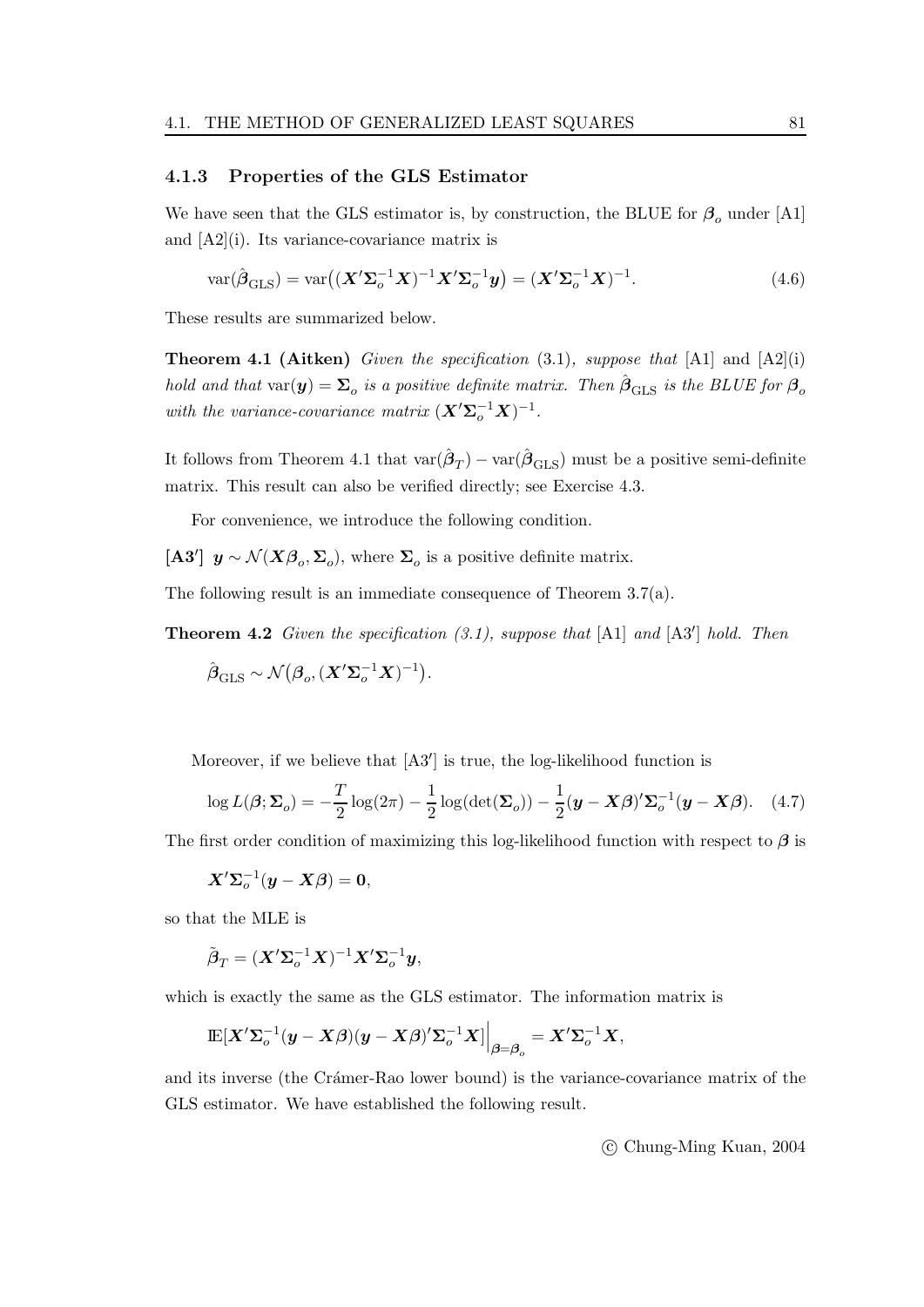### 4.1.3 Properties of the GLS Estimator

We have seen that the GLS estimator is, by construction, the BLUE for $\boldsymbol{\beta}_o$ under [A1] and [A2](i). Its variance-covariance matrix is

$$\operatorname{var}(\hat{\boldsymbol{\beta}}_{\mathrm{GLS}}) = \operatorname{var}\big((\boldsymbol{X}'\boldsymbol{\Sigma}_o^{-1}\boldsymbol{X})^{-1}\boldsymbol{X}'\boldsymbol{\Sigma}_o^{-1}\boldsymbol{y}\big) = (\boldsymbol{X}'\boldsymbol{\Sigma}_o^{-1}\boldsymbol{X})^{-1}. \tag{4.6}$$

These results are summarized below.

**Theorem 4.1 (Aitken)** *Given the specification* (3.1)*, suppose that* [A1] and [A2](i) *hold and that* $\operatorname{var}(\boldsymbol{y}) = \boldsymbol{\Sigma}_o$ *is a positive definite matrix. Then* $\hat{\boldsymbol{\beta}}_{\mathrm{GLS}}$ *is the BLUE for* $\boldsymbol{\beta}_o$ *with the variance-covariance matrix* $(\boldsymbol{X}'\boldsymbol{\Sigma}_o^{-1}\boldsymbol{X})^{-1}$.

It follows from Theorem 4.1 that $\operatorname{var}(\hat{\boldsymbol{\beta}}_T) - \operatorname{var}(\hat{\boldsymbol{\beta}}_{\mathrm{GLS}})$ must be a positive semi-definite matrix. This result can also be verified directly; see Exercise 4.3.

For convenience, we introduce the following condition.

**[A3′]** $\boldsymbol{y} \sim \mathcal{N}(\boldsymbol{X}\boldsymbol{\beta}_o, \boldsymbol{\Sigma}_o)$, where $\boldsymbol{\Sigma}_o$ is a positive definite matrix.

The following result is an immediate consequence of Theorem 3.7(a).

**Theorem 4.2** *Given the specification (3.1), suppose that* [A1] *and* [A3′] *hold. Then*

$$\hat{\boldsymbol{\beta}}_{\mathrm{GLS}} \sim \mathcal{N}\big(\boldsymbol{\beta}_o, (\boldsymbol{X}'\boldsymbol{\Sigma}_o^{-1}\boldsymbol{X})^{-1}\big).$$

Moreover, if we believe that [A3′] is true, the log-likelihood function is

$$\log L(\boldsymbol{\beta}; \boldsymbol{\Sigma}_o) = -\frac{T}{2}\log(2\pi) - \frac{1}{2}\log(\det(\boldsymbol{\Sigma}_o)) - \frac{1}{2}(\boldsymbol{y} - \boldsymbol{X}\boldsymbol{\beta})'\boldsymbol{\Sigma}_o^{-1}(\boldsymbol{y} - \boldsymbol{X}\boldsymbol{\beta}). \tag{4.7}$$

The first order condition of maximizing this log-likelihood function with respect to $\boldsymbol{\beta}$ is

$$\boldsymbol{X}'\boldsymbol{\Sigma}_o^{-1}(\boldsymbol{y} - \boldsymbol{X}\boldsymbol{\beta}) = \boldsymbol{0},$$

so that the MLE is

$$\tilde{\boldsymbol{\beta}}_T = (\boldsymbol{X}'\boldsymbol{\Sigma}_o^{-1}\boldsymbol{X})^{-1}\boldsymbol{X}'\boldsymbol{\Sigma}_o^{-1}\boldsymbol{y},$$

which is exactly the same as the GLS estimator. The information matrix is

$$\mathbb{E}[\boldsymbol{X}'\boldsymbol{\Sigma}_o^{-1}(\boldsymbol{y} - \boldsymbol{X}\boldsymbol{\beta})(\boldsymbol{y} - \boldsymbol{X}\boldsymbol{\beta})'\boldsymbol{\Sigma}_o^{-1}\boldsymbol{X}]\Big|_{\boldsymbol{\beta}=\boldsymbol{\beta}_o} = \boldsymbol{X}'\boldsymbol{\Sigma}_o^{-1}\boldsymbol{X},$$

and its inverse (the Crámer-Rao lower bound) is the variance-covariance matrix of the GLS estimator. We have established the following result.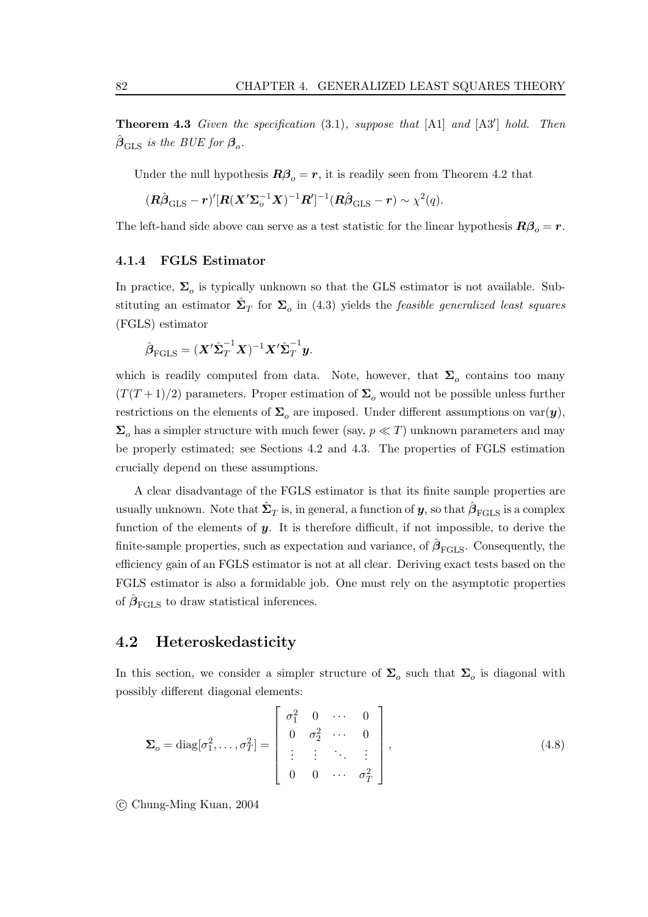**Theorem 4.3** *Given the specification* (3.1)*, suppose that* [A1] *and* [A3′] *hold. Then* $\hat{\boldsymbol{\beta}}_{\text{GLS}}$ *is the BUE for* $\boldsymbol{\beta}_o$.

Under the null hypothesis $\boldsymbol{R}\boldsymbol{\beta}_o = \boldsymbol{r}$, it is readily seen from Theorem 4.2 that

$$(\boldsymbol{R}\hat{\boldsymbol{\beta}}_{\text{GLS}} - \boldsymbol{r})'[\boldsymbol{R}(\boldsymbol{X}'\boldsymbol{\Sigma}_o^{-1}\boldsymbol{X})^{-1}\boldsymbol{R}']^{-1}(\boldsymbol{R}\hat{\boldsymbol{\beta}}_{\text{GLS}} - \boldsymbol{r}) \sim \chi^2(q).$$

The left-hand side above can serve as a test statistic for the linear hypothesis $\boldsymbol{R}\boldsymbol{\beta}_o = \boldsymbol{r}$.

### 4.1.4 FGLS Estimator

In practice, $\boldsymbol{\Sigma}_o$ is typically unknown so that the GLS estimator is not available. Substituting an estimator $\hat{\boldsymbol{\Sigma}}_T$ for $\boldsymbol{\Sigma}_o$ in (4.3) yields the *feasible generalized least squares* (FGLS) estimator

$$\hat{\boldsymbol{\beta}}_{\text{FGLS}} = (\boldsymbol{X}'\hat{\boldsymbol{\Sigma}}_T^{-1}\boldsymbol{X})^{-1}\boldsymbol{X}'\hat{\boldsymbol{\Sigma}}_T^{-1}\boldsymbol{y}.$$

which is readily computed from data. Note, however, that $\boldsymbol{\Sigma}_o$ contains too many $(T(T+1)/2)$ parameters. Proper estimation of $\boldsymbol{\Sigma}_o$ would not be possible unless further restrictions on the elements of $\boldsymbol{\Sigma}_o$ are imposed. Under different assumptions on $\text{var}(\boldsymbol{y})$, $\boldsymbol{\Sigma}_o$ has a simpler structure with much fewer (say, $p \ll T$) unknown parameters and may be properly estimated; see Sections 4.2 and 4.3. The properties of FGLS estimation crucially depend on these assumptions.

A clear disadvantage of the FGLS estimator is that its finite sample properties are usually unknown. Note that $\hat{\boldsymbol{\Sigma}}_T$ is, in general, a function of $\boldsymbol{y}$, so that $\hat{\boldsymbol{\beta}}_{\text{FGLS}}$ is a complex function of the elements of $\boldsymbol{y}$. It is therefore difficult, if not impossible, to derive the finite-sample properties, such as expectation and variance, of $\hat{\boldsymbol{\beta}}_{\text{FGLS}}$. Consequently, the efficiency gain of an FGLS estimator is not at all clear. Deriving exact tests based on the FGLS estimator is also a formidable job. One must rely on the asymptotic properties of $\hat{\boldsymbol{\beta}}_{\text{FGLS}}$ to draw statistical inferences.

## 4.2 Heteroskedasticity

In this section, we consider a simpler structure of $\boldsymbol{\Sigma}_o$ such that $\boldsymbol{\Sigma}_o$ is diagonal with possibly different diagonal elements:

$$\boldsymbol{\Sigma}_o = \text{diag}[\sigma_1^2, \ldots, \sigma_T^2] = \begin{bmatrix} \sigma_1^2 & 0 & \cdots & 0 \\ 0 & \sigma_2^2 & \cdots & 0 \\ \vdots & \vdots & \ddots & \vdots \\ 0 & 0 & \cdots & \sigma_T^2 \end{bmatrix}, \tag{4.8}$$

© Chung-Ming Kuan, 2004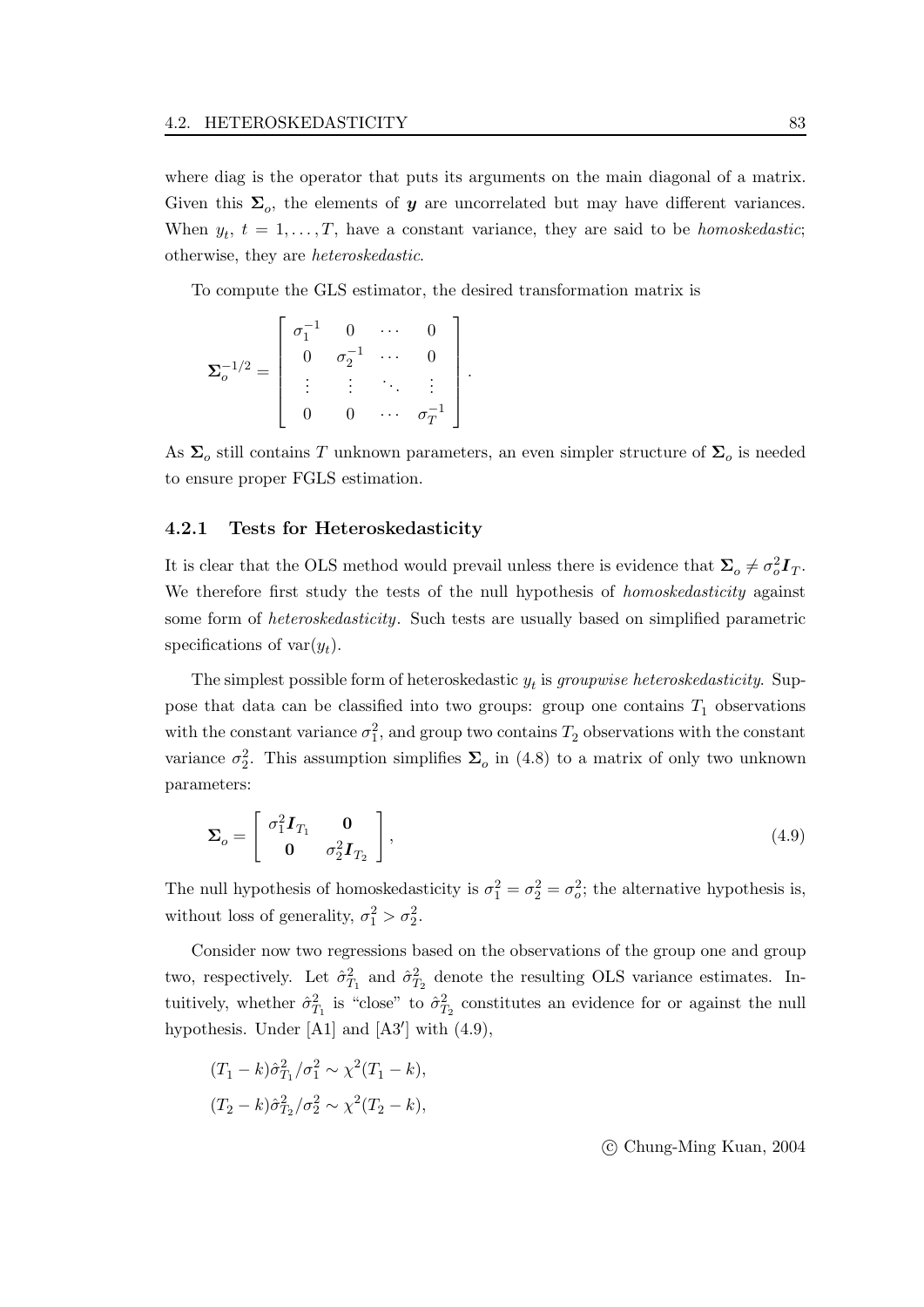where diag is the operator that puts its arguments on the main diagonal of a matrix. Given this $\boldsymbol{\Sigma}_o$, the elements of $\boldsymbol{y}$ are uncorrelated but may have different variances. When $y_t$, $t = 1, \dots, T$, have a constant variance, they are said to be *homoskedastic*; otherwise, they are *heteroskedastic*.

To compute the GLS estimator, the desired transformation matrix is

$$\boldsymbol{\Sigma}_o^{-1/2} = \begin{bmatrix} \sigma_1^{-1} & 0 & \cdots & 0 \\ 0 & \sigma_2^{-1} & \cdots & 0 \\ \vdots & \vdots & \ddots & \vdots \\ 0 & 0 & \cdots & \sigma_T^{-1} \end{bmatrix}.$$

As $\boldsymbol{\Sigma}_o$ still contains $T$ unknown parameters, an even simpler structure of $\boldsymbol{\Sigma}_o$ is needed to ensure proper FGLS estimation.

### 4.2.1 Tests for Heteroskedasticity

It is clear that the OLS method would prevail unless there is evidence that $\boldsymbol{\Sigma}_o \neq \sigma_o^2 \boldsymbol{I}_T$. We therefore first study the tests of the null hypothesis of *homoskedasticity* against some form of *heteroskedasticity*. Such tests are usually based on simplified parametric specifications of $\operatorname{var}(y_t)$.

The simplest possible form of heteroskedastic $y_t$ is *groupwise heteroskedasticity*. Suppose that data can be classified into two groups: group one contains $T_1$ observations with the constant variance $\sigma_1^2$, and group two contains $T_2$ observations with the constant variance $\sigma_2^2$. This assumption simplifies $\boldsymbol{\Sigma}_o$ in (4.8) to a matrix of only two unknown parameters:

$$\boldsymbol{\Sigma}_o = \begin{bmatrix} \sigma_1^2 \boldsymbol{I}_{T_1} & \boldsymbol{0} \\ \boldsymbol{0} & \sigma_2^2 \boldsymbol{I}_{T_2} \end{bmatrix}, \tag{4.9}$$

The null hypothesis of homoskedasticity is $\sigma_1^2 = \sigma_2^2 = \sigma_o^2$; the alternative hypothesis is, without loss of generality, $\sigma_1^2 > \sigma_2^2$.

Consider now two regressions based on the observations of the group one and group two, respectively. Let $\hat{\sigma}_{T_1}^2$ and $\hat{\sigma}_{T_2}^2$ denote the resulting OLS variance estimates. Intuitively, whether $\hat{\sigma}_{T_1}^2$ is "close" to $\hat{\sigma}_{T_2}^2$ constitutes an evidence for or against the null hypothesis. Under [A1] and [A3′] with (4.9),

$$(T_1 - k)\hat{\sigma}_{T_1}^2/\sigma_1^2 \sim \chi^2(T_1 - k),$$
$$(T_2 - k)\hat{\sigma}_{T_2}^2/\sigma_2^2 \sim \chi^2(T_2 - k),$$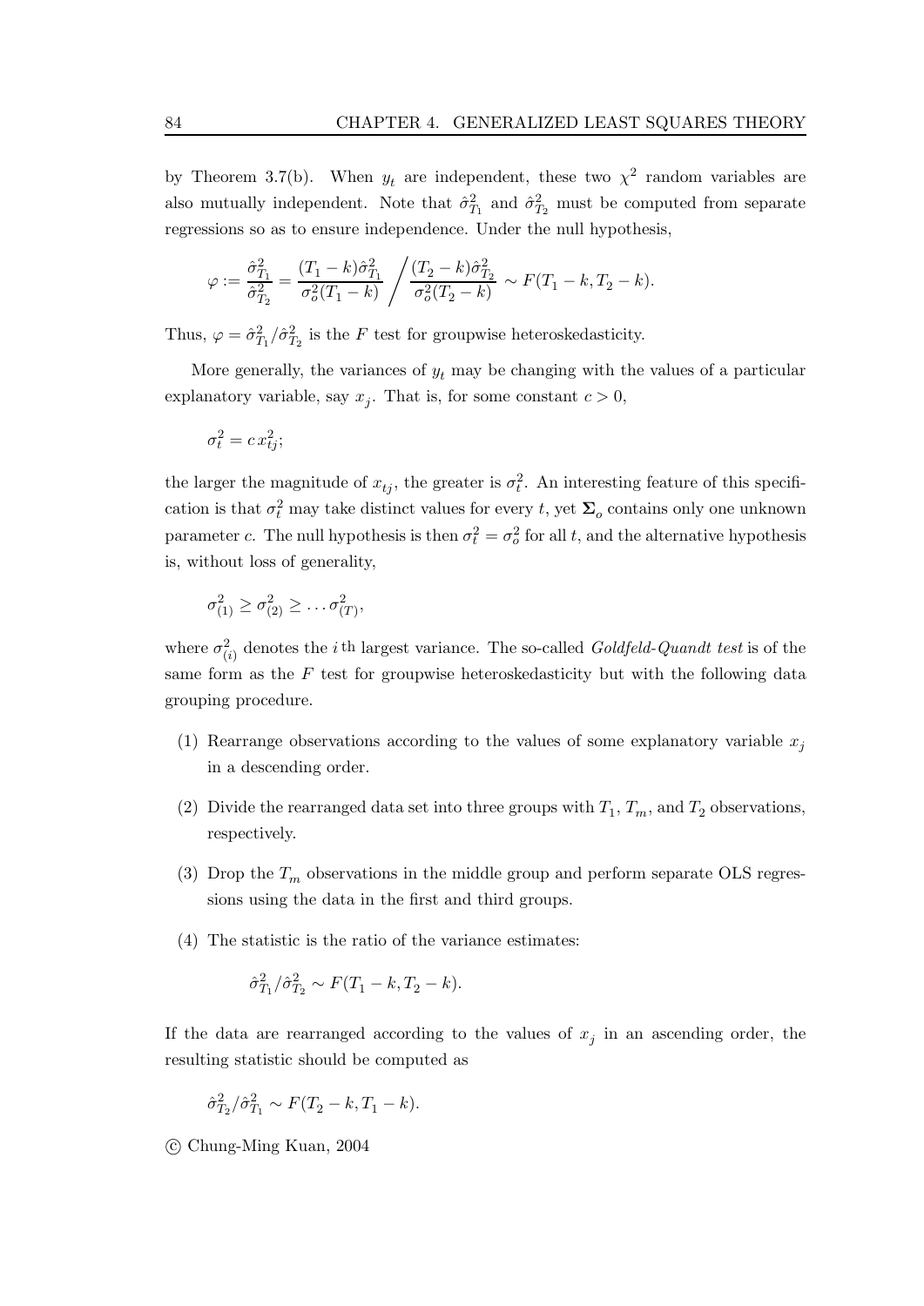by Theorem 3.7(b). When $y_t$ are independent, these two $\chi^2$ random variables are also mutually independent. Note that $\hat{\sigma}^2_{T_1}$ and $\hat{\sigma}^2_{T_2}$ must be computed from separate regressions so as to ensure independence. Under the null hypothesis,

$$\varphi := \frac{\hat{\sigma}^2_{T_1}}{\hat{\sigma}^2_{T_2}} = \frac{(T_1 - k)\hat{\sigma}^2_{T_1}}{\sigma^2_o(T_1 - k)} \Bigg/ \frac{(T_2 - k)\hat{\sigma}^2_{T_2}}{\sigma^2_o(T_2 - k)} \sim F(T_1 - k, T_2 - k).$$

Thus, $\varphi = \hat{\sigma}^2_{T_1}/\hat{\sigma}^2_{T_2}$ is the $F$ test for groupwise heteroskedasticity.

More generally, the variances of $y_t$ may be changing with the values of a particular explanatory variable, say $x_j$. That is, for some constant $c > 0$,

$$\sigma^2_t = c\, x^2_{tj};$$

the larger the magnitude of $x_{tj}$, the greater is $\sigma^2_t$. An interesting feature of this specification is that $\sigma^2_t$ may take distinct values for every $t$, yet $\mathbf{\Sigma}_o$ contains only one unknown parameter $c$. The null hypothesis is then $\sigma^2_t = \sigma^2_o$ for all $t$, and the alternative hypothesis is, without loss of generality,

$$\sigma^2_{(1)} \geq \sigma^2_{(2)} \geq \dots \sigma^2_{(T)},$$

where $\sigma^2_{(i)}$ denotes the $i$ th largest variance. The so-called *Goldfeld-Quandt test* is of the same form as the $F$ test for groupwise heteroskedasticity but with the following data grouping procedure.

(1) Rearrange observations according to the values of some explanatory variable $x_j$ in a descending order.

(2) Divide the rearranged data set into three groups with $T_1$, $T_m$, and $T_2$ observations, respectively.

(3) Drop the $T_m$ observations in the middle group and perform separate OLS regressions using the data in the first and third groups.

(4) The statistic is the ratio of the variance estimates:

$$\hat{\sigma}^2_{T_1}/\hat{\sigma}^2_{T_2} \sim F(T_1 - k, T_2 - k).$$

If the data are rearranged according to the values of $x_j$ in an ascending order, the resulting statistic should be computed as

$$\hat{\sigma}^2_{T_2}/\hat{\sigma}^2_{T_1} \sim F(T_2 - k, T_1 - k).$$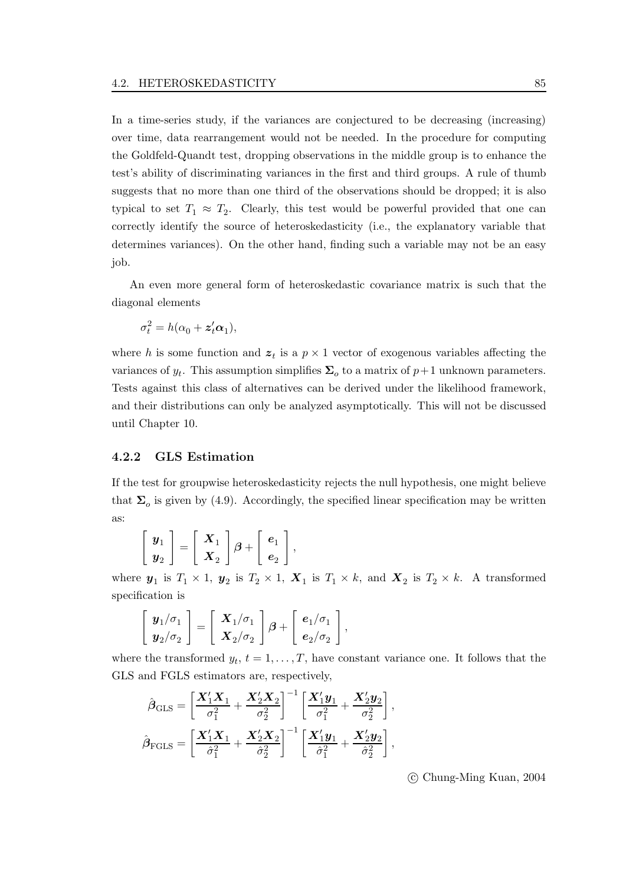In a time-series study, if the variances are conjectured to be decreasing (increasing) over time, data rearrangement would not be needed. In the procedure for computing the Goldfeld-Quandt test, dropping observations in the middle group is to enhance the test's ability of discriminating variances in the first and third groups. A rule of thumb suggests that no more than one third of the observations should be dropped; it is also typical to set $T_1 \approx T_2$. Clearly, this test would be powerful provided that one can correctly identify the source of heteroskedasticity (i.e., the explanatory variable that determines variances). On the other hand, finding such a variable may not be an easy job.

An even more general form of heteroskedastic covariance matrix is such that the diagonal elements

$$\sigma_t^2 = h(\alpha_0 + \boldsymbol{z}_t' \boldsymbol{\alpha}_1),$$

where $h$ is some function and $\boldsymbol{z}_t$ is a $p \times 1$ vector of exogenous variables affecting the variances of $y_t$. This assumption simplifies $\boldsymbol{\Sigma}_o$ to a matrix of $p+1$ unknown parameters. Tests against this class of alternatives can be derived under the likelihood framework, and their distributions can only be analyzed asymptotically. This will not be discussed until Chapter 10.

### 4.2.2 GLS Estimation

If the test for groupwise heteroskedasticity rejects the null hypothesis, one might believe that $\boldsymbol{\Sigma}_o$ is given by (4.9). Accordingly, the specified linear specification may be written as:

$$\begin{bmatrix} \boldsymbol{y}_1 \\ \boldsymbol{y}_2 \end{bmatrix} = \begin{bmatrix} \boldsymbol{X}_1 \\ \boldsymbol{X}_2 \end{bmatrix} \boldsymbol{\beta} + \begin{bmatrix} \boldsymbol{e}_1 \\ \boldsymbol{e}_2 \end{bmatrix},$$

where $\boldsymbol{y}_1$ is $T_1 \times 1$, $\boldsymbol{y}_2$ is $T_2 \times 1$, $\boldsymbol{X}_1$ is $T_1 \times k$, and $\boldsymbol{X}_2$ is $T_2 \times k$. A transformed specification is

$$\begin{bmatrix} \boldsymbol{y}_1/\sigma_1 \\ \boldsymbol{y}_2/\sigma_2 \end{bmatrix} = \begin{bmatrix} \boldsymbol{X}_1/\sigma_1 \\ \boldsymbol{X}_2/\sigma_2 \end{bmatrix} \boldsymbol{\beta} + \begin{bmatrix} \boldsymbol{e}_1/\sigma_1 \\ \boldsymbol{e}_2/\sigma_2 \end{bmatrix},$$

where the transformed $y_t$, $t = 1, \ldots, T$, have constant variance one. It follows that the GLS and FGLS estimators are, respectively,

$$\hat{\boldsymbol{\beta}}_{\text{GLS}} = \left[ \frac{\boldsymbol{X}_1'\boldsymbol{X}_1}{\sigma_1^2} + \frac{\boldsymbol{X}_2'\boldsymbol{X}_2}{\sigma_2^2} \right]^{-1} \left[ \frac{\boldsymbol{X}_1'\boldsymbol{y}_1}{\sigma_1^2} + \frac{\boldsymbol{X}_2'\boldsymbol{y}_2}{\sigma_2^2} \right],$$

$$\hat{\boldsymbol{\beta}}_{\text{FGLS}} = \left[ \frac{\boldsymbol{X}_1'\boldsymbol{X}_1}{\hat{\sigma}_1^2} + \frac{\boldsymbol{X}_2'\boldsymbol{X}_2}{\hat{\sigma}_2^2} \right]^{-1} \left[ \frac{\boldsymbol{X}_1'\boldsymbol{y}_1}{\hat{\sigma}_1^2} + \frac{\boldsymbol{X}_2'\boldsymbol{y}_2}{\hat{\sigma}_2^2} \right],$$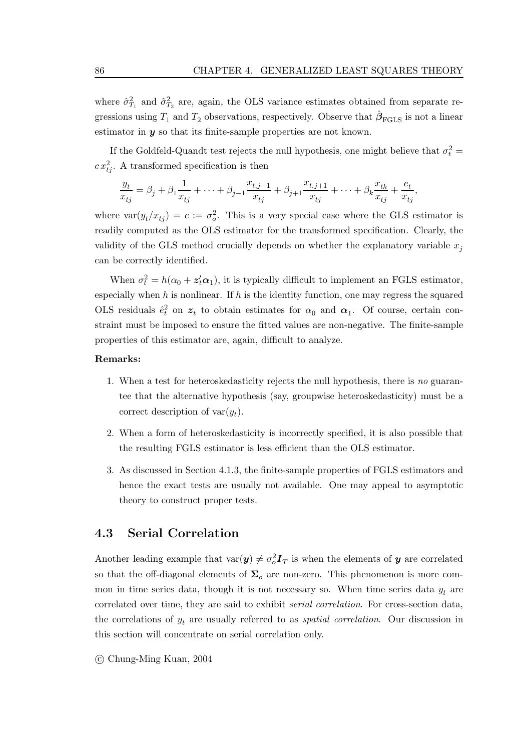where $\hat{\sigma}^2_{T_1}$ and $\hat{\sigma}^2_{T_2}$ are, again, the OLS variance estimates obtained from separate regressions using $T_1$ and $T_2$ observations, respectively. Observe that $\hat{\boldsymbol{\beta}}_{\text{FGLS}}$ is not a linear estimator in $\boldsymbol{y}$ so that its finite-sample properties are not known.

If the Goldfeld-Quandt test rejects the null hypothesis, one might believe that $\sigma_t^2 = c\, x_{tj}^2$. A transformed specification is then

$$\frac{y_t}{x_{tj}} = \beta_j + \beta_1 \frac{1}{x_{tj}} + \cdots + \beta_{j-1}\frac{x_{t,j-1}}{x_{tj}} + \beta_{j+1}\frac{x_{t,j+1}}{x_{tj}} + \cdots + \beta_k \frac{x_{tk}}{x_{tj}} + \frac{e_t}{x_{tj}},$$

where $\text{var}(y_t/x_{tj}) = c := \sigma_o^2$. This is a very special case where the GLS estimator is readily computed as the OLS estimator for the transformed specification. Clearly, the validity of the GLS method crucially depends on whether the explanatory variable $x_j$ can be correctly identified.

When $\sigma_t^2 = h(\alpha_0 + \boldsymbol{z}_t'\boldsymbol{\alpha}_1)$, it is typically difficult to implement an FGLS estimator, especially when $h$ is nonlinear. If $h$ is the identity function, one may regress the squared OLS residuals $\hat{e}_t^2$ on $\boldsymbol{z}_t$ to obtain estimates for $\alpha_0$ and $\boldsymbol{\alpha}_1$. Of course, certain constraint must be imposed to ensure the fitted values are non-negative. The finite-sample properties of this estimator are, again, difficult to analyze.

**Remarks:**

1. When a test for heteroskedasticity rejects the null hypothesis, there is *no* guarantee that the alternative hypothesis (say, groupwise heteroskedasticity) must be a correct description of $\text{var}(y_t)$.
2. When a form of heteroskedasticity is incorrectly specified, it is also possible that the resulting FGLS estimator is less efficient than the OLS estimator.
3. As discussed in Section 4.1.3, the finite-sample properties of FGLS estimators and hence the exact tests are usually not available. One may appeal to asymptotic theory to construct proper tests.

## 4.3 Serial Correlation

Another leading example that $\text{var}(\boldsymbol{y}) \neq \sigma_o^2 \boldsymbol{I}_T$ is when the elements of $\boldsymbol{y}$ are correlated so that the off-diagonal elements of $\boldsymbol{\Sigma}_o$ are non-zero. This phenomenon is more common in time series data, though it is not necessary so. When time series data $y_t$ are correlated over time, they are said to exhibit *serial correlation*. For cross-section data, the correlations of $y_t$ are usually referred to as *spatial correlation*. Our discussion in this section will concentrate on serial correlation only.

© Chung-Ming Kuan, 2004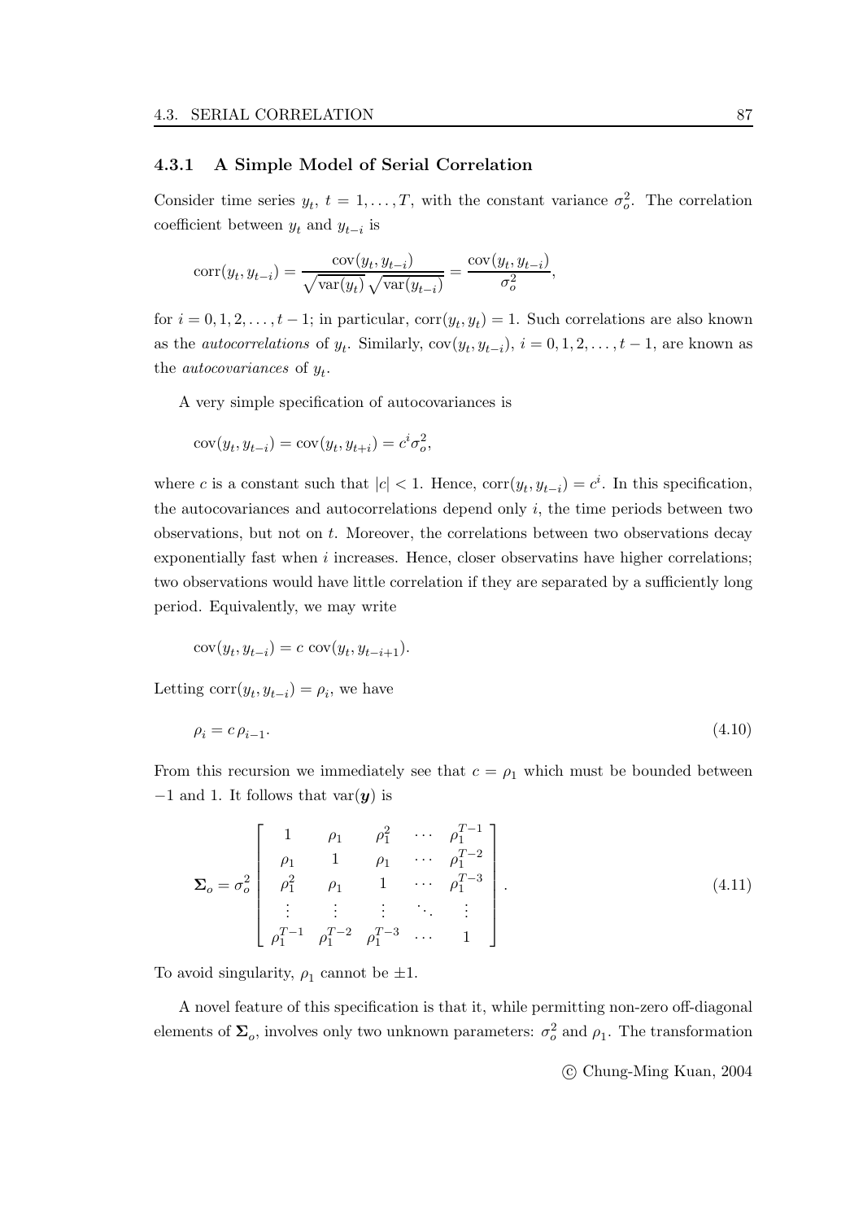### 4.3.1 A Simple Model of Serial Correlation

Consider time series $y_t$, $t = 1, \ldots, T$, with the constant variance $\sigma_o^2$. The correlation coefficient between $y_t$ and $y_{t-i}$ is

$$\operatorname{corr}(y_t, y_{t-i}) = \frac{\operatorname{cov}(y_t, y_{t-i})}{\sqrt{\operatorname{var}(y_t)}\sqrt{\operatorname{var}(y_{t-i})}} = \frac{\operatorname{cov}(y_t, y_{t-i})}{\sigma_o^2},$$

for $i = 0, 1, 2, \ldots, t-1$; in particular, $\operatorname{corr}(y_t, y_t) = 1$. Such correlations are also known as the *autocorrelations* of $y_t$. Similarly, $\operatorname{cov}(y_t, y_{t-i})$, $i = 0, 1, 2, \ldots, t-1$, are known as the *autocovariances* of $y_t$.

A very simple specification of autocovariances is

$$\operatorname{cov}(y_t, y_{t-i}) = \operatorname{cov}(y_t, y_{t+i}) = c^i \sigma_o^2,$$

where $c$ is a constant such that $|c| < 1$. Hence, $\operatorname{corr}(y_t, y_{t-i}) = c^i$. In this specification, the autocovariances and autocorrelations depend only $i$, the time periods between two observations, but not on $t$. Moreover, the correlations between two observations decay exponentially fast when $i$ increases. Hence, closer observatins have higher correlations; two observations would have little correlation if they are separated by a sufficiently long period. Equivalently, we may write

$$\operatorname{cov}(y_t, y_{t-i}) = c \operatorname{cov}(y_t, y_{t-i+1}).$$

Letting $\operatorname{corr}(y_t, y_{t-i}) = \rho_i$, we have

$$\rho_i = c\, \rho_{i-1}. \tag{4.10}$$

From this recursion we immediately see that $c = \rho_1$ which must be bounded between $-1$ and 1. It follows that $\operatorname{var}(\boldsymbol{y})$ is

$$\boldsymbol{\Sigma}_o = \sigma_o^2 \begin{bmatrix} 1 & \rho_1 & \rho_1^2 & \cdots & \rho_1^{T-1} \\ \rho_1 & 1 & \rho_1 & \cdots & \rho_1^{T-2} \\ \rho_1^2 & \rho_1 & 1 & \cdots & \rho_1^{T-3} \\ \vdots & \vdots & \vdots & \ddots & \vdots \\ \rho_1^{T-1} & \rho_1^{T-2} & \rho_1^{T-3} & \cdots & 1 \end{bmatrix}. \tag{4.11}$$

To avoid singularity, $\rho_1$ cannot be $\pm 1$.

A novel feature of this specification is that it, while permitting non-zero off-diagonal elements of $\boldsymbol{\Sigma}_o$, involves only two unknown parameters: $\sigma_o^2$ and $\rho_1$. The transformation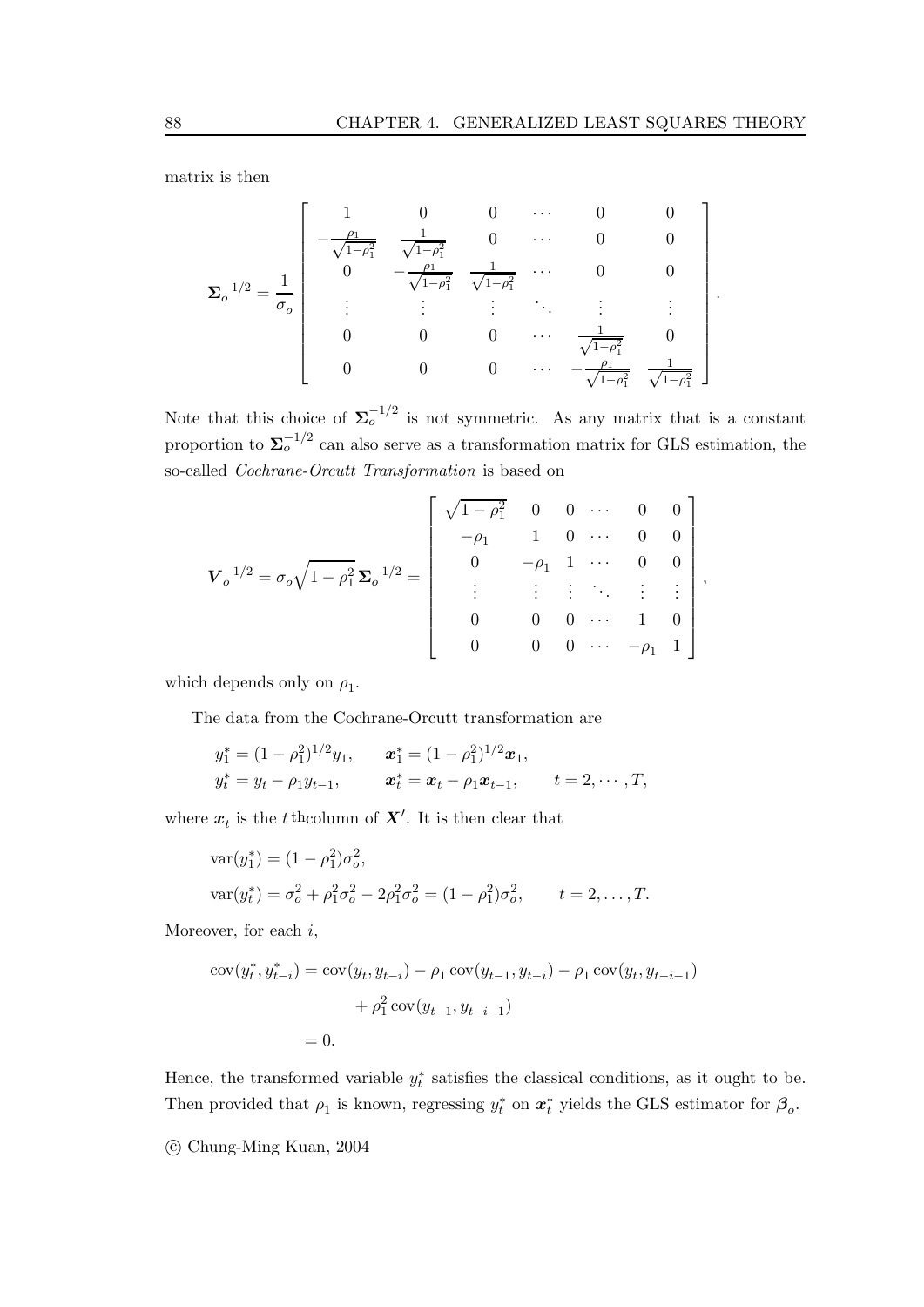matrix is then

$$
\boldsymbol{\Sigma}_o^{-1/2} = \frac{1}{\sigma_o} \begin{bmatrix} 1 & 0 & 0 & \cdots & 0 & 0 \\ -\frac{\rho_1}{\sqrt{1-\rho_1^2}} & \frac{1}{\sqrt{1-\rho_1^2}} & 0 & \cdots & 0 & 0 \\ 0 & -\frac{\rho_1}{\sqrt{1-\rho_1^2}} & \frac{1}{\sqrt{1-\rho_1^2}} & \cdots & 0 & 0 \\ \vdots & \vdots & \vdots & \ddots & \vdots & \vdots \\ 0 & 0 & 0 & \cdots & \frac{1}{\sqrt{1-\rho_1^2}} & 0 \\ 0 & 0 & 0 & \cdots & -\frac{\rho_1}{\sqrt{1-\rho_1^2}} & \frac{1}{\sqrt{1-\rho_1^2}} \end{bmatrix}.
$$

Note that this choice of $\boldsymbol{\Sigma}_o^{-1/2}$ is not symmetric. As any matrix that is a constant proportion to $\boldsymbol{\Sigma}_o^{-1/2}$ can also serve as a transformation matrix for GLS estimation, the so-called *Cochrane-Orcutt Transformation* is based on

$$
\boldsymbol{V}_o^{-1/2} = \sigma_o \sqrt{1-\rho_1^2}\, \boldsymbol{\Sigma}_o^{-1/2} = \begin{bmatrix} \sqrt{1-\rho_1^2} & 0 & 0 & \cdots & 0 & 0 \\ -\rho_1 & 1 & 0 & \cdots & 0 & 0 \\ 0 & -\rho_1 & 1 & \cdots & 0 & 0 \\ \vdots & \vdots & \vdots & \ddots & \vdots & \vdots \\ 0 & 0 & 0 & \cdots & 1 & 0 \\ 0 & 0 & 0 & \cdots & -\rho_1 & 1 \end{bmatrix},
$$

which depends only on $\rho_1$.

The data from the Cochrane-Orcutt transformation are

$$
\begin{aligned}
y_1^* &= (1-\rho_1^2)^{1/2} y_1, \qquad & \boldsymbol{x}_1^* &= (1-\rho_1^2)^{1/2} \boldsymbol{x}_1, \\
y_t^* &= y_t - \rho_1 y_{t-1}, \qquad & \boldsymbol{x}_t^* &= \boldsymbol{x}_t - \rho_1 \boldsymbol{x}_{t-1}, \qquad t = 2, \cdots, T,
\end{aligned}
$$

where $\boldsymbol{x}_t$ is the $t$ thcolumn of $\boldsymbol{X}'$. It is then clear that

$$
\begin{aligned}
&\operatorname{var}(y_1^*) = (1-\rho_1^2)\sigma_o^2, \\
&\operatorname{var}(y_t^*) = \sigma_o^2 + \rho_1^2\sigma_o^2 - 2\rho_1^2\sigma_o^2 = (1-\rho_1^2)\sigma_o^2, \qquad t = 2, \ldots, T.
\end{aligned}
$$

Moreover, for each $i$,

$$
\begin{aligned}
\operatorname{cov}(y_t^*, y_{t-i}^*) &= \operatorname{cov}(y_t, y_{t-i}) - \rho_1 \operatorname{cov}(y_{t-1}, y_{t-i}) - \rho_1 \operatorname{cov}(y_t, y_{t-i-1}) \\
&\qquad + \rho_1^2 \operatorname{cov}(y_{t-1}, y_{t-i-1}) \\
&= 0.
\end{aligned}
$$

Hence, the transformed variable $y_t^*$ satisfies the classical conditions, as it ought to be. Then provided that $\rho_1$ is known, regressing $y_t^*$ on $\boldsymbol{x}_t^*$ yields the GLS estimator for $\boldsymbol{\beta}_o$.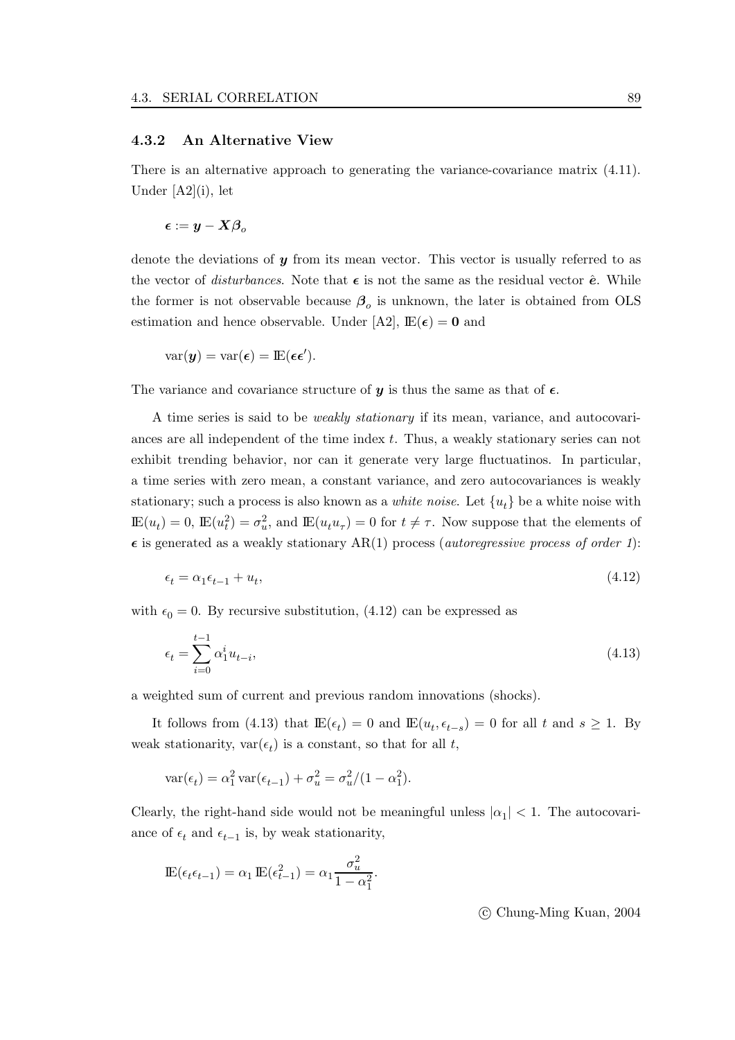### 4.3.2 An Alternative View

There is an alternative approach to generating the variance-covariance matrix (4.11). Under [A2](i), let

$$\boldsymbol{\epsilon} := \boldsymbol{y} - \boldsymbol{X}\boldsymbol{\beta}_o$$

denote the deviations of $\boldsymbol{y}$ from its mean vector. This vector is usually referred to as the vector of *disturbances*. Note that $\boldsymbol{\epsilon}$ is not the same as the residual vector $\hat{\boldsymbol{e}}$. While the former is not observable because $\boldsymbol{\beta}_o$ is unknown, the later is obtained from OLS estimation and hence observable. Under [A2], $\mathbb{E}(\boldsymbol{\epsilon}) = \boldsymbol{0}$ and

$$\text{var}(\boldsymbol{y}) = \text{var}(\boldsymbol{\epsilon}) = \mathbb{E}(\boldsymbol{\epsilon}\boldsymbol{\epsilon}').$$

The variance and covariance structure of $\boldsymbol{y}$ is thus the same as that of $\boldsymbol{\epsilon}$.

A time series is said to be *weakly stationary* if its mean, variance, and autocovariances are all independent of the time index $t$. Thus, a weakly stationary series can not exhibit trending behavior, nor can it generate very large fluctuatinos. In particular, a time series with zero mean, a constant variance, and zero autocovariances is weakly stationary; such a process is also known as a *white noise*. Let $\{u_t\}$ be a white noise with $\mathbb{E}(u_t) = 0$, $\mathbb{E}(u_t^2) = \sigma_u^2$, and $\mathbb{E}(u_t u_\tau) = 0$ for $t \neq \tau$. Now suppose that the elements of $\boldsymbol{\epsilon}$ is generated as a weakly stationary AR(1) process (*autoregressive process of order 1*):

$$\epsilon_t = \alpha_1 \epsilon_{t-1} + u_t, \tag{4.12}$$

with $\epsilon_0 = 0$. By recursive substitution, (4.12) can be expressed as

$$\epsilon_t = \sum_{i=0}^{t-1} \alpha_1^i u_{t-i}, \tag{4.13}$$

a weighted sum of current and previous random innovations (shocks).

It follows from (4.13) that $\mathbb{E}(\epsilon_t) = 0$ and $\mathbb{E}(u_t, \epsilon_{t-s}) = 0$ for all $t$ and $s \geq 1$. By weak stationarity, $\text{var}(\epsilon_t)$ is a constant, so that for all $t$,

$$\text{var}(\epsilon_t) = \alpha_1^2 \,\text{var}(\epsilon_{t-1}) + \sigma_u^2 = \sigma_u^2/(1 - \alpha_1^2).$$

Clearly, the right-hand side would not be meaningful unless $|\alpha_1| < 1$. The autocovariance of $\epsilon_t$ and $\epsilon_{t-1}$ is, by weak stationarity,

$$\mathbb{E}(\epsilon_t \epsilon_{t-1}) = \alpha_1 \,\mathbb{E}(\epsilon_{t-1}^2) = \alpha_1 \frac{\sigma_u^2}{1 - \alpha_1^2}.$$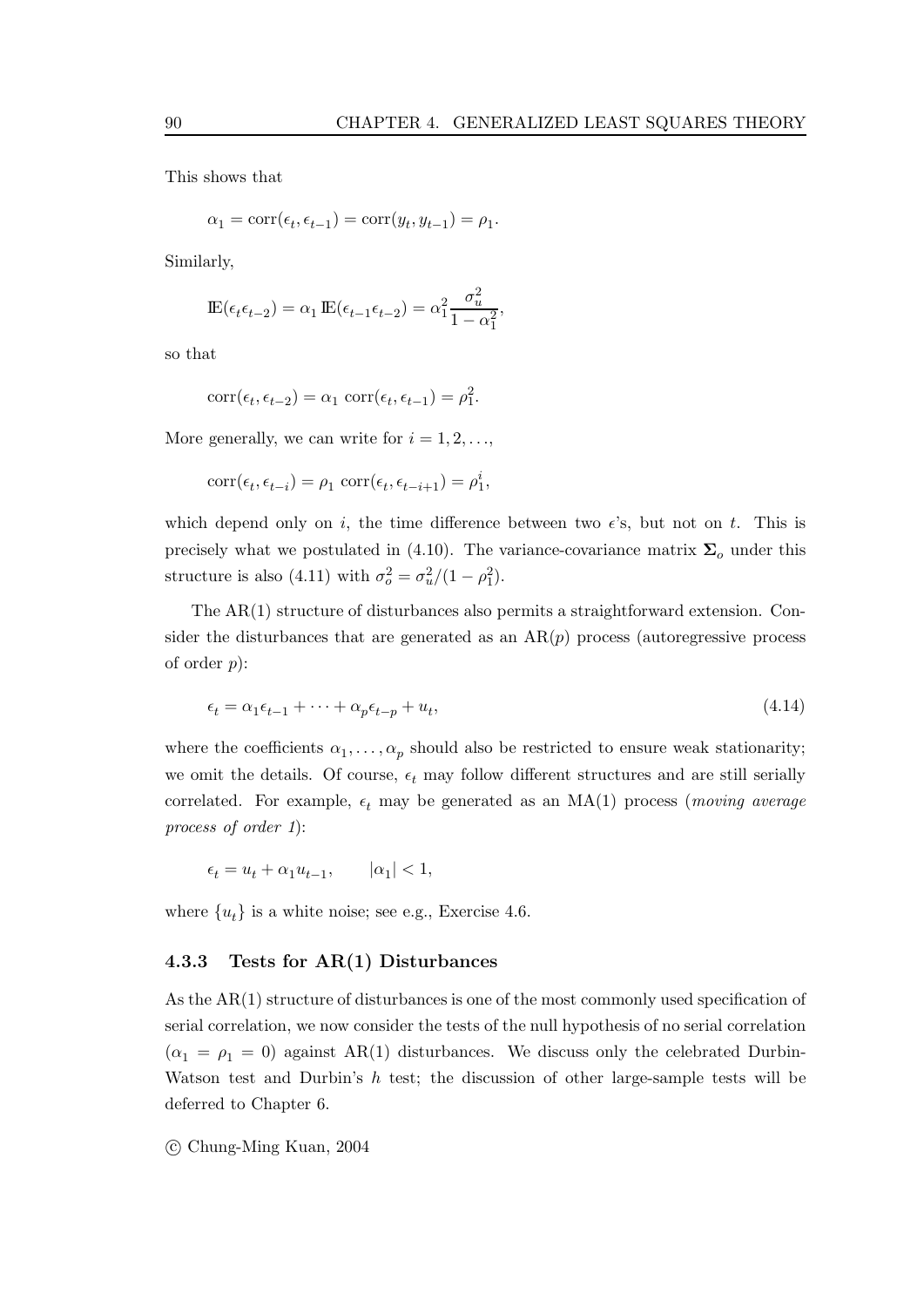This shows that

$$\alpha_1 = \text{corr}(\epsilon_t, \epsilon_{t-1}) = \text{corr}(y_t, y_{t-1}) = \rho_1.$$

Similarly,

$$\mathbb{E}(\epsilon_t \epsilon_{t-2}) = \alpha_1 \, \mathbb{E}(\epsilon_{t-1}\epsilon_{t-2}) = \alpha_1^2 \frac{\sigma_u^2}{1-\alpha_1^2},$$

so that

$$\text{corr}(\epsilon_t, \epsilon_{t-2}) = \alpha_1 \; \text{corr}(\epsilon_t, \epsilon_{t-1}) = \rho_1^2.$$

More generally, we can write for $i = 1, 2, \ldots,$

$$\text{corr}(\epsilon_t, \epsilon_{t-i}) = \rho_1 \; \text{corr}(\epsilon_t, \epsilon_{t-i+1}) = \rho_1^i,$$

which depend only on $i$, the time difference between two $\epsilon$'s, but not on $t$. This is precisely what we postulated in (4.10). The variance-covariance matrix $\boldsymbol{\Sigma}_o$ under this structure is also (4.11) with $\sigma_o^2 = \sigma_u^2/(1-\rho_1^2)$.

The AR(1) structure of disturbances also permits a straightforward extension. Consider the disturbances that are generated as an AR($p$) process (autoregressive process of order $p$):

$$\epsilon_t = \alpha_1 \epsilon_{t-1} + \cdots + \alpha_p \epsilon_{t-p} + u_t, \tag{4.14}$$

where the coefficients $\alpha_1, \ldots, \alpha_p$ should also be restricted to ensure weak stationarity; we omit the details. Of course, $\epsilon_t$ may follow different structures and are still serially correlated. For example, $\epsilon_t$ may be generated as an MA(1) process (*moving average process of order 1*):

$$\epsilon_t = u_t + \alpha_1 u_{t-1}, \qquad |\alpha_1| < 1,$$

where $\{u_t\}$ is a white noise; see e.g., Exercise 4.6.

### 4.3.3 Tests for AR(1) Disturbances

As the AR(1) structure of disturbances is one of the most commonly used specification of serial correlation, we now consider the tests of the null hypothesis of no serial correlation ($\alpha_1 = \rho_1 = 0$) against AR(1) disturbances. We discuss only the celebrated Durbin-Watson test and Durbin's $h$ test; the discussion of other large-sample tests will be deferred to Chapter 6.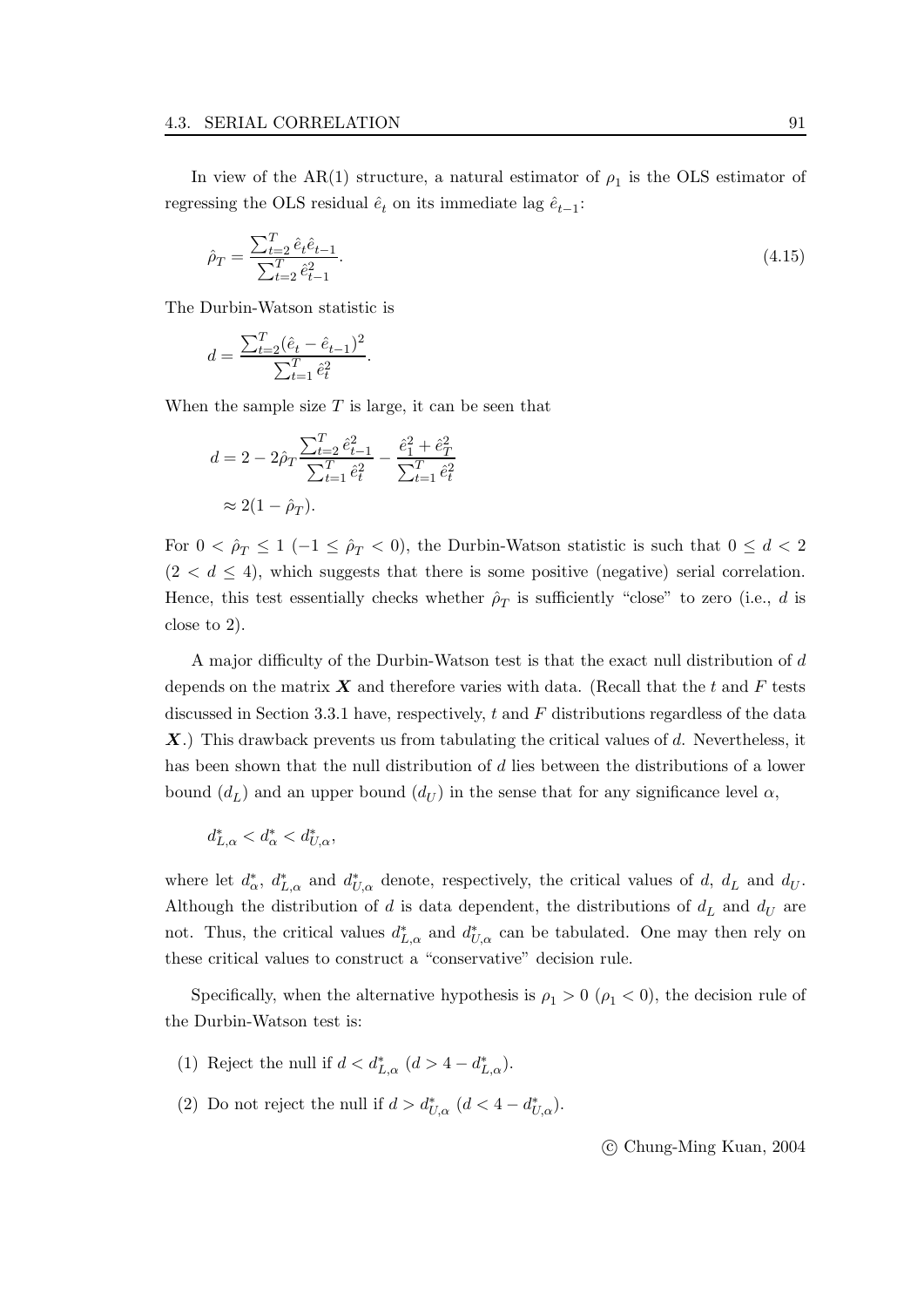In view of the AR(1) structure, a natural estimator of $\rho_1$ is the OLS estimator of regressing the OLS residual $\hat{e}_t$ on its immediate lag $\hat{e}_{t-1}$:

$$\hat{\rho}_T = \frac{\sum_{t=2}^T \hat{e}_t \hat{e}_{t-1}}{\sum_{t=2}^T \hat{e}_{t-1}^2}. \tag{4.15}$$

The Durbin-Watson statistic is

$$d = \frac{\sum_{t=2}^T (\hat{e}_t - \hat{e}_{t-1})^2}{\sum_{t=1}^T \hat{e}_t^2}.$$

When the sample size $T$ is large, it can be seen that

$$\begin{aligned} d &= 2 - 2\hat{\rho}_T \frac{\sum_{t=2}^T \hat{e}_{t-1}^2}{\sum_{t=1}^T \hat{e}_t^2} - \frac{\hat{e}_1^2 + \hat{e}_T^2}{\sum_{t=1}^T \hat{e}_t^2} \\ &\approx 2(1 - \hat{\rho}_T). \end{aligned}$$

For $0 < \hat{\rho}_T \leq 1$ ($-1 \leq \hat{\rho}_T < 0$), the Durbin-Watson statistic is such that $0 \leq d < 2$ ($2 < d \leq 4$), which suggests that there is some positive (negative) serial correlation. Hence, this test essentially checks whether $\hat{\rho}_T$ is sufficiently "close" to zero (i.e., $d$ is close to 2).

A major difficulty of the Durbin-Watson test is that the exact null distribution of $d$ depends on the matrix $\boldsymbol{X}$ and therefore varies with data. (Recall that the $t$ and $F$ tests discussed in Section 3.3.1 have, respectively, $t$ and $F$ distributions regardless of the data $\boldsymbol{X}$.) This drawback prevents us from tabulating the critical values of $d$. Nevertheless, it has been shown that the null distribution of $d$ lies between the distributions of a lower bound ($d_L$) and an upper bound ($d_U$) in the sense that for any significance level $\alpha$,

$$d_{L,\alpha}^* < d_\alpha^* < d_{U,\alpha}^*,$$

where let $d_\alpha^*$, $d_{L,\alpha}^*$ and $d_{U,\alpha}^*$ denote, respectively, the critical values of $d$, $d_L$ and $d_U$. Although the distribution of $d$ is data dependent, the distributions of $d_L$ and $d_U$ are not. Thus, the critical values $d_{L,\alpha}^*$ and $d_{U,\alpha}^*$ can be tabulated. One may then rely on these critical values to construct a "conservative" decision rule.

Specifically, when the alternative hypothesis is $\rho_1 > 0$ ($\rho_1 < 0$), the decision rule of the Durbin-Watson test is:

(1) Reject the null if $d < d_{L,\alpha}^*$ ($d > 4 - d_{L,\alpha}^*$).

(2) Do not reject the null if $d > d_{U,\alpha}^*$ ($d < 4 - d_{U,\alpha}^*$).

© Chung-Ming Kuan, 2004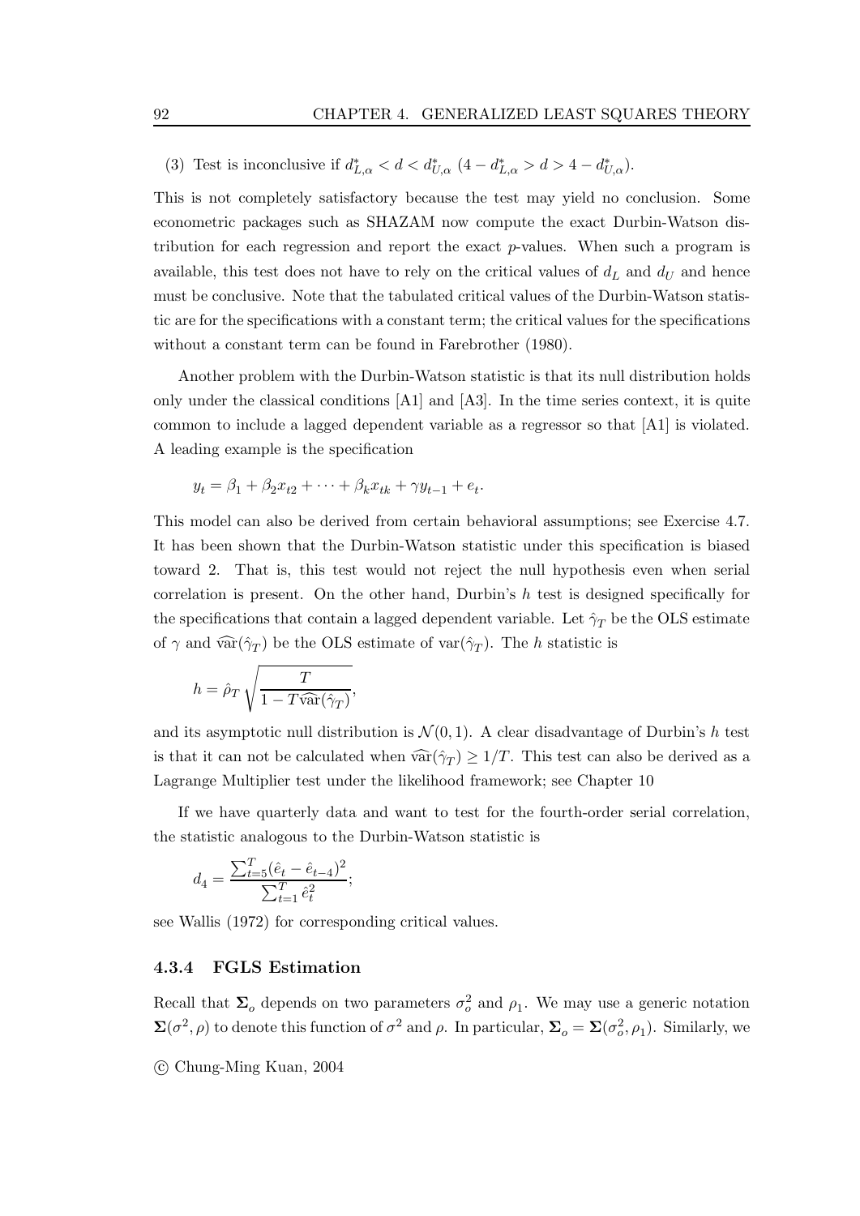(3) Test is inconclusive if $d^*_{L,\alpha} < d < d^*_{U,\alpha}$ $(4 - d^*_{L,\alpha} > d > 4 - d^*_{U,\alpha})$.

This is not completely satisfactory because the test may yield no conclusion. Some econometric packages such as SHAZAM now compute the exact Durbin-Watson distribution for each regression and report the exact $p$-values. When such a program is available, this test does not have to rely on the critical values of $d_L$ and $d_U$ and hence must be conclusive. Note that the tabulated critical values of the Durbin-Watson statistic are for the specifications with a constant term; the critical values for the specifications without a constant term can be found in Farebrother (1980).

Another problem with the Durbin-Watson statistic is that its null distribution holds only under the classical conditions [A1] and [A3]. In the time series context, it is quite common to include a lagged dependent variable as a regressor so that [A1] is violated. A leading example is the specification

$$y_t = \beta_1 + \beta_2 x_{t2} + \cdots + \beta_k x_{tk} + \gamma y_{t-1} + e_t.$$

This model can also be derived from certain behavioral assumptions; see Exercise 4.7. It has been shown that the Durbin-Watson statistic under this specification is biased toward 2. That is, this test would not reject the null hypothesis even when serial correlation is present. On the other hand, Durbin's $h$ test is designed specifically for the specifications that contain a lagged dependent variable. Let $\hat{\gamma}_T$ be the OLS estimate of $\gamma$ and $\widehat{\mathrm{var}}(\hat{\gamma}_T)$ be the OLS estimate of $\mathrm{var}(\hat{\gamma}_T)$. The $h$ statistic is

$$h = \hat{\rho}_T \sqrt{\frac{T}{1 - T\widehat{\mathrm{var}}(\hat{\gamma}_T)}},$$

and its asymptotic null distribution is $\mathcal{N}(0,1)$. A clear disadvantage of Durbin's $h$ test is that it can not be calculated when $\widehat{\mathrm{var}}(\hat{\gamma}_T) \geq 1/T$. This test can also be derived as a Lagrange Multiplier test under the likelihood framework; see Chapter 10

If we have quarterly data and want to test for the fourth-order serial correlation, the statistic analogous to the Durbin-Watson statistic is

$$d_4 = \frac{\sum_{t=5}^{T}(\hat{e}_t - \hat{e}_{t-4})^2}{\sum_{t=1}^{T}\hat{e}_t^2};$$

see Wallis (1972) for corresponding critical values.

### 4.3.4 FGLS Estimation

Recall that $\mathbf{\Sigma}_o$ depends on two parameters $\sigma_o^2$ and $\rho_1$. We may use a generic notation $\mathbf{\Sigma}(\sigma^2, \rho)$ to denote this function of $\sigma^2$ and $\rho$. In particular, $\mathbf{\Sigma}_o = \mathbf{\Sigma}(\sigma_o^2, \rho_1)$. Similarly, we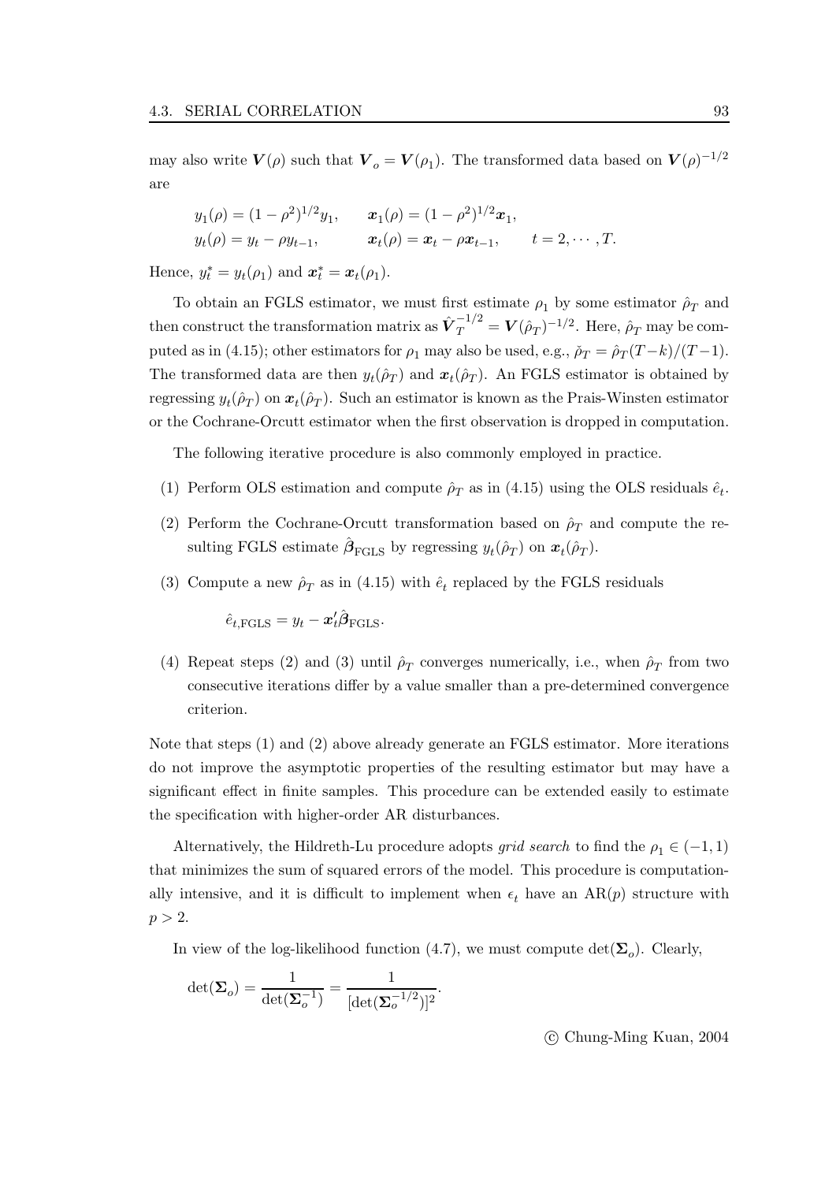may also write $\boldsymbol{V}(\rho)$ such that $\boldsymbol{V}_o = \boldsymbol{V}(\rho_1)$. The transformed data based on $\boldsymbol{V}(\rho)^{-1/2}$ are

$$
\begin{aligned}
& y_1(\rho) = (1-\rho^2)^{1/2} y_1, \qquad \boldsymbol{x}_1(\rho) = (1-\rho^2)^{1/2}\boldsymbol{x}_1, \\
& y_t(\rho) = y_t - \rho y_{t-1}, \qquad \boldsymbol{x}_t(\rho) = \boldsymbol{x}_t - \rho \boldsymbol{x}_{t-1}, \qquad t = 2, \cdots, T.
\end{aligned}
$$

Hence, $y_t^* = y_t(\rho_1)$ and $\boldsymbol{x}_t^* = \boldsymbol{x}_t(\rho_1)$.

To obtain an FGLS estimator, we must first estimate $\rho_1$ by some estimator $\hat{\rho}_T$ and then construct the transformation matrix as $\hat{\boldsymbol{V}}_T^{-1/2} = \boldsymbol{V}(\hat{\rho}_T)^{-1/2}$. Here, $\hat{\rho}_T$ may be computed as in (4.15); other estimators for $\rho_1$ may also be used, e.g., $\check{\rho}_T = \hat{\rho}_T(T-k)/(T-1)$. The transformed data are then $y_t(\hat{\rho}_T)$ and $\boldsymbol{x}_t(\hat{\rho}_T)$. An FGLS estimator is obtained by regressing $y_t(\hat{\rho}_T)$ on $\boldsymbol{x}_t(\hat{\rho}_T)$. Such an estimator is known as the Prais-Winsten estimator or the Cochrane-Orcutt estimator when the first observation is dropped in computation.

The following iterative procedure is also commonly employed in practice.

(1) Perform OLS estimation and compute $\hat{\rho}_T$ as in (4.15) using the OLS residuals $\hat{e}_t$.

(2) Perform the Cochrane-Orcutt transformation based on $\hat{\rho}_T$ and compute the resulting FGLS estimate $\hat{\boldsymbol{\beta}}_{\text{FGLS}}$ by regressing $y_t(\hat{\rho}_T)$ on $\boldsymbol{x}_t(\hat{\rho}_T)$.

(3) Compute a new $\hat{\rho}_T$ as in (4.15) with $\hat{e}_t$ replaced by the FGLS residuals

$$
\hat{e}_{t,\text{FGLS}} = y_t - \boldsymbol{x}_t' \hat{\boldsymbol{\beta}}_{\text{FGLS}}.
$$

(4) Repeat steps (2) and (3) until $\hat{\rho}_T$ converges numerically, i.e., when $\hat{\rho}_T$ from two consecutive iterations differ by a value smaller than a pre-determined convergence criterion.

Note that steps (1) and (2) above already generate an FGLS estimator. More iterations do not improve the asymptotic properties of the resulting estimator but may have a significant effect in finite samples. This procedure can be extended easily to estimate the specification with higher-order AR disturbances.

Alternatively, the Hildreth-Lu procedure adopts *grid search* to find the $\rho_1 \in (-1, 1)$ that minimizes the sum of squared errors of the model. This procedure is computationally intensive, and it is difficult to implement when $\epsilon_t$ have an AR($p$) structure with $p > 2$.

In view of the log-likelihood function (4.7), we must compute $\det(\boldsymbol{\Sigma}_o)$. Clearly,

$$
\det(\boldsymbol{\Sigma}_o) = \frac{1}{\det(\boldsymbol{\Sigma}_o^{-1})} = \frac{1}{[\det(\boldsymbol{\Sigma}_o^{-1/2})]^2}.
$$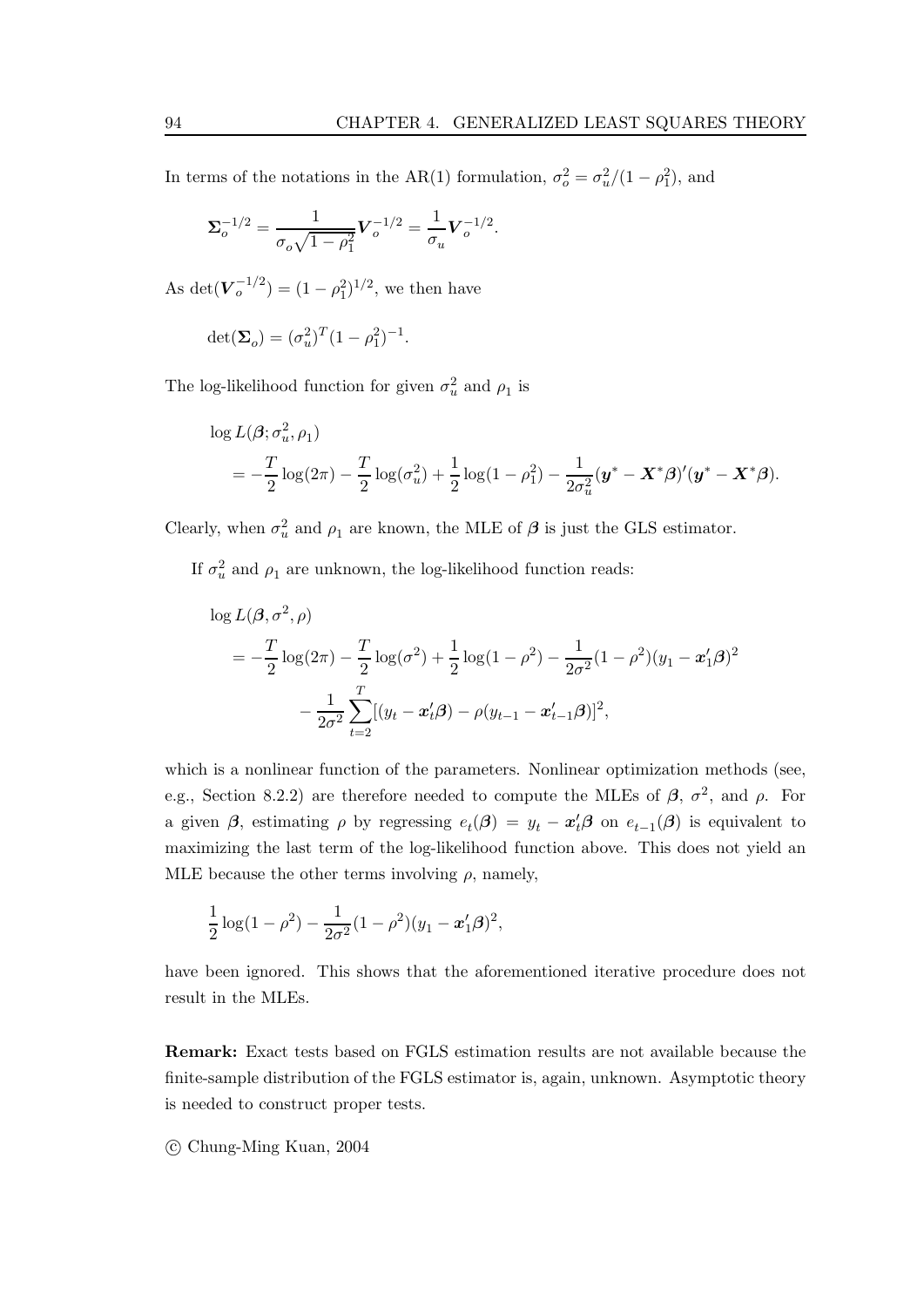In terms of the notations in the AR(1) formulation, $\sigma_o^2 = \sigma_u^2/(1-\rho_1^2)$, and

$$\boldsymbol{\Sigma}_o^{-1/2} = \frac{1}{\sigma_o\sqrt{1-\rho_1^2}}\boldsymbol{V}_o^{-1/2} = \frac{1}{\sigma_u}\boldsymbol{V}_o^{-1/2}.$$

As $\det(\boldsymbol{V}_o^{-1/2}) = (1-\rho_1^2)^{1/2}$, we then have

$$\det(\boldsymbol{\Sigma}_o) = (\sigma_u^2)^T(1-\rho_1^2)^{-1}.$$

The log-likelihood function for given $\sigma_u^2$ and $\rho_1$ is

$$\begin{aligned}
&\log L(\boldsymbol{\beta}; \sigma_u^2, \rho_1) \\
&\quad = -\frac{T}{2}\log(2\pi) - \frac{T}{2}\log(\sigma_u^2) + \frac{1}{2}\log(1-\rho_1^2) - \frac{1}{2\sigma_u^2}(\boldsymbol{y}^* - \boldsymbol{X}^*\boldsymbol{\beta})'(\boldsymbol{y}^* - \boldsymbol{X}^*\boldsymbol{\beta}).
\end{aligned}$$

Clearly, when $\sigma_u^2$ and $\rho_1$ are known, the MLE of $\boldsymbol{\beta}$ is just the GLS estimator.

If $\sigma_u^2$ and $\rho_1$ are unknown, the log-likelihood function reads:

$$\begin{aligned}
&\log L(\boldsymbol{\beta}, \sigma^2, \rho) \\
&\quad = -\frac{T}{2}\log(2\pi) - \frac{T}{2}\log(\sigma^2) + \frac{1}{2}\log(1-\rho^2) - \frac{1}{2\sigma^2}(1-\rho^2)(y_1 - \boldsymbol{x}_1'\boldsymbol{\beta})^2 \\
&\qquad - \frac{1}{2\sigma^2}\sum_{t=2}^{T}[(y_t - \boldsymbol{x}_t'\boldsymbol{\beta}) - \rho(y_{t-1} - \boldsymbol{x}_{t-1}'\boldsymbol{\beta})]^2,
\end{aligned}$$

which is a nonlinear function of the parameters. Nonlinear optimization methods (see, e.g., Section 8.2.2) are therefore needed to compute the MLEs of $\boldsymbol{\beta}$, $\sigma^2$, and $\rho$. For a given $\boldsymbol{\beta}$, estimating $\rho$ by regressing $e_t(\boldsymbol{\beta}) = y_t - \boldsymbol{x}_t'\boldsymbol{\beta}$ on $e_{t-1}(\boldsymbol{\beta})$ is equivalent to maximizing the last term of the log-likelihood function above. This does not yield an MLE because the other terms involving $\rho$, namely,

$$\frac{1}{2}\log(1-\rho^2) - \frac{1}{2\sigma^2}(1-\rho^2)(y_1 - \boldsymbol{x}_1'\boldsymbol{\beta})^2,$$

have been ignored. This shows that the aforementioned iterative procedure does not result in the MLEs.

**Remark:** Exact tests based on FGLS estimation results are not available because the finite-sample distribution of the FGLS estimator is, again, unknown. Asymptotic theory is needed to construct proper tests.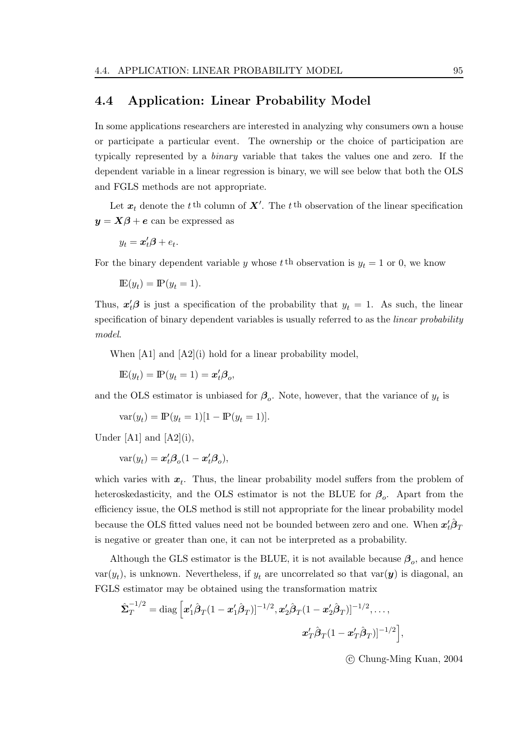## 4.4 Application: Linear Probability Model

In some applications researchers are interested in analyzing why consumers own a house or participate a particular event. The ownership or the choice of participation are typically represented by a *binary* variable that takes the values one and zero. If the dependent variable in a linear regression is binary, we will see below that both the OLS and FGLS methods are not appropriate.

Let $\boldsymbol{x}_t$ denote the $t^{\text{th}}$ column of $\boldsymbol{X}'$. The $t^{\text{th}}$ observation of the linear specification $\boldsymbol{y} = \boldsymbol{X}\boldsymbol{\beta} + \boldsymbol{e}$ can be expressed as

$$y_t = \boldsymbol{x}_t'\boldsymbol{\beta} + e_t.$$

For the binary dependent variable $y$ whose $t^{\text{th}}$ observation is $y_t = 1$ or 0, we know

$$\mathbb{E}(y_t) = \mathbb{P}(y_t = 1).$$

Thus, $\boldsymbol{x}_t'\boldsymbol{\beta}$ is just a specification of the probability that $y_t = 1$. As such, the linear specification of binary dependent variables is usually referred to as the *linear probability model*.

When [A1] and [A2](i) hold for a linear probability model,

$$\mathbb{E}(y_t) = \mathbb{P}(y_t = 1) = \boldsymbol{x}_t'\boldsymbol{\beta}_o,$$

and the OLS estimator is unbiased for $\boldsymbol{\beta}_o$. Note, however, that the variance of $y_t$ is

$$\operatorname{var}(y_t) = \mathbb{P}(y_t = 1)[1 - \mathbb{P}(y_t = 1)].$$

Under [A1] and [A2](i),

$$\operatorname{var}(y_t) = \boldsymbol{x}_t'\boldsymbol{\beta}_o(1 - \boldsymbol{x}_t'\boldsymbol{\beta}_o),$$

which varies with $\boldsymbol{x}_t$. Thus, the linear probability model suffers from the problem of heteroskedasticity, and the OLS estimator is not the BLUE for $\boldsymbol{\beta}_o$. Apart from the efficiency issue, the OLS method is still not appropriate for the linear probability model because the OLS fitted values need not be bounded between zero and one. When $\boldsymbol{x}_t'\hat{\boldsymbol{\beta}}_T$ is negative or greater than one, it can not be interpreted as a probability.

Although the GLS estimator is the BLUE, it is not available because $\boldsymbol{\beta}_o$, and hence $\operatorname{var}(y_t)$, is unknown. Nevertheless, if $y_t$ are uncorrelated so that $\operatorname{var}(\boldsymbol{y})$ is diagonal, an FGLS estimator may be obtained using the transformation matrix

$$\hat{\boldsymbol{\Sigma}}_T^{-1/2} = \operatorname{diag}\Big[\boldsymbol{x}_1'\hat{\boldsymbol{\beta}}_T(1 - \boldsymbol{x}_1'\hat{\boldsymbol{\beta}}_T)]^{-1/2}, \boldsymbol{x}_2'\hat{\boldsymbol{\beta}}_T(1 - \boldsymbol{x}_2'\hat{\boldsymbol{\beta}}_T)]^{-1/2}, \ldots, \boldsymbol{x}_T'\hat{\boldsymbol{\beta}}_T(1 - \boldsymbol{x}_T'\hat{\boldsymbol{\beta}}_T)]^{-1/2}\Big],$$

© Chung-Ming Kuan, 2004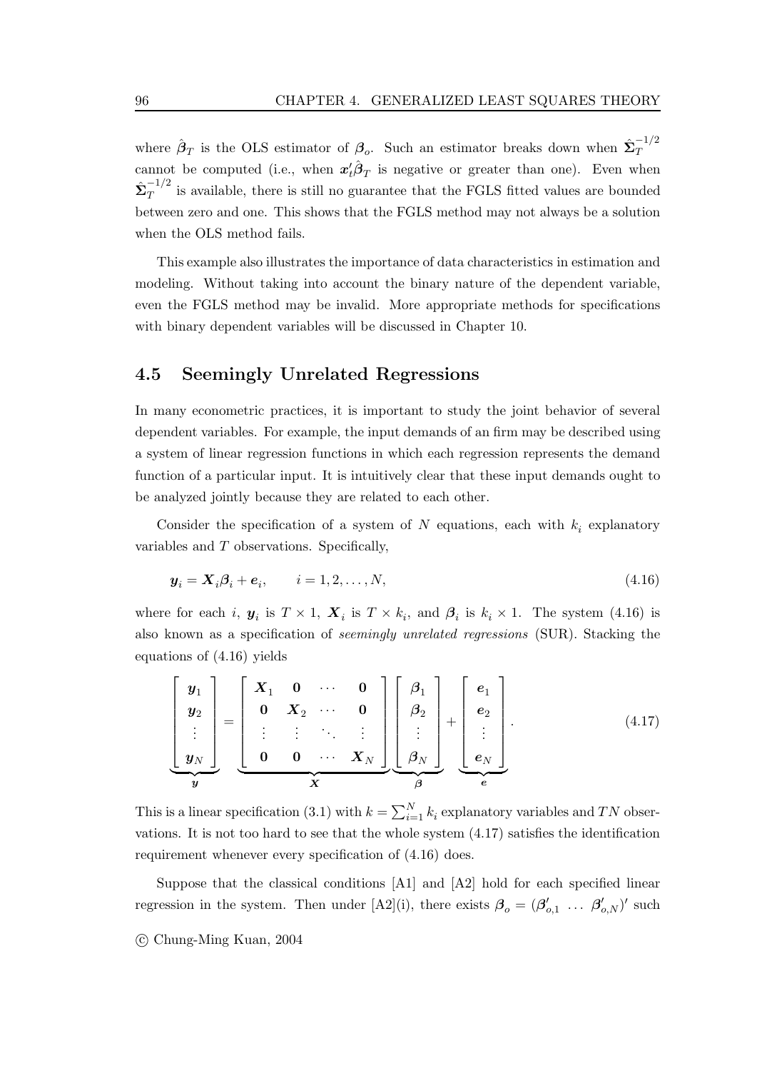where $\hat{\boldsymbol{\beta}}_T$ is the OLS estimator of $\boldsymbol{\beta}_o$. Such an estimator breaks down when $\hat{\boldsymbol{\Sigma}}_T^{-1/2}$ cannot be computed (i.e., when $\boldsymbol{x}_t'\hat{\boldsymbol{\beta}}_T$ is negative or greater than one). Even when $\hat{\boldsymbol{\Sigma}}_T^{-1/2}$ is available, there is still no guarantee that the FGLS fitted values are bounded between zero and one. This shows that the FGLS method may not always be a solution when the OLS method fails.

This example also illustrates the importance of data characteristics in estimation and modeling. Without taking into account the binary nature of the dependent variable, even the FGLS method may be invalid. More appropriate methods for specifications with binary dependent variables will be discussed in Chapter 10.

## 4.5 Seemingly Unrelated Regressions

In many econometric practices, it is important to study the joint behavior of several dependent variables. For example, the input demands of an firm may be described using a system of linear regression functions in which each regression represents the demand function of a particular input. It is intuitively clear that these input demands ought to be analyzed jointly because they are related to each other.

Consider the specification of a system of $N$ equations, each with $k_i$ explanatory variables and $T$ observations. Specifically,

$$\boldsymbol{y}_i = \boldsymbol{X}_i \boldsymbol{\beta}_i + \boldsymbol{e}_i, \qquad i = 1, 2, \ldots, N, \tag{4.16}$$

where for each $i$, $\boldsymbol{y}_i$ is $T \times 1$, $\boldsymbol{X}_i$ is $T \times k_i$, and $\boldsymbol{\beta}_i$ is $k_i \times 1$. The system (4.16) is also known as a specification of *seemingly unrelated regressions* (SUR). Stacking the equations of (4.16) yields

$$\underbrace{\begin{bmatrix} \boldsymbol{y}_1 \\ \boldsymbol{y}_2 \\ \vdots \\ \boldsymbol{y}_N \end{bmatrix}}_{\boldsymbol{y}} = \underbrace{\begin{bmatrix} \boldsymbol{X}_1 & \mathbf{0} & \cdots & \mathbf{0} \\ \mathbf{0} & \boldsymbol{X}_2 & \cdots & \mathbf{0} \\ \vdots & \vdots & \ddots & \vdots \\ \mathbf{0} & \mathbf{0} & \cdots & \boldsymbol{X}_N \end{bmatrix}}_{\boldsymbol{X}} \underbrace{\begin{bmatrix} \boldsymbol{\beta}_1 \\ \boldsymbol{\beta}_2 \\ \vdots \\ \boldsymbol{\beta}_N \end{bmatrix}}_{\boldsymbol{\beta}} + \underbrace{\begin{bmatrix} \boldsymbol{e}_1 \\ \boldsymbol{e}_2 \\ \vdots \\ \boldsymbol{e}_N \end{bmatrix}}_{\boldsymbol{e}}. \tag{4.17}$$

This is a linear specification (3.1) with $k = \sum_{i=1}^{N} k_i$ explanatory variables and $TN$ observations. It is not too hard to see that the whole system (4.17) satisfies the identification requirement whenever every specification of (4.16) does.

Suppose that the classical conditions [A1] and [A2] hold for each specified linear regression in the system. Then under [A2](i), there exists $\boldsymbol{\beta}_o = (\boldsymbol{\beta}_{o,1}' \ \ldots \ \boldsymbol{\beta}_{o,N}')'$ such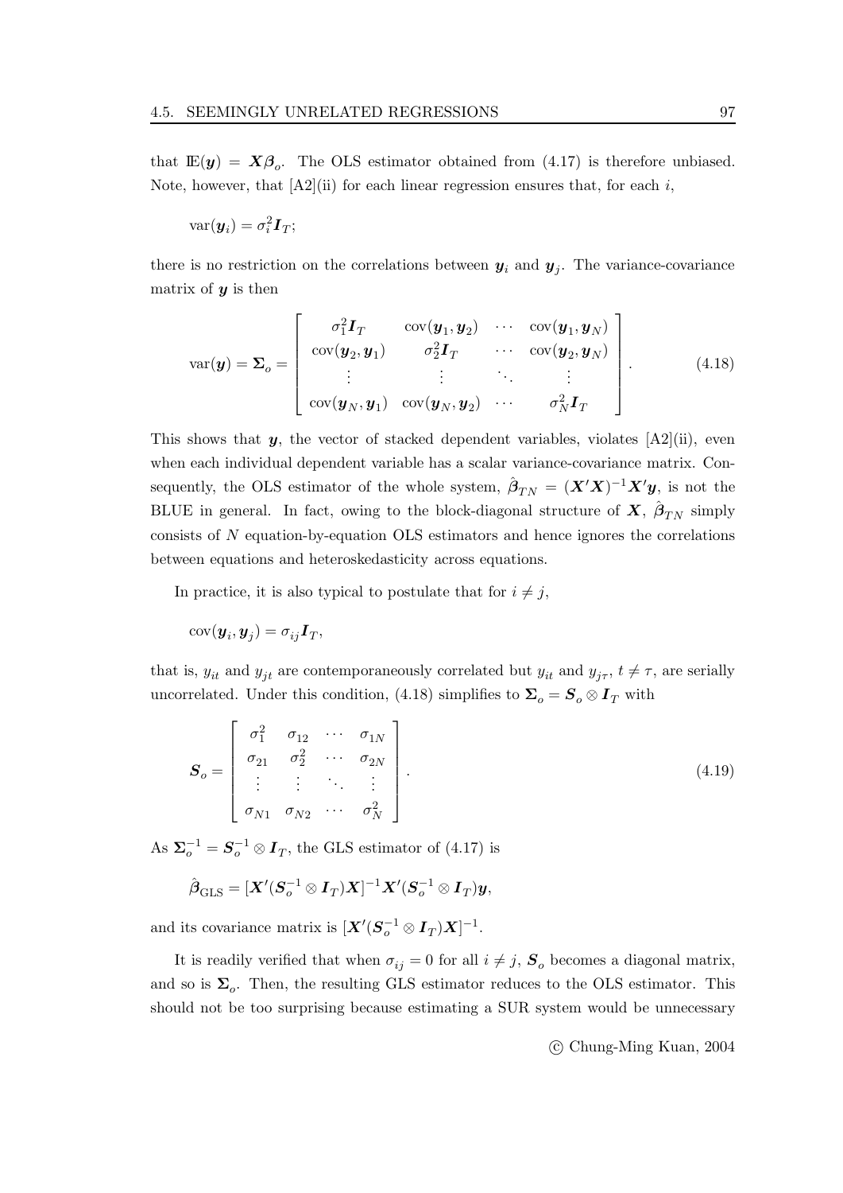that $\mathbb{E}(\boldsymbol{y}) = \boldsymbol{X}\boldsymbol{\beta}_o$. The OLS estimator obtained from (4.17) is therefore unbiased. Note, however, that [A2](ii) for each linear regression ensures that, for each $i$,

$$\text{var}(\boldsymbol{y}_i) = \sigma_i^2 \boldsymbol{I}_T;$$

there is no restriction on the correlations between $\boldsymbol{y}_i$ and $\boldsymbol{y}_j$. The variance-covariance matrix of $\boldsymbol{y}$ is then

$$\text{var}(\boldsymbol{y}) = \boldsymbol{\Sigma}_o = \begin{bmatrix} \sigma_1^2 \boldsymbol{I}_T & \text{cov}(\boldsymbol{y}_1, \boldsymbol{y}_2) & \cdots & \text{cov}(\boldsymbol{y}_1, \boldsymbol{y}_N) \\ \text{cov}(\boldsymbol{y}_2, \boldsymbol{y}_1) & \sigma_2^2 \boldsymbol{I}_T & \cdots & \text{cov}(\boldsymbol{y}_2, \boldsymbol{y}_N) \\ \vdots & \vdots & \ddots & \vdots \\ \text{cov}(\boldsymbol{y}_N, \boldsymbol{y}_1) & \text{cov}(\boldsymbol{y}_N, \boldsymbol{y}_2) & \cdots & \sigma_N^2 \boldsymbol{I}_T \end{bmatrix}. \tag{4.18}$$

This shows that $\boldsymbol{y}$, the vector of stacked dependent variables, violates [A2](ii), even when each individual dependent variable has a scalar variance-covariance matrix. Consequently, the OLS estimator of the whole system, $\hat{\boldsymbol{\beta}}_{TN} = (\boldsymbol{X}'\boldsymbol{X})^{-1}\boldsymbol{X}'\boldsymbol{y}$, is not the BLUE in general. In fact, owing to the block-diagonal structure of $\boldsymbol{X}$, $\hat{\boldsymbol{\beta}}_{TN}$ simply consists of $N$ equation-by-equation OLS estimators and hence ignores the correlations between equations and heteroskedasticity across equations.

In practice, it is also typical to postulate that for $i \neq j$,

$$\text{cov}(\boldsymbol{y}_i, \boldsymbol{y}_j) = \sigma_{ij} \boldsymbol{I}_T,$$

that is, $y_{it}$ and $y_{jt}$ are contemporaneously correlated but $y_{it}$ and $y_{j\tau}$, $t \neq \tau$, are serially uncorrelated. Under this condition, (4.18) simplifies to $\boldsymbol{\Sigma}_o = \boldsymbol{S}_o \otimes \boldsymbol{I}_T$ with

$$\boldsymbol{S}_o = \begin{bmatrix} \sigma_1^2 & \sigma_{12} & \cdots & \sigma_{1N} \\ \sigma_{21} & \sigma_2^2 & \cdots & \sigma_{2N} \\ \vdots & \vdots & \ddots & \vdots \\ \sigma_{N1} & \sigma_{N2} & \cdots & \sigma_N^2 \end{bmatrix}. \tag{4.19}$$

As $\boldsymbol{\Sigma}_o^{-1} = \boldsymbol{S}_o^{-1} \otimes \boldsymbol{I}_T$, the GLS estimator of (4.17) is

$$\hat{\boldsymbol{\beta}}_{\text{GLS}} = [\boldsymbol{X}'(\boldsymbol{S}_o^{-1} \otimes \boldsymbol{I}_T)\boldsymbol{X}]^{-1}\boldsymbol{X}'(\boldsymbol{S}_o^{-1} \otimes \boldsymbol{I}_T)\boldsymbol{y},$$

and its covariance matrix is $[\boldsymbol{X}'(\boldsymbol{S}_o^{-1} \otimes \boldsymbol{I}_T)\boldsymbol{X}]^{-1}$.

It is readily verified that when $\sigma_{ij} = 0$ for all $i \neq j$, $\boldsymbol{S}_o$ becomes a diagonal matrix, and so is $\boldsymbol{\Sigma}_o$. Then, the resulting GLS estimator reduces to the OLS estimator. This should not be too surprising because estimating a SUR system would be unnecessary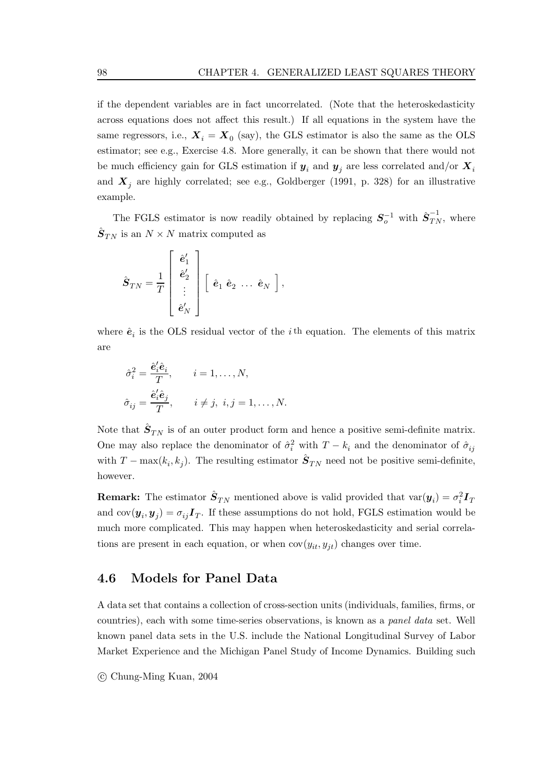if the dependent variables are in fact uncorrelated. (Note that the heteroskedasticity across equations does not affect this result.) If all equations in the system have the same regressors, i.e., $\boldsymbol{X}_i = \boldsymbol{X}_0$ (say), the GLS estimator is also the same as the OLS estimator; see e.g., Exercise 4.8. More generally, it can be shown that there would not be much efficiency gain for GLS estimation if $\boldsymbol{y}_i$ and $\boldsymbol{y}_j$ are less correlated and/or $\boldsymbol{X}_i$ and $\boldsymbol{X}_j$ are highly correlated; see e.g., Goldberger (1991, p. 328) for an illustrative example.

The FGLS estimator is now readily obtained by replacing $\boldsymbol{S}_o^{-1}$ with $\hat{\boldsymbol{S}}_{TN}^{-1}$, where $\hat{\boldsymbol{S}}_{TN}$ is an $N \times N$ matrix computed as

$$
\hat{\boldsymbol{S}}_{TN} = \frac{1}{T} \begin{bmatrix} \hat{\boldsymbol{e}}_1' \\ \hat{\boldsymbol{e}}_2' \\ \vdots \\ \hat{\boldsymbol{e}}_N' \end{bmatrix} \begin{bmatrix} \hat{\boldsymbol{e}}_1 \ \hat{\boldsymbol{e}}_2 \ \ldots \ \hat{\boldsymbol{e}}_N \end{bmatrix},
$$

where $\hat{\boldsymbol{e}}_i$ is the OLS residual vector of the $i$ th equation. The elements of this matrix are

$$
\hat{\sigma}_i^2 = \frac{\hat{\boldsymbol{e}}_i' \hat{\boldsymbol{e}}_i}{T}, \qquad i = 1, \ldots, N,
$$

$$
\hat{\sigma}_{ij} = \frac{\hat{\boldsymbol{e}}_i' \hat{\boldsymbol{e}}_j}{T}, \qquad i \neq j, \ i, j = 1, \ldots, N.
$$

Note that $\hat{\boldsymbol{S}}_{TN}$ is of an outer product form and hence a positive semi-definite matrix. One may also replace the denominator of $\hat{\sigma}_i^2$ with $T - k_i$ and the denominator of $\hat{\sigma}_{ij}$ with $T - \max(k_i, k_j)$. The resulting estimator $\hat{\boldsymbol{S}}_{TN}$ need not be positive semi-definite, however.

**Remark:** The estimator $\hat{\boldsymbol{S}}_{TN}$ mentioned above is valid provided that $\operatorname{var}(\boldsymbol{y}_i) = \sigma_i^2 \boldsymbol{I}_T$ and $\operatorname{cov}(\boldsymbol{y}_i, \boldsymbol{y}_j) = \sigma_{ij} \boldsymbol{I}_T$. If these assumptions do not hold, FGLS estimation would be much more complicated. This may happen when heteroskedasticity and serial correlations are present in each equation, or when $\operatorname{cov}(y_{it}, y_{jt})$ changes over time.

## 4.6 Models for Panel Data

A data set that contains a collection of cross-section units (individuals, families, firms, or countries), each with some time-series observations, is known as a *panel data* set. Well known panel data sets in the U.S. include the National Longitudinal Survey of Labor Market Experience and the Michigan Panel Study of Income Dynamics. Building such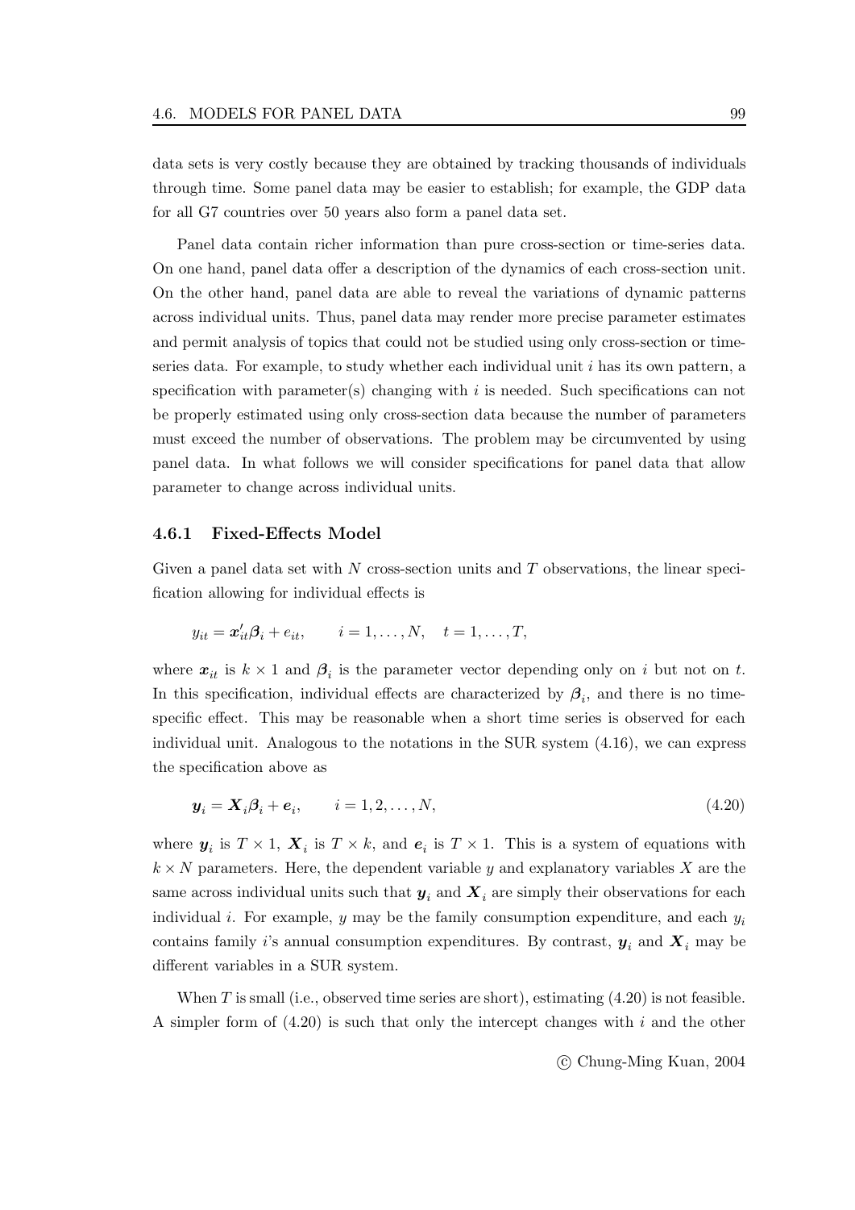data sets is very costly because they are obtained by tracking thousands of individuals through time. Some panel data may be easier to establish; for example, the GDP data for all G7 countries over 50 years also form a panel data set.

Panel data contain richer information than pure cross-section or time-series data. On one hand, panel data offer a description of the dynamics of each cross-section unit. On the other hand, panel data are able to reveal the variations of dynamic patterns across individual units. Thus, panel data may render more precise parameter estimates and permit analysis of topics that could not be studied using only cross-section or time-series data. For example, to study whether each individual unit $i$ has its own pattern, a specification with parameter(s) changing with $i$ is needed. Such specifications can not be properly estimated using only cross-section data because the number of parameters must exceed the number of observations. The problem may be circumvented by using panel data. In what follows we will consider specifications for panel data that allow parameter to change across individual units.

### 4.6.1 Fixed-Effects Model

Given a panel data set with $N$ cross-section units and $T$ observations, the linear specification allowing for individual effects is

$$y_{it} = \boldsymbol{x}_{it}'\boldsymbol{\beta}_i + e_{it}, \qquad i = 1, \ldots, N, \quad t = 1, \ldots, T,$$

where $\boldsymbol{x}_{it}$ is $k \times 1$ and $\boldsymbol{\beta}_i$ is the parameter vector depending only on $i$ but not on $t$. In this specification, individual effects are characterized by $\boldsymbol{\beta}_i$, and there is no time-specific effect. This may be reasonable when a short time series is observed for each individual unit. Analogous to the notations in the SUR system (4.16), we can express the specification above as

$$\boldsymbol{y}_i = \boldsymbol{X}_i\boldsymbol{\beta}_i + \boldsymbol{e}_i, \qquad i = 1, 2, \ldots, N, \tag{4.20}$$

where $\boldsymbol{y}_i$ is $T \times 1$, $\boldsymbol{X}_i$ is $T \times k$, and $\boldsymbol{e}_i$ is $T \times 1$. This is a system of equations with $k \times N$ parameters. Here, the dependent variable $y$ and explanatory variables $X$ are the same across individual units such that $\boldsymbol{y}_i$ and $\boldsymbol{X}_i$ are simply their observations for each individual $i$. For example, $y$ may be the family consumption expenditure, and each $y_i$ contains family $i$'s annual consumption expenditures. By contrast, $\boldsymbol{y}_i$ and $\boldsymbol{X}_i$ may be different variables in a SUR system.

When $T$ is small (i.e., observed time series are short), estimating (4.20) is not feasible. A simpler form of (4.20) is such that only the intercept changes with $i$ and the other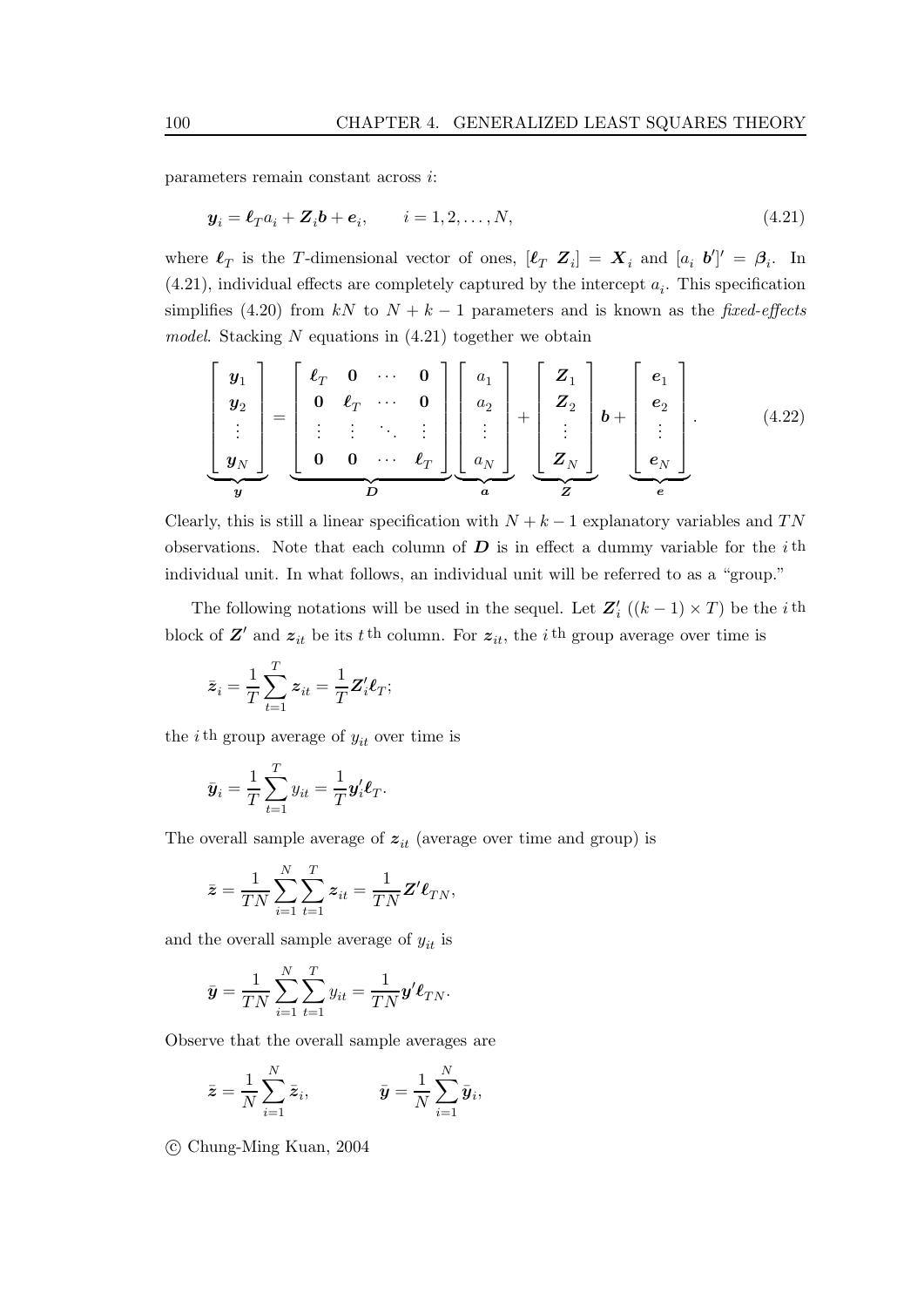parameters remain constant across $i$:

$$\boldsymbol{y}_i = \boldsymbol{\ell}_T a_i + \boldsymbol{Z}_i \boldsymbol{b} + \boldsymbol{e}_i, \qquad i = 1, 2, \ldots, N, \tag{4.21}$$

where $\boldsymbol{\ell}_T$ is the $T$-dimensional vector of ones, $[\boldsymbol{\ell}_T \ \boldsymbol{Z}_i] = \boldsymbol{X}_i$ and $[a_i \ \boldsymbol{b}']' = \boldsymbol{\beta}_i$. In (4.21), individual effects are completely captured by the intercept $a_i$. This specification simplifies (4.20) from $kN$ to $N + k - 1$ parameters and is known as the *fixed-effects model*. Stacking $N$ equations in (4.21) together we obtain

$$\underbrace{\begin{bmatrix} \boldsymbol{y}_1 \\ \boldsymbol{y}_2 \\ \vdots \\ \boldsymbol{y}_N \end{bmatrix}}_{\boldsymbol{y}} = \underbrace{\begin{bmatrix} \boldsymbol{\ell}_T & \boldsymbol{0} & \cdots & \boldsymbol{0} \\ \boldsymbol{0} & \boldsymbol{\ell}_T & \cdots & \boldsymbol{0} \\ \vdots & \vdots & \ddots & \vdots \\ \boldsymbol{0} & \boldsymbol{0} & \cdots & \boldsymbol{\ell}_T \end{bmatrix}}_{\boldsymbol{D}} \underbrace{\begin{bmatrix} a_1 \\ a_2 \\ \vdots \\ a_N \end{bmatrix}}_{\boldsymbol{a}} + \underbrace{\begin{bmatrix} \boldsymbol{Z}_1 \\ \boldsymbol{Z}_2 \\ \vdots \\ \boldsymbol{Z}_N \end{bmatrix}}_{\boldsymbol{Z}} \boldsymbol{b} + \underbrace{\begin{bmatrix} \boldsymbol{e}_1 \\ \boldsymbol{e}_2 \\ \vdots \\ \boldsymbol{e}_N \end{bmatrix}}_{\boldsymbol{e}}. \tag{4.22}$$

Clearly, this is still a linear specification with $N + k - 1$ explanatory variables and $TN$ observations. Note that each column of $\boldsymbol{D}$ is in effect a dummy variable for the $i$ th individual unit. In what follows, an individual unit will be referred to as a "group."

The following notations will be used in the sequel. Let $\boldsymbol{Z}_i'$ ($(k-1) \times T$) be the $i$ th block of $\boldsymbol{Z}'$ and $\boldsymbol{z}_{it}$ be its $t$ th column. For $\boldsymbol{z}_{it}$, the $i$ th group average over time is

$$\bar{\boldsymbol{z}}_i = \frac{1}{T} \sum_{t=1}^{T} \boldsymbol{z}_{it} = \frac{1}{T} \boldsymbol{Z}_i' \boldsymbol{\ell}_T;$$

the $i$ th group average of $y_{it}$ over time is

$$\bar{\boldsymbol{y}}_i = \frac{1}{T} \sum_{t=1}^{T} y_{it} = \frac{1}{T} \boldsymbol{y}_i' \boldsymbol{\ell}_T.$$

The overall sample average of $\boldsymbol{z}_{it}$ (average over time and group) is

$$\bar{\boldsymbol{z}} = \frac{1}{TN} \sum_{i=1}^{N} \sum_{t=1}^{T} \boldsymbol{z}_{it} = \frac{1}{TN} \boldsymbol{Z}' \boldsymbol{\ell}_{TN},$$

and the overall sample average of $y_{it}$ is

$$\bar{\boldsymbol{y}} = \frac{1}{TN} \sum_{i=1}^{N} \sum_{t=1}^{T} y_{it} = \frac{1}{TN} \boldsymbol{y}' \boldsymbol{\ell}_{TN}.$$

Observe that the overall sample averages are

$$\bar{\boldsymbol{z}} = \frac{1}{N} \sum_{i=1}^{N} \bar{\boldsymbol{z}}_i, \qquad \bar{\boldsymbol{y}} = \frac{1}{N} \sum_{i=1}^{N} \bar{\boldsymbol{y}}_i,$$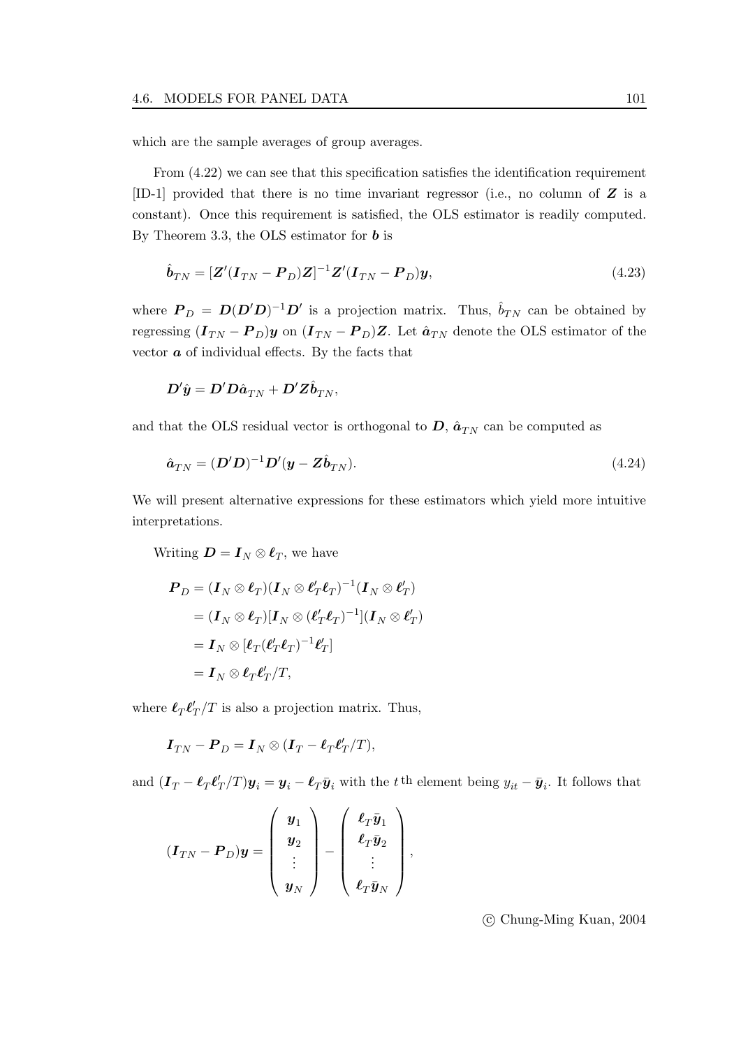which are the sample averages of group averages.

From (4.22) we can see that this specification satisfies the identification requirement [ID-1] provided that there is no time invariant regressor (i.e., no column of $\boldsymbol{Z}$ is a constant). Once this requirement is satisfied, the OLS estimator is readily computed. By Theorem 3.3, the OLS estimator for $\boldsymbol{b}$ is

$$\hat{\boldsymbol{b}}_{TN} = [\boldsymbol{Z}'(\boldsymbol{I}_{TN} - \boldsymbol{P}_D)\boldsymbol{Z}]^{-1}\boldsymbol{Z}'(\boldsymbol{I}_{TN} - \boldsymbol{P}_D)\boldsymbol{y}, \tag{4.23}$$

where $\boldsymbol{P}_D = \boldsymbol{D}(\boldsymbol{D}'\boldsymbol{D})^{-1}\boldsymbol{D}'$ is a projection matrix. Thus, $\hat{b}_{TN}$ can be obtained by regressing $(\boldsymbol{I}_{TN} - \boldsymbol{P}_D)\boldsymbol{y}$ on $(\boldsymbol{I}_{TN} - \boldsymbol{P}_D)\boldsymbol{Z}$. Let $\hat{\boldsymbol{a}}_{TN}$ denote the OLS estimator of the vector $\boldsymbol{a}$ of individual effects. By the facts that

$$\boldsymbol{D}'\hat{\boldsymbol{y}} = \boldsymbol{D}'\boldsymbol{D}\hat{\boldsymbol{a}}_{TN} + \boldsymbol{D}'\boldsymbol{Z}\hat{\boldsymbol{b}}_{TN},$$

and that the OLS residual vector is orthogonal to $\boldsymbol{D}$, $\hat{\boldsymbol{a}}_{TN}$ can be computed as

$$\hat{\boldsymbol{a}}_{TN} = (\boldsymbol{D}'\boldsymbol{D})^{-1}\boldsymbol{D}'(\boldsymbol{y} - \boldsymbol{Z}\hat{\boldsymbol{b}}_{TN}). \tag{4.24}$$

We will present alternative expressions for these estimators which yield more intuitive interpretations.

Writing $\boldsymbol{D} = \boldsymbol{I}_N \otimes \boldsymbol{\ell}_T$, we have

$$\begin{aligned}
\boldsymbol{P}_D &= (\boldsymbol{I}_N \otimes \boldsymbol{\ell}_T)(\boldsymbol{I}_N \otimes \boldsymbol{\ell}_T'\boldsymbol{\ell}_T)^{-1}(\boldsymbol{I}_N \otimes \boldsymbol{\ell}_T') \\
&= (\boldsymbol{I}_N \otimes \boldsymbol{\ell}_T)[\boldsymbol{I}_N \otimes (\boldsymbol{\ell}_T'\boldsymbol{\ell}_T)^{-1}](\boldsymbol{I}_N \otimes \boldsymbol{\ell}_T') \\
&= \boldsymbol{I}_N \otimes [\boldsymbol{\ell}_T(\boldsymbol{\ell}_T'\boldsymbol{\ell}_T)^{-1}\boldsymbol{\ell}_T'] \\
&= \boldsymbol{I}_N \otimes \boldsymbol{\ell}_T\boldsymbol{\ell}_T'/T,
\end{aligned}$$

where $\boldsymbol{\ell}_T\boldsymbol{\ell}_T'/T$ is also a projection matrix. Thus,

$$\boldsymbol{I}_{TN} - \boldsymbol{P}_D = \boldsymbol{I}_N \otimes (\boldsymbol{I}_T - \boldsymbol{\ell}_T\boldsymbol{\ell}_T'/T),$$

and $(\boldsymbol{I}_T - \boldsymbol{\ell}_T\boldsymbol{\ell}_T'/T)\boldsymbol{y}_i = \boldsymbol{y}_i - \boldsymbol{\ell}_T\bar{\boldsymbol{y}}_i$ with the $t^{\text{th}}$ element being $y_{it} - \bar{\boldsymbol{y}}_i$. It follows that

$$(\boldsymbol{I}_{TN} - \boldsymbol{P}_D)\boldsymbol{y} = \begin{pmatrix} \boldsymbol{y}_1 \\ \boldsymbol{y}_2 \\ \vdots \\ \boldsymbol{y}_N \end{pmatrix} - \begin{pmatrix} \boldsymbol{\ell}_T\bar{\boldsymbol{y}}_1 \\ \boldsymbol{\ell}_T\bar{\boldsymbol{y}}_2 \\ \vdots \\ \boldsymbol{\ell}_T\bar{\boldsymbol{y}}_N \end{pmatrix},$$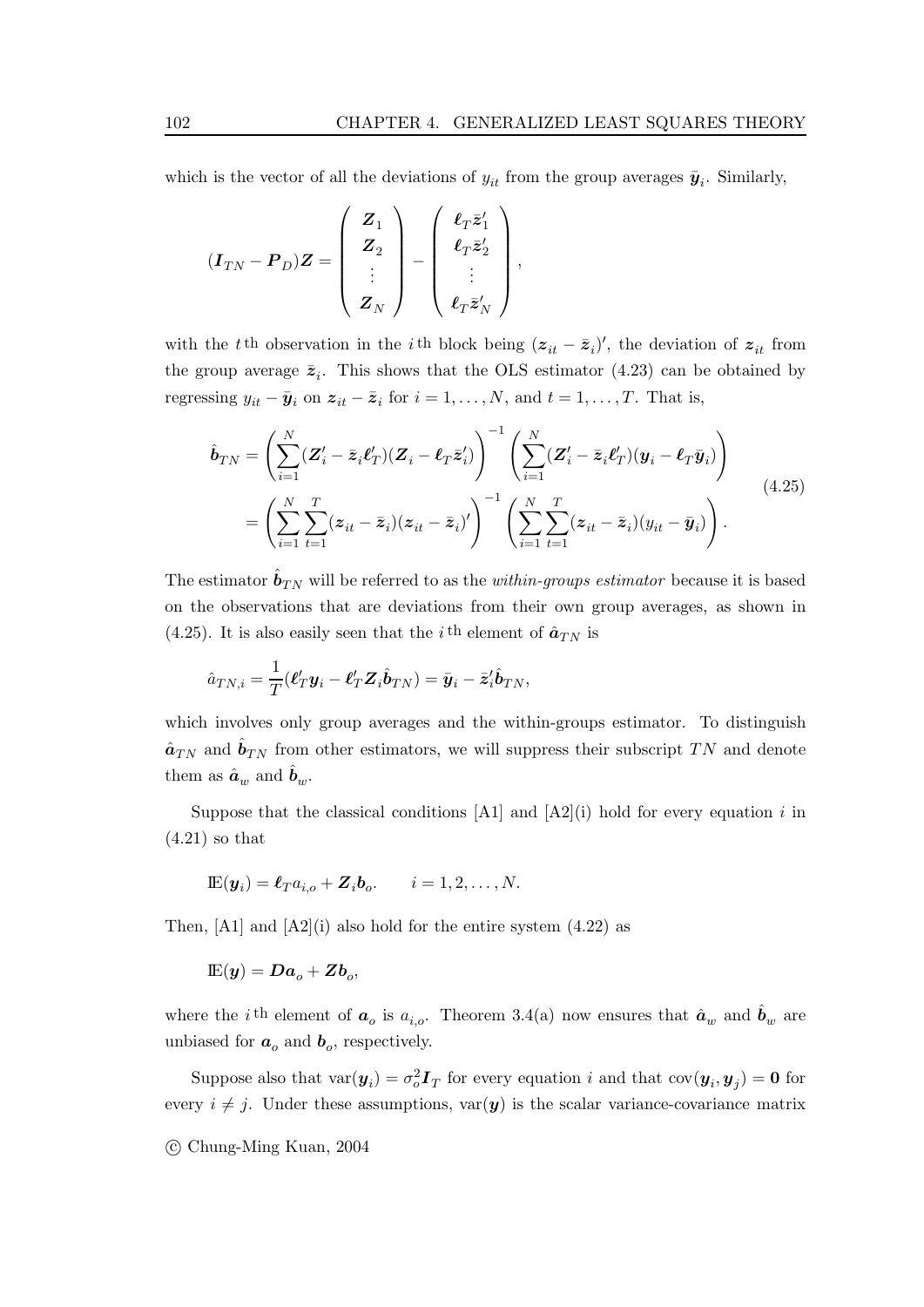which is the vector of all the deviations of $y_{it}$ from the group averages $\bar{\boldsymbol{y}}_i$. Similarly,

$$(\boldsymbol{I}_{TN} - \boldsymbol{P}_D)\boldsymbol{Z} = \begin{pmatrix} \boldsymbol{Z}_1 \\ \boldsymbol{Z}_2 \\ \vdots \\ \boldsymbol{Z}_N \end{pmatrix} - \begin{pmatrix} \boldsymbol{\ell}_T \bar{\boldsymbol{z}}_1' \\ \boldsymbol{\ell}_T \bar{\boldsymbol{z}}_2' \\ \vdots \\ \boldsymbol{\ell}_T \bar{\boldsymbol{z}}_N' \end{pmatrix},$$

with the $t$th observation in the $i$th block being $(\boldsymbol{z}_{it} - \bar{\boldsymbol{z}}_i)'$, the deviation of $\boldsymbol{z}_{it}$ from the group average $\bar{\boldsymbol{z}}_i$. This shows that the OLS estimator (4.23) can be obtained by regressing $y_{it} - \bar{\boldsymbol{y}}_i$ on $\boldsymbol{z}_{it} - \bar{\boldsymbol{z}}_i$ for $i = 1, \ldots, N$, and $t = 1, \ldots, T$. That is,

$$\begin{aligned} \hat{\boldsymbol{b}}_{TN} &= \left( \sum_{i=1}^{N} (\boldsymbol{Z}_i' - \bar{\boldsymbol{z}}_i \boldsymbol{\ell}_T')(\boldsymbol{Z}_i - \boldsymbol{\ell}_T \bar{\boldsymbol{z}}_i') \right)^{-1} \left( \sum_{i=1}^{N} (\boldsymbol{Z}_i' - \bar{\boldsymbol{z}}_i \boldsymbol{\ell}_T')(\boldsymbol{y}_i - \boldsymbol{\ell}_T \bar{\boldsymbol{y}}_i) \right) \\ &= \left( \sum_{i=1}^{N} \sum_{t=1}^{T} (\boldsymbol{z}_{it} - \bar{\boldsymbol{z}}_i)(\boldsymbol{z}_{it} - \bar{\boldsymbol{z}}_i)' \right)^{-1} \left( \sum_{i=1}^{N} \sum_{t=1}^{T} (\boldsymbol{z}_{it} - \bar{\boldsymbol{z}}_i)(y_{it} - \bar{\boldsymbol{y}}_i) \right). \end{aligned} \tag{4.25}$$

The estimator $\hat{\boldsymbol{b}}_{TN}$ will be referred to as the *within-groups estimator* because it is based on the observations that are deviations from their own group averages, as shown in (4.25). It is also easily seen that the $i$th element of $\hat{\boldsymbol{a}}_{TN}$ is

$$\hat{a}_{TN,i} = \frac{1}{T}(\boldsymbol{\ell}_T' \boldsymbol{y}_i - \boldsymbol{\ell}_T' \boldsymbol{Z}_i \hat{\boldsymbol{b}}_{TN}) = \bar{\boldsymbol{y}}_i - \bar{\boldsymbol{z}}_i' \hat{\boldsymbol{b}}_{TN},$$

which involves only group averages and the within-groups estimator. To distinguish $\hat{\boldsymbol{a}}_{TN}$ and $\hat{\boldsymbol{b}}_{TN}$ from other estimators, we will suppress their subscript $TN$ and denote them as $\hat{\boldsymbol{a}}_w$ and $\hat{\boldsymbol{b}}_w$.

Suppose that the classical conditions [A1] and [A2](i) hold for every equation $i$ in (4.21) so that

$$\mathbb{E}(\boldsymbol{y}_i) = \boldsymbol{\ell}_T a_{i,o} + \boldsymbol{Z}_i \boldsymbol{b}_o. \qquad i = 1, 2, \ldots, N.$$

Then, [A1] and [A2](i) also hold for the entire system (4.22) as

$$\mathbb{E}(\boldsymbol{y}) = \boldsymbol{D}\boldsymbol{a}_o + \boldsymbol{Z}\boldsymbol{b}_o,$$

where the $i$th element of $\boldsymbol{a}_o$ is $a_{i,o}$. Theorem 3.4(a) now ensures that $\hat{\boldsymbol{a}}_w$ and $\hat{\boldsymbol{b}}_w$ are unbiased for $\boldsymbol{a}_o$ and $\boldsymbol{b}_o$, respectively.

Suppose also that $\text{var}(\boldsymbol{y}_i) = \sigma_o^2 \boldsymbol{I}_T$ for every equation $i$ and that $\text{cov}(\boldsymbol{y}_i, \boldsymbol{y}_j) = \boldsymbol{0}$ for every $i \neq j$. Under these assumptions, $\text{var}(\boldsymbol{y})$ is the scalar variance-covariance matrix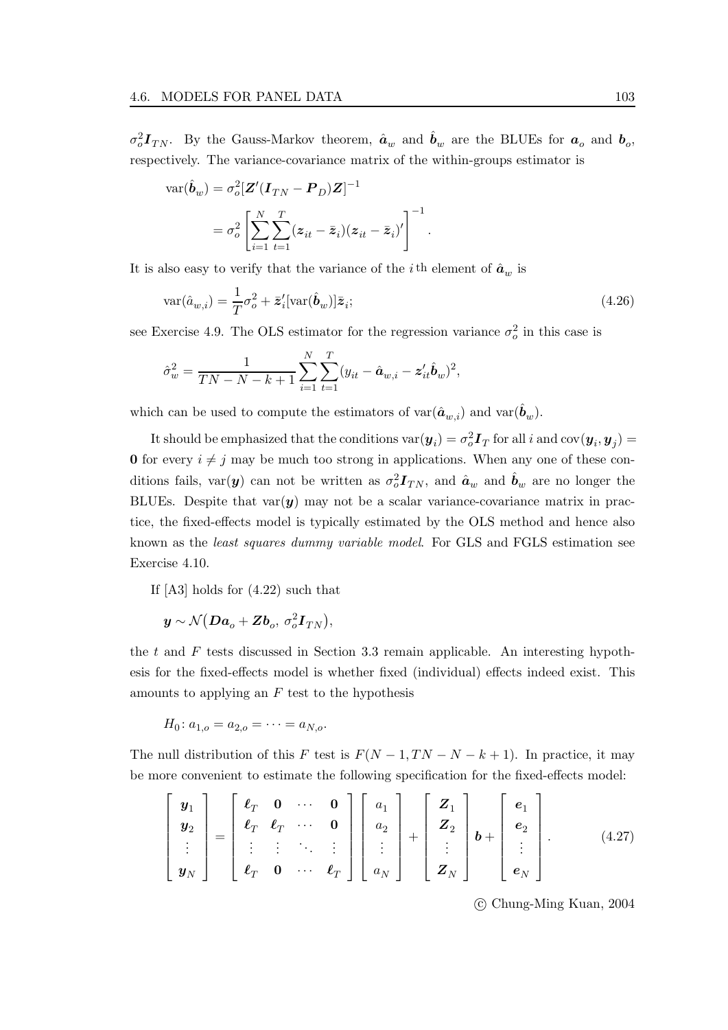$\sigma_o^2 \boldsymbol{I}_{TN}$. By the Gauss-Markov theorem, $\hat{\boldsymbol{a}}_w$ and $\hat{\boldsymbol{b}}_w$ are the BLUEs for $\boldsymbol{a}_o$ and $\boldsymbol{b}_o$, respectively. The variance-covariance matrix of the within-groups estimator is

$$\begin{aligned}
\operatorname{var}(\hat{\boldsymbol{b}}_w) &= \sigma_o^2 [\boldsymbol{Z}'(\boldsymbol{I}_{TN} - \boldsymbol{P}_D)\boldsymbol{Z}]^{-1} \\
&= \sigma_o^2 \left[ \sum_{i=1}^{N} \sum_{t=1}^{T} (\boldsymbol{z}_{it} - \bar{\boldsymbol{z}}_i)(\boldsymbol{z}_{it} - \bar{\boldsymbol{z}}_i)' \right]^{-1}.
\end{aligned}$$

It is also easy to verify that the variance of the $i$th element of $\hat{\boldsymbol{a}}_w$ is

$$\operatorname{var}(\hat{a}_{w,i}) = \frac{1}{T}\sigma_o^2 + \bar{\boldsymbol{z}}_i'[\operatorname{var}(\hat{\boldsymbol{b}}_w)]\bar{\boldsymbol{z}}_i; \tag{4.26}$$

see Exercise 4.9. The OLS estimator for the regression variance $\sigma_o^2$ in this case is

$$\hat{\sigma}_w^2 = \frac{1}{TN - N - k + 1} \sum_{i=1}^{N} \sum_{t=1}^{T} (y_{it} - \hat{\boldsymbol{a}}_{w,i} - \boldsymbol{z}_{it}'\hat{\boldsymbol{b}}_w)^2,$$

which can be used to compute the estimators of $\operatorname{var}(\hat{\boldsymbol{a}}_{w,i})$ and $\operatorname{var}(\hat{\boldsymbol{b}}_w)$.

It should be emphasized that the conditions $\operatorname{var}(\boldsymbol{y}_i) = \sigma_o^2 \boldsymbol{I}_T$ for all $i$ and $\operatorname{cov}(\boldsymbol{y}_i, \boldsymbol{y}_j) = \boldsymbol{0}$ for every $i \neq j$ may be much too strong in applications. When any one of these conditions fails, $\operatorname{var}(\boldsymbol{y})$ can not be written as $\sigma_o^2 \boldsymbol{I}_{TN}$, and $\hat{\boldsymbol{a}}_w$ and $\hat{\boldsymbol{b}}_w$ are no longer the BLUEs. Despite that $\operatorname{var}(\boldsymbol{y})$ may not be a scalar variance-covariance matrix in practice, the fixed-effects model is typically estimated by the OLS method and hence also known as the *least squares dummy variable model*. For GLS and FGLS estimation see Exercise 4.10.

If [A3] holds for (4.22) such that

$$\boldsymbol{y} \sim \mathcal{N}\big(\boldsymbol{D}\boldsymbol{a}_o + \boldsymbol{Z}\boldsymbol{b}_o,\ \sigma_o^2 \boldsymbol{I}_{TN}\big),$$

the $t$ and $F$ tests discussed in Section 3.3 remain applicable. An interesting hypothesis for the fixed-effects model is whether fixed (individual) effects indeed exist. This amounts to applying an $F$ test to the hypothesis

$$H_0\colon a_{1,o} = a_{2,o} = \cdots = a_{N,o}.$$

The null distribution of this $F$ test is $F(N-1, TN-N-k+1)$. In practice, it may be more convenient to estimate the following specification for the fixed-effects model:

$$\begin{bmatrix} \boldsymbol{y}_1 \\ \boldsymbol{y}_2 \\ \vdots \\ \boldsymbol{y}_N \end{bmatrix} = \begin{bmatrix} \boldsymbol{\ell}_T & \boldsymbol{0} & \cdots & \boldsymbol{0} \\ \boldsymbol{\ell}_T & \boldsymbol{\ell}_T & \cdots & \boldsymbol{0} \\ \vdots & \vdots & \ddots & \vdots \\ \boldsymbol{\ell}_T & \boldsymbol{0} & \cdots & \boldsymbol{\ell}_T \end{bmatrix} \begin{bmatrix} a_1 \\ a_2 \\ \vdots \\ a_N \end{bmatrix} + \begin{bmatrix} \boldsymbol{Z}_1 \\ \boldsymbol{Z}_2 \\ \vdots \\ \boldsymbol{Z}_N \end{bmatrix} \boldsymbol{b} + \begin{bmatrix} \boldsymbol{e}_1 \\ \boldsymbol{e}_2 \\ \vdots \\ \boldsymbol{e}_N \end{bmatrix}. \tag{4.27}$$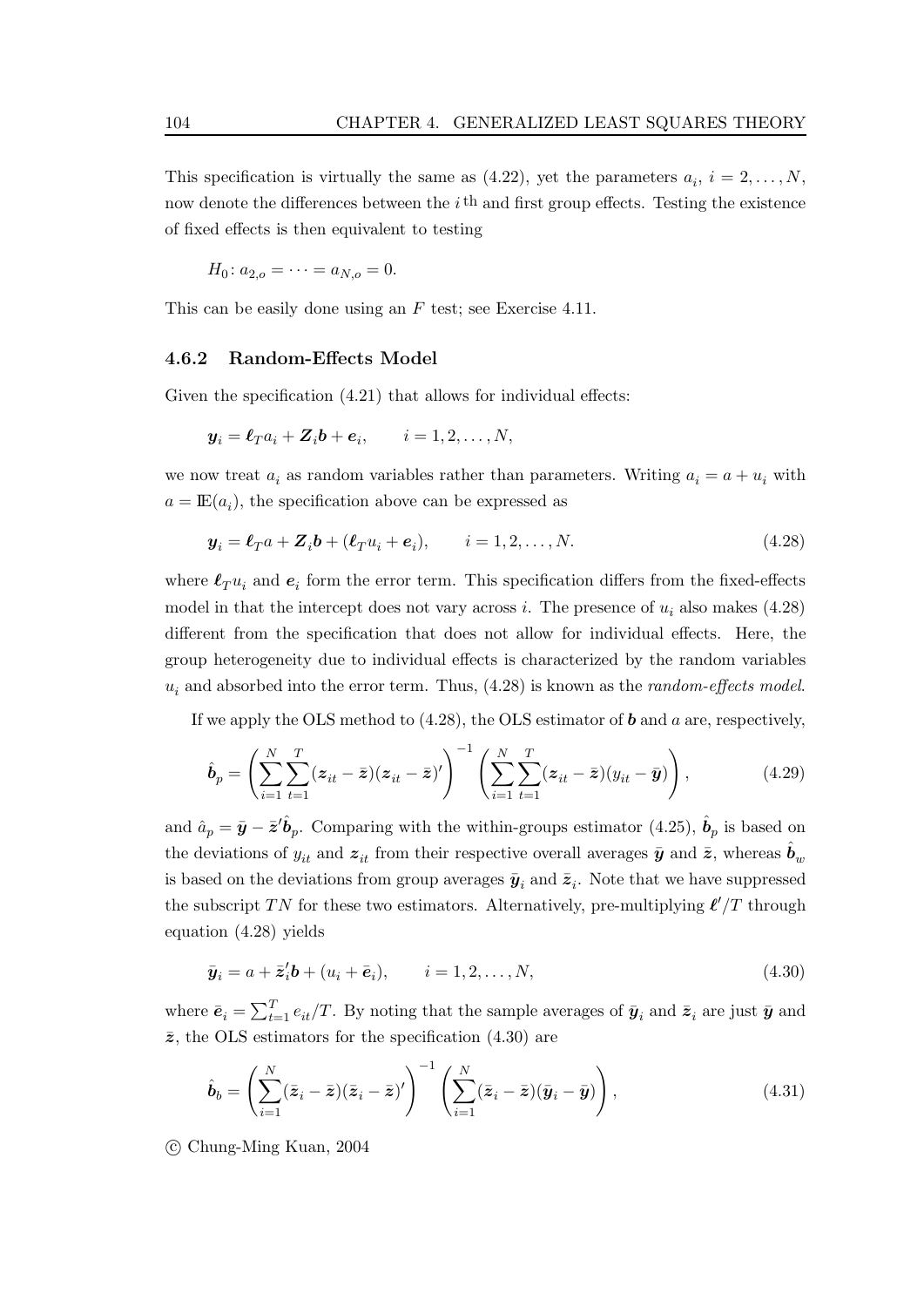This specification is virtually the same as (4.22), yet the parameters $a_i$, $i = 2, \ldots, N$, now denote the differences between the $i$ th and first group effects. Testing the existence of fixed effects is then equivalent to testing

$$H_0\colon a_{2,o} = \cdots = a_{N,o} = 0.$$

This can be easily done using an $F$ test; see Exercise 4.11.

### 4.6.2 Random-Effects Model

Given the specification (4.21) that allows for individual effects:

$$\boldsymbol{y}_i = \boldsymbol{\ell}_T a_i + \boldsymbol{Z}_i \boldsymbol{b} + \boldsymbol{e}_i, \qquad i = 1, 2, \ldots, N,$$

we now treat $a_i$ as random variables rather than parameters. Writing $a_i = a + u_i$ with $a = \mathbb{E}(a_i)$, the specification above can be expressed as

$$\boldsymbol{y}_i = \boldsymbol{\ell}_T a + \boldsymbol{Z}_i \boldsymbol{b} + (\boldsymbol{\ell}_T u_i + \boldsymbol{e}_i), \qquad i = 1, 2, \ldots, N. \tag{4.28}$$

where $\boldsymbol{\ell}_T u_i$ and $\boldsymbol{e}_i$ form the error term. This specification differs from the fixed-effects model in that the intercept does not vary across $i$. The presence of $u_i$ also makes (4.28) different from the specification that does not allow for individual effects. Here, the group heterogeneity due to individual effects is characterized by the random variables $u_i$ and absorbed into the error term. Thus, (4.28) is known as the *random-effects model*.

If we apply the OLS method to (4.28), the OLS estimator of $\boldsymbol{b}$ and $a$ are, respectively,

$$\hat{\boldsymbol{b}}_p = \left( \sum_{i=1}^{N} \sum_{t=1}^{T} (\boldsymbol{z}_{it} - \bar{\boldsymbol{z}})(\boldsymbol{z}_{it} - \bar{\boldsymbol{z}})' \right)^{-1} \left( \sum_{i=1}^{N} \sum_{t=1}^{T} (\boldsymbol{z}_{it} - \bar{\boldsymbol{z}})(y_{it} - \bar{\boldsymbol{y}}) \right), \tag{4.29}$$

and $\hat{a}_p = \bar{\boldsymbol{y}} - \bar{\boldsymbol{z}}' \hat{\boldsymbol{b}}_p$. Comparing with the within-groups estimator (4.25), $\hat{\boldsymbol{b}}_p$ is based on the deviations of $y_{it}$ and $\boldsymbol{z}_{it}$ from their respective overall averages $\bar{\boldsymbol{y}}$ and $\bar{\boldsymbol{z}}$, whereas $\hat{\boldsymbol{b}}_w$ is based on the deviations from group averages $\bar{\boldsymbol{y}}_i$ and $\bar{\boldsymbol{z}}_i$. Note that we have suppressed the subscript $TN$ for these two estimators. Alternatively, pre-multiplying $\boldsymbol{\ell}'/T$ through equation (4.28) yields

$$\bar{\boldsymbol{y}}_i = a + \bar{\boldsymbol{z}}_i' \boldsymbol{b} + (u_i + \bar{\boldsymbol{e}}_i), \qquad i = 1, 2, \ldots, N, \tag{4.30}$$

where $\bar{\boldsymbol{e}}_i = \sum_{t=1}^{T} e_{it}/T$. By noting that the sample averages of $\bar{\boldsymbol{y}}_i$ and $\bar{\boldsymbol{z}}_i$ are just $\bar{\boldsymbol{y}}$ and $\bar{\boldsymbol{z}}$, the OLS estimators for the specification (4.30) are

$$\hat{\boldsymbol{b}}_b = \left( \sum_{i=1}^{N} (\bar{\boldsymbol{z}}_i - \bar{\boldsymbol{z}})(\bar{\boldsymbol{z}}_i - \bar{\boldsymbol{z}})' \right)^{-1} \left( \sum_{i=1}^{N} (\bar{\boldsymbol{z}}_i - \bar{\boldsymbol{z}})(\bar{\boldsymbol{y}}_i - \bar{\boldsymbol{y}}) \right), \tag{4.31}$$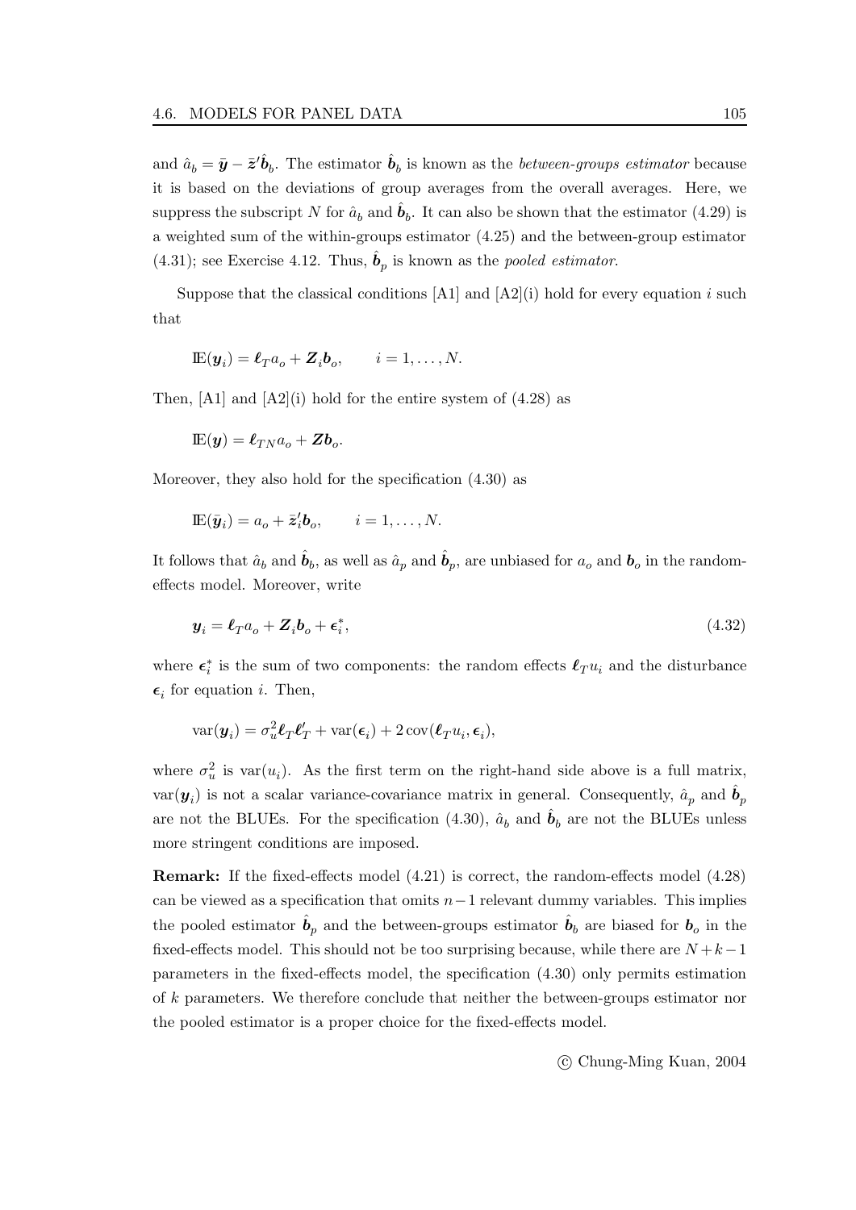and $\hat{a}_b = \bar{\boldsymbol{y}} - \bar{\boldsymbol{z}}'\hat{\boldsymbol{b}}_b$. The estimator $\hat{\boldsymbol{b}}_b$ is known as the *between-groups estimator* because it is based on the deviations of group averages from the overall averages. Here, we suppress the subscript $N$ for $\hat{a}_b$ and $\hat{\boldsymbol{b}}_b$. It can also be shown that the estimator (4.29) is a weighted sum of the within-groups estimator (4.25) and the between-group estimator (4.31); see Exercise 4.12. Thus, $\hat{\boldsymbol{b}}_p$ is known as the *pooled estimator*.

Suppose that the classical conditions [A1] and [A2](i) hold for every equation $i$ such that

$$\mathbb{E}(\boldsymbol{y}_i) = \boldsymbol{\ell}_T a_o + \boldsymbol{Z}_i \boldsymbol{b}_o, \qquad i = 1, \ldots, N.$$

Then, [A1] and [A2](i) hold for the entire system of (4.28) as

$$\mathbb{E}(\boldsymbol{y}) = \boldsymbol{\ell}_{TN} a_o + \boldsymbol{Z}\boldsymbol{b}_o.$$

Moreover, they also hold for the specification (4.30) as

$$\mathbb{E}(\bar{\boldsymbol{y}}_i) = a_o + \bar{\boldsymbol{z}}_i'\boldsymbol{b}_o, \qquad i = 1, \ldots, N.$$

It follows that $\hat{a}_b$ and $\hat{\boldsymbol{b}}_b$, as well as $\hat{a}_p$ and $\hat{\boldsymbol{b}}_p$, are unbiased for $a_o$ and $\boldsymbol{b}_o$ in the random-effects model. Moreover, write

$$\boldsymbol{y}_i = \boldsymbol{\ell}_T a_o + \boldsymbol{Z}_i \boldsymbol{b}_o + \boldsymbol{\epsilon}_i^*, \tag{4.32}$$

where $\boldsymbol{\epsilon}_i^*$ is the sum of two components: the random effects $\boldsymbol{\ell}_T u_i$ and the disturbance $\boldsymbol{\epsilon}_i$ for equation $i$. Then,

$$\operatorname{var}(\boldsymbol{y}_i) = \sigma_u^2 \boldsymbol{\ell}_T \boldsymbol{\ell}_T' + \operatorname{var}(\boldsymbol{\epsilon}_i) + 2\operatorname{cov}(\boldsymbol{\ell}_T u_i, \boldsymbol{\epsilon}_i),$$

where $\sigma_u^2$ is $\operatorname{var}(u_i)$. As the first term on the right-hand side above is a full matrix, $\operatorname{var}(\boldsymbol{y}_i)$ is not a scalar variance-covariance matrix in general. Consequently, $\hat{a}_p$ and $\hat{\boldsymbol{b}}_p$ are not the BLUEs. For the specification (4.30), $\hat{a}_b$ and $\hat{\boldsymbol{b}}_b$ are not the BLUEs unless more stringent conditions are imposed.

**Remark:** If the fixed-effects model (4.21) is correct, the random-effects model (4.28) can be viewed as a specification that omits $n-1$ relevant dummy variables. This implies the pooled estimator $\hat{\boldsymbol{b}}_p$ and the between-groups estimator $\hat{\boldsymbol{b}}_b$ are biased for $\boldsymbol{b}_o$ in the fixed-effects model. This should not be too surprising because, while there are $N+k-1$ parameters in the fixed-effects model, the specification (4.30) only permits estimation of $k$ parameters. We therefore conclude that neither the between-groups estimator nor the pooled estimator is a proper choice for the fixed-effects model.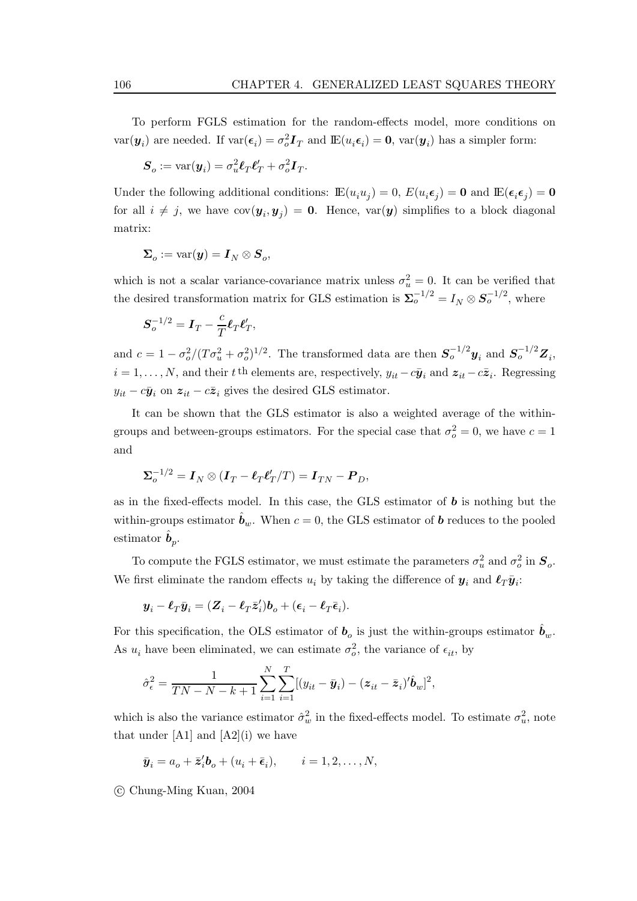To perform FGLS estimation for the random-effects model, more conditions on $\mathrm{var}(\boldsymbol{y}_i)$ are needed. If $\mathrm{var}(\boldsymbol{\epsilon}_i) = \sigma_o^2 \boldsymbol{I}_T$ and $\mathbb{E}(u_i \boldsymbol{\epsilon}_i) = \mathbf{0}$, $\mathrm{var}(\boldsymbol{y}_i)$ has a simpler form:

$$\boldsymbol{S}_o := \mathrm{var}(\boldsymbol{y}_i) = \sigma_u^2 \boldsymbol{\ell}_T \boldsymbol{\ell}_T' + \sigma_o^2 \boldsymbol{I}_T.$$

Under the following additional conditions: $\mathbb{E}(u_i u_j) = 0$, $E(u_i \boldsymbol{\epsilon}_j) = \mathbf{0}$ and $\mathbb{E}(\boldsymbol{\epsilon}_i \boldsymbol{\epsilon}_j) = \mathbf{0}$ for all $i \neq j$, we have $\mathrm{cov}(\boldsymbol{y}_i, \boldsymbol{y}_j) = \mathbf{0}$. Hence, $\mathrm{var}(\boldsymbol{y})$ simplifies to a block diagonal matrix:

$$\boldsymbol{\Sigma}_o := \mathrm{var}(\boldsymbol{y}) = \boldsymbol{I}_N \otimes \boldsymbol{S}_o,$$

which is not a scalar variance-covariance matrix unless $\sigma_u^2 = 0$. It can be verified that the desired transformation matrix for GLS estimation is $\boldsymbol{\Sigma}_o^{-1/2} = I_N \otimes \boldsymbol{S}_o^{-1/2}$, where

$$\boldsymbol{S}_o^{-1/2} = \boldsymbol{I}_T - \frac{c}{T} \boldsymbol{\ell}_T \boldsymbol{\ell}_T',$$

and $c = 1 - \sigma_o^2/(T\sigma_u^2 + \sigma_o^2)^{1/2}$. The transformed data are then $\boldsymbol{S}_o^{-1/2} \boldsymbol{y}_i$ and $\boldsymbol{S}_o^{-1/2} \boldsymbol{Z}_i$, $i = 1, \ldots, N$, and their $t$ th elements are, respectively, $y_{it} - c\bar{\boldsymbol{y}}_i$ and $\boldsymbol{z}_{it} - c\bar{\boldsymbol{z}}_i$. Regressing $y_{it} - c\bar{\boldsymbol{y}}_i$ on $\boldsymbol{z}_{it} - c\bar{\boldsymbol{z}}_i$ gives the desired GLS estimator.

It can be shown that the GLS estimator is also a weighted average of the within-groups and between-groups estimators. For the special case that $\sigma_o^2 = 0$, we have $c = 1$ and

$$\boldsymbol{\Sigma}_o^{-1/2} = \boldsymbol{I}_N \otimes (\boldsymbol{I}_T - \boldsymbol{\ell}_T \boldsymbol{\ell}_T'/T) = \boldsymbol{I}_{TN} - \boldsymbol{P}_D,$$

as in the fixed-effects model. In this case, the GLS estimator of $\boldsymbol{b}$ is nothing but the within-groups estimator $\hat{\boldsymbol{b}}_w$. When $c = 0$, the GLS estimator of $\boldsymbol{b}$ reduces to the pooled estimator $\hat{\boldsymbol{b}}_p$.

To compute the FGLS estimator, we must estimate the parameters $\sigma_u^2$ and $\sigma_o^2$ in $\boldsymbol{S}_o$. We first eliminate the random effects $u_i$ by taking the difference of $\boldsymbol{y}_i$ and $\boldsymbol{\ell}_T \bar{\boldsymbol{y}}_i$:

$$\boldsymbol{y}_i - \boldsymbol{\ell}_T \bar{\boldsymbol{y}}_i = (\boldsymbol{Z}_i - \boldsymbol{\ell}_T \bar{\boldsymbol{z}}_i') \boldsymbol{b}_o + (\boldsymbol{\epsilon}_i - \boldsymbol{\ell}_T \bar{\boldsymbol{\epsilon}}_i).$$

For this specification, the OLS estimator of $\boldsymbol{b}_o$ is just the within-groups estimator $\hat{\boldsymbol{b}}_w$. As $u_i$ have been eliminated, we can estimate $\sigma_o^2$, the variance of $\epsilon_{it}$, by

$$\hat{\sigma}_\epsilon^2 = \frac{1}{TN - N - k + 1} \sum_{i=1}^{N} \sum_{i=1}^{T} [(y_{it} - \bar{\boldsymbol{y}}_i) - (\boldsymbol{z}_{it} - \bar{\boldsymbol{z}}_i)' \hat{\boldsymbol{b}}_w]^2,$$

which is also the variance estimator $\hat{\sigma}_w^2$ in the fixed-effects model. To estimate $\sigma_u^2$, note that under [A1] and [A2](i) we have

$$\bar{\boldsymbol{y}}_i = a_o + \bar{\boldsymbol{z}}_i' \boldsymbol{b}_o + (u_i + \bar{\boldsymbol{\epsilon}}_i), \qquad i = 1, 2, \ldots, N,$$

© Chung-Ming Kuan, 2004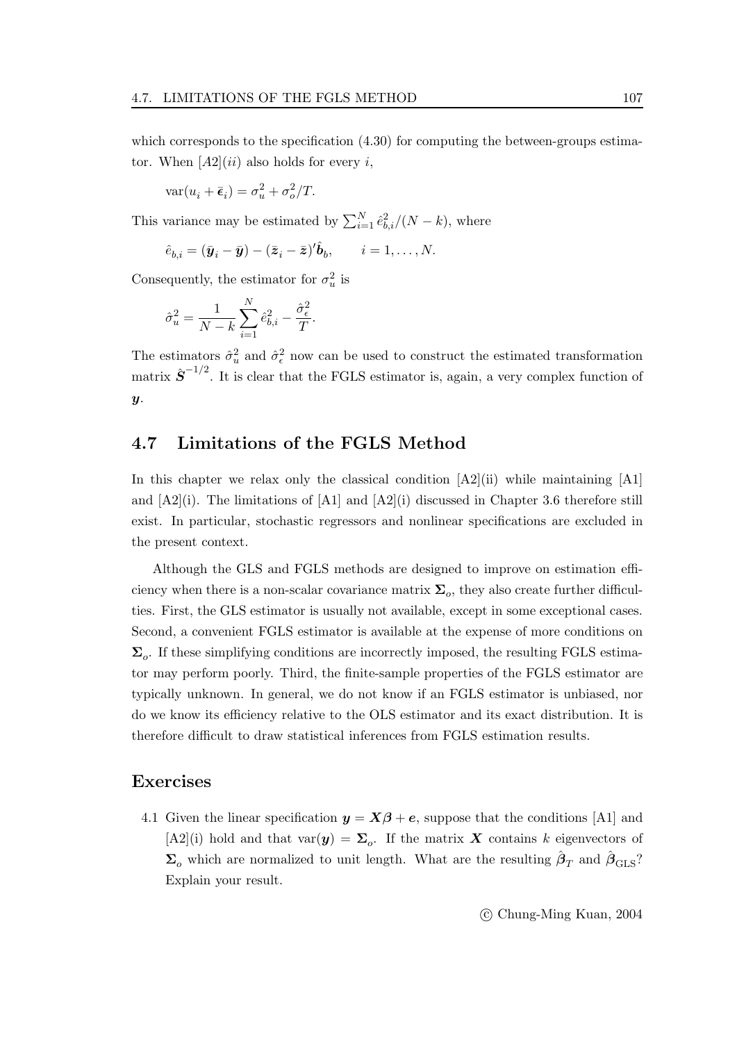which corresponds to the specification (4.30) for computing the between-groups estimator. When $[A2](ii)$ also holds for every $i$,

$$\operatorname{var}(u_i + \bar{\epsilon}_i) = \sigma_u^2 + \sigma_o^2/T.$$

This variance may be estimated by $\sum_{i=1}^{N} \hat{e}_{b,i}^2/(N-k)$, where

$$\hat{e}_{b,i} = (\bar{\boldsymbol{y}}_i - \bar{\boldsymbol{y}}) - (\bar{\boldsymbol{z}}_i - \bar{\boldsymbol{z}})'\hat{\boldsymbol{b}}_b, \qquad i = 1, \ldots, N.$$

Consequently, the estimator for $\sigma_u^2$ is

$$\hat{\sigma}_u^2 = \frac{1}{N-k} \sum_{i=1}^{N} \hat{e}_{b,i}^2 - \frac{\hat{\sigma}_\epsilon^2}{T}.$$

The estimators $\hat{\sigma}_u^2$ and $\hat{\sigma}_\epsilon^2$ now can be used to construct the estimated transformation matrix $\hat{\boldsymbol{S}}^{-1/2}$. It is clear that the FGLS estimator is, again, a very complex function of $\boldsymbol{y}$.

## 4.7 Limitations of the FGLS Method

In this chapter we relax only the classical condition [A2](ii) while maintaining [A1] and [A2](i). The limitations of [A1] and [A2](i) discussed in Chapter 3.6 therefore still exist. In particular, stochastic regressors and nonlinear specifications are excluded in the present context.

Although the GLS and FGLS methods are designed to improve on estimation efficiency when there is a non-scalar covariance matrix $\boldsymbol{\Sigma}_o$, they also create further difficulties. First, the GLS estimator is usually not available, except in some exceptional cases. Second, a convenient FGLS estimator is available at the expense of more conditions on $\boldsymbol{\Sigma}_o$. If these simplifying conditions are incorrectly imposed, the resulting FGLS estimator may perform poorly. Third, the finite-sample properties of the FGLS estimator are typically unknown. In general, we do not know if an FGLS estimator is unbiased, nor do we know its efficiency relative to the OLS estimator and its exact distribution. It is therefore difficult to draw statistical inferences from FGLS estimation results.

## Exercises

4.1 Given the linear specification $\boldsymbol{y} = \boldsymbol{X}\boldsymbol{\beta} + \boldsymbol{e}$, suppose that the conditions [A1] and [A2](i) hold and that $\operatorname{var}(\boldsymbol{y}) = \boldsymbol{\Sigma}_o$. If the matrix $\boldsymbol{X}$ contains $k$ eigenvectors of $\boldsymbol{\Sigma}_o$ which are normalized to unit length. What are the resulting $\hat{\boldsymbol{\beta}}_T$ and $\hat{\boldsymbol{\beta}}_{\text{GLS}}$? Explain your result.

© Chung-Ming Kuan, 2004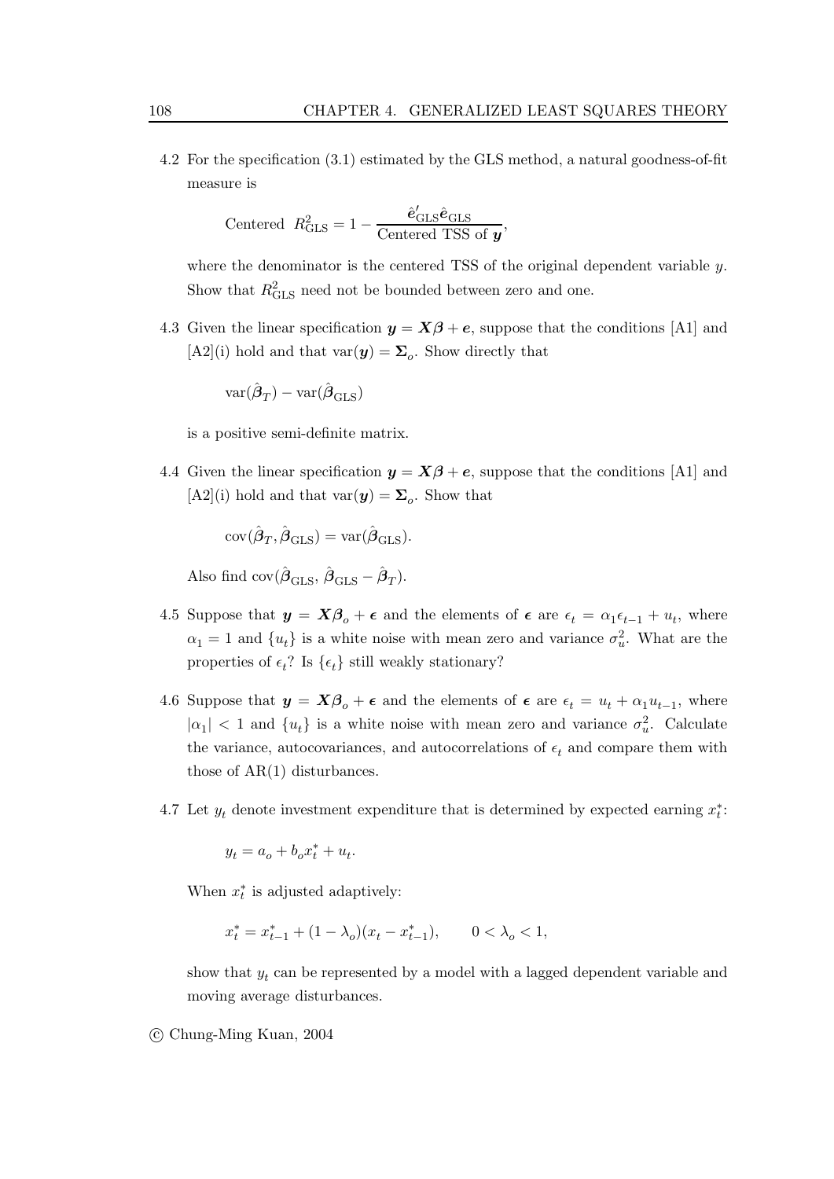4.2 For the specification (3.1) estimated by the GLS method, a natural goodness-of-fit measure is

$$\text{Centered } R^2_{\text{GLS}} = 1 - \frac{\hat{\boldsymbol{e}}'_{\text{GLS}}\hat{\boldsymbol{e}}_{\text{GLS}}}{\text{Centered TSS of } \boldsymbol{y}},$$

where the denominator is the centered TSS of the original dependent variable $y$. Show that $R^2_{\text{GLS}}$ need not be bounded between zero and one.

4.3 Given the linear specification $\boldsymbol{y} = \boldsymbol{X}\boldsymbol{\beta} + \boldsymbol{e}$, suppose that the conditions [A1] and [A2](i) hold and that $\text{var}(\boldsymbol{y}) = \boldsymbol{\Sigma}_o$. Show directly that

$$\text{var}(\hat{\boldsymbol{\beta}}_T) - \text{var}(\hat{\boldsymbol{\beta}}_{\text{GLS}})$$

is a positive semi-definite matrix.

4.4 Given the linear specification $\boldsymbol{y} = \boldsymbol{X}\boldsymbol{\beta} + \boldsymbol{e}$, suppose that the conditions [A1] and [A2](i) hold and that $\text{var}(\boldsymbol{y}) = \boldsymbol{\Sigma}_o$. Show that

$$\text{cov}(\hat{\boldsymbol{\beta}}_T, \hat{\boldsymbol{\beta}}_{\text{GLS}}) = \text{var}(\hat{\boldsymbol{\beta}}_{\text{GLS}}).$$

Also find $\text{cov}(\hat{\boldsymbol{\beta}}_{\text{GLS}}, \hat{\boldsymbol{\beta}}_{\text{GLS}} - \hat{\boldsymbol{\beta}}_T)$.

4.5 Suppose that $\boldsymbol{y} = \boldsymbol{X}\boldsymbol{\beta}_o + \boldsymbol{\epsilon}$ and the elements of $\boldsymbol{\epsilon}$ are $\epsilon_t = \alpha_1 \epsilon_{t-1} + u_t$, where $\alpha_1 = 1$ and $\{u_t\}$ is a white noise with mean zero and variance $\sigma_u^2$. What are the properties of $\epsilon_t$? Is $\{\epsilon_t\}$ still weakly stationary?

4.6 Suppose that $\boldsymbol{y} = \boldsymbol{X}\boldsymbol{\beta}_o + \boldsymbol{\epsilon}$ and the elements of $\boldsymbol{\epsilon}$ are $\epsilon_t = u_t + \alpha_1 u_{t-1}$, where $|\alpha_1| < 1$ and $\{u_t\}$ is a white noise with mean zero and variance $\sigma_u^2$. Calculate the variance, autocovariances, and autocorrelations of $\epsilon_t$ and compare them with those of AR(1) disturbances.

4.7 Let $y_t$ denote investment expenditure that is determined by expected earning $x_t^*$:

$$y_t = a_o + b_o x_t^* + u_t.$$

When $x_t^*$ is adjusted adaptively:

$$x_t^* = x_{t-1}^* + (1 - \lambda_o)(x_t - x_{t-1}^*), \qquad 0 < \lambda_o < 1,$$

show that $y_t$ can be represented by a model with a lagged dependent variable and moving average disturbances.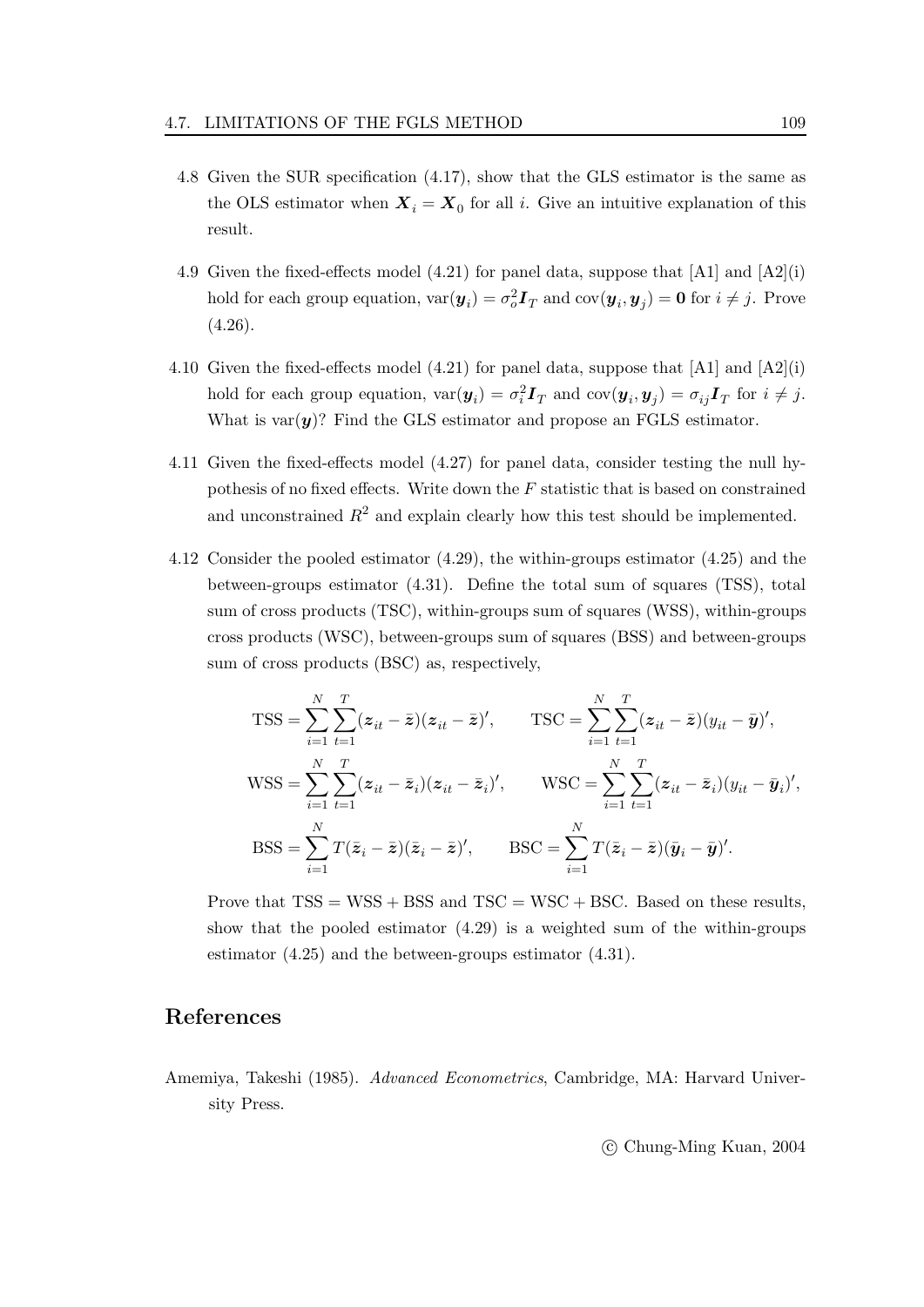4.8 Given the SUR specification (4.17), show that the GLS estimator is the same as the OLS estimator when $\boldsymbol{X}_i = \boldsymbol{X}_0$ for all $i$. Give an intuitive explanation of this result.

4.9 Given the fixed-effects model (4.21) for panel data, suppose that [A1] and [A2](i) hold for each group equation, $\text{var}(\boldsymbol{y}_i) = \sigma_o^2 \boldsymbol{I}_T$ and $\text{cov}(\boldsymbol{y}_i, \boldsymbol{y}_j) = \boldsymbol{0}$ for $i \neq j$. Prove (4.26).

4.10 Given the fixed-effects model (4.21) for panel data, suppose that [A1] and [A2](i) hold for each group equation, $\text{var}(\boldsymbol{y}_i) = \sigma_i^2 \boldsymbol{I}_T$ and $\text{cov}(\boldsymbol{y}_i, \boldsymbol{y}_j) = \sigma_{ij} \boldsymbol{I}_T$ for $i \neq j$. What is $\text{var}(\boldsymbol{y})$? Find the GLS estimator and propose an FGLS estimator.

4.11 Given the fixed-effects model (4.27) for panel data, consider testing the null hypothesis of no fixed effects. Write down the $F$ statistic that is based on constrained and unconstrained $R^2$ and explain clearly how this test should be implemented.

4.12 Consider the pooled estimator (4.29), the within-groups estimator (4.25) and the between-groups estimator (4.31). Define the total sum of squares (TSS), total sum of cross products (TSC), within-groups sum of squares (WSS), within-groups cross products (WSC), between-groups sum of squares (BSS) and between-groups sum of cross products (BSC) as, respectively,

$$\text{TSS} = \sum_{i=1}^{N} \sum_{t=1}^{T} (\boldsymbol{z}_{it} - \bar{\boldsymbol{z}})(\boldsymbol{z}_{it} - \bar{\boldsymbol{z}})', \qquad \text{TSC} = \sum_{i=1}^{N} \sum_{t=1}^{T} (\boldsymbol{z}_{it} - \bar{\boldsymbol{z}})(y_{it} - \bar{\boldsymbol{y}})',$$

$$\text{WSS} = \sum_{i=1}^{N} \sum_{t=1}^{T} (\boldsymbol{z}_{it} - \bar{\boldsymbol{z}}_i)(\boldsymbol{z}_{it} - \bar{\boldsymbol{z}}_i)', \qquad \text{WSC} = \sum_{i=1}^{N} \sum_{t=1}^{T} (\boldsymbol{z}_{it} - \bar{\boldsymbol{z}}_i)(y_{it} - \bar{\boldsymbol{y}}_i)',$$

$$\text{BSS} = \sum_{i=1}^{N} T(\bar{\boldsymbol{z}}_i - \bar{\boldsymbol{z}})(\bar{\boldsymbol{z}}_i - \bar{\boldsymbol{z}})', \qquad \text{BSC} = \sum_{i=1}^{N} T(\bar{\boldsymbol{z}}_i - \bar{\boldsymbol{z}})(\bar{\boldsymbol{y}}_i - \bar{\boldsymbol{y}})'.$$

Prove that $\text{TSS} = \text{WSS} + \text{BSS}$ and $\text{TSC} = \text{WSC} + \text{BSC}$. Based on these results, show that the pooled estimator (4.29) is a weighted sum of the within-groups estimator (4.25) and the between-groups estimator (4.31).

## References

Amemiya, Takeshi (1985). *Advanced Econometrics*, Cambridge, MA: Harvard University Press.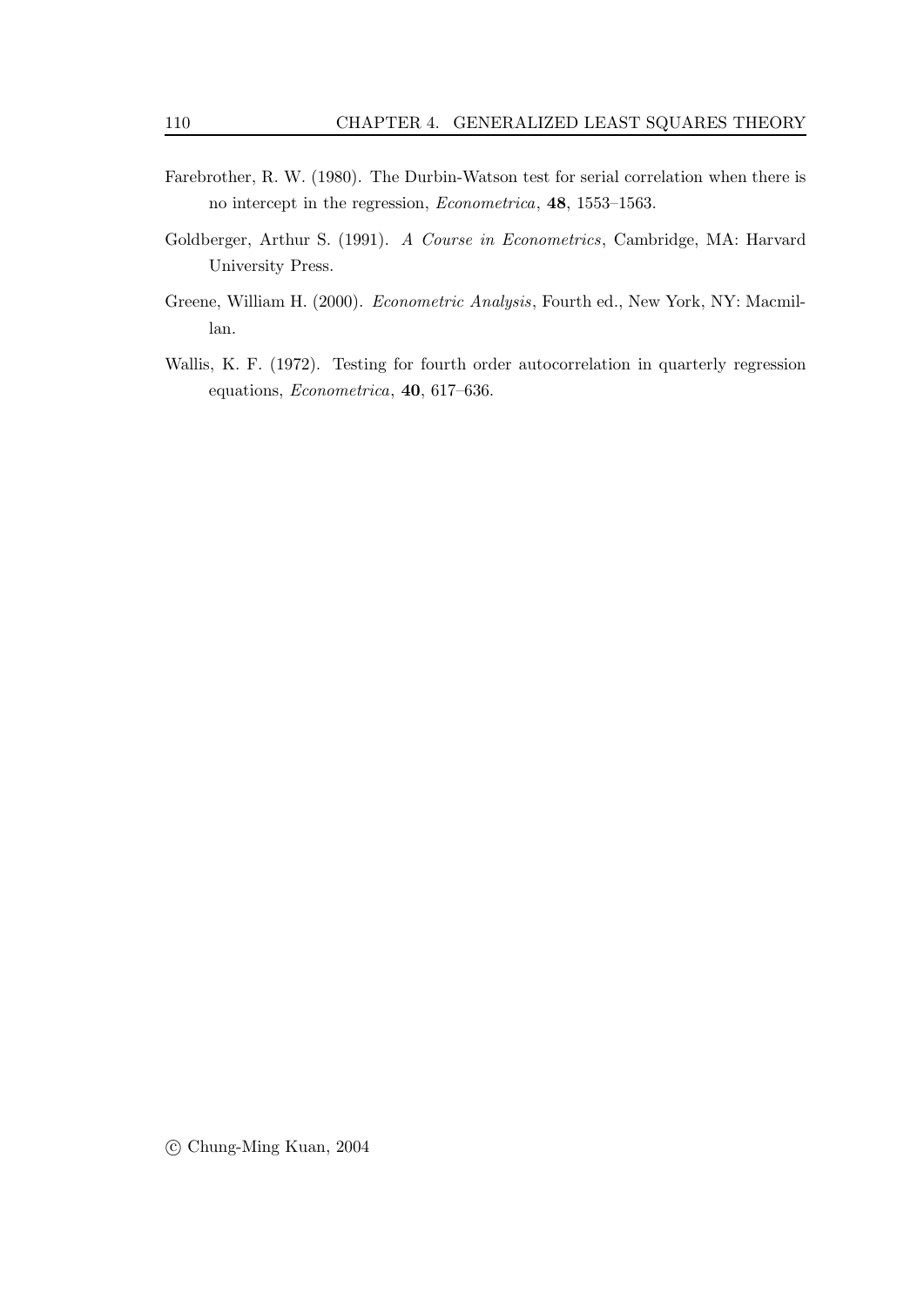Farebrother, R. W. (1980). The Durbin-Watson test for serial correlation when there is no intercept in the regression, *Econometrica*, **48**, 1553–1563.

Goldberger, Arthur S. (1991). *A Course in Econometrics*, Cambridge, MA: Harvard University Press.

Greene, William H. (2000). *Econometric Analysis*, Fourth ed., New York, NY: Macmillan.

Wallis, K. F. (1972). Testing for fourth order autocorrelation in quarterly regression equations, *Econometrica*, **40**, 617–636.

© Chung-Ming Kuan, 2004